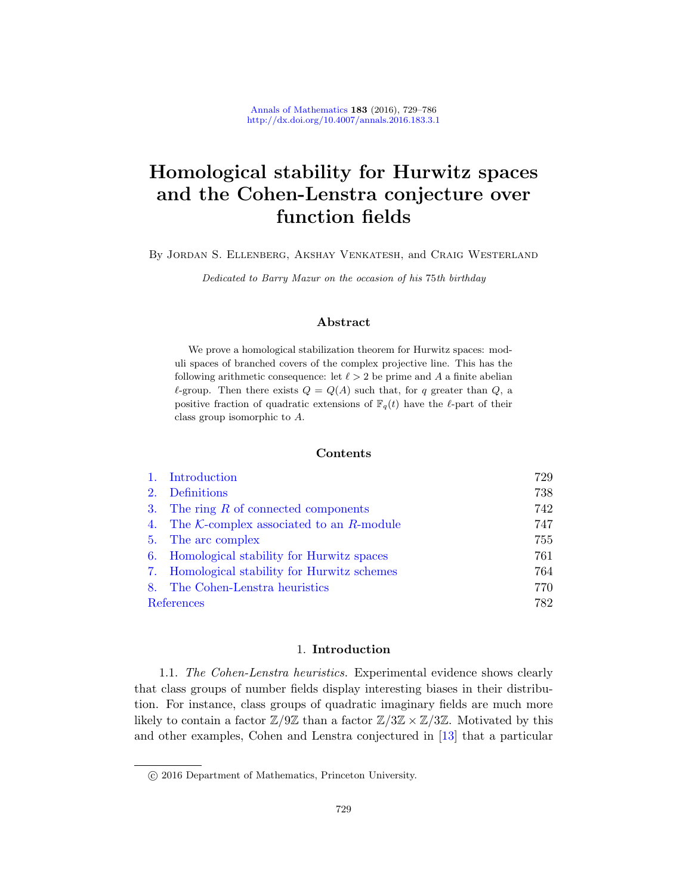# Homological stability for Hurwitz spaces and the Cohen-Lenstra conjecture over function fields

By Jordan S. Ellenberg, Akshay Venkatesh, and Craig Westerland

*Dedicated to Barry Mazur on the occasion of his 75th birthday*

## Abstract

We prove a homological stabilization theorem for Hurwitz spaces: moduli spaces of branched covers of the complex projective line. This has the following arithmetic consequence: let $\ell > 2$ be prime and $A$ a finite abelian $\ell$-group. Then there exists $Q = Q(A)$ such that, for $q$ greater than $Q$, a positive fraction of quadratic extensions of $\mathbb{F}_q(t)$ have the $\ell$-part of their class group isomorphic to $A$.

## Contents

| | | |
|---|---|---|
| 1. | Introduction | 729 |
| 2. | Definitions | 738 |
| 3. | The ring $R$ of connected components | 742 |
| 4. | The $\mathcal{K}$-complex associated to an $R$-module | 747 |
| 5. | The arc complex | 755 |
| 6. | Homological stability for Hurwitz spaces | 761 |
| 7. | Homological stability for Hurwitz schemes | 764 |
| 8. | The Cohen-Lenstra heuristics | 770 |
| | References | 782 |

## 1. Introduction

1.1. *The Cohen-Lenstra heuristics.* Experimental evidence shows clearly that class groups of number fields display interesting biases in their distribution. For instance, class groups of quadratic imaginary fields are much more likely to contain a factor $\mathbb{Z}/9\mathbb{Z}$ than a factor $\mathbb{Z}/3\mathbb{Z} \times \mathbb{Z}/3\mathbb{Z}$. Motivated by this and other examples, Cohen and Lenstra conjectured in [13] that a particular

© 2016 Department of Mathematics, Princeton University.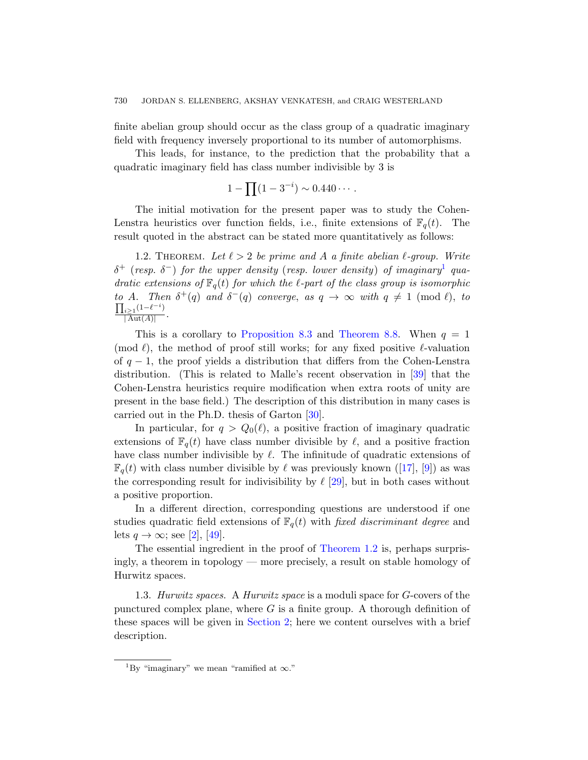finite abelian group should occur as the class group of a quadratic imaginary field with frequency inversely proportional to its number of automorphisms.

This leads, for instance, to the prediction that the probability that a quadratic imaginary field has class number indivisible by 3 is

$$1 - \prod (1 - 3^{-i}) \sim 0.440 \cdots .$$

The initial motivation for the present paper was to study the Cohen-Lenstra heuristics over function fields, i.e., finite extensions of $\mathbb{F}_q(t)$. The result quoted in the abstract can be stated more quantitatively as follows:

1.2. Theorem. *Let $\ell > 2$ be prime and $A$ a finite abelian $\ell$-group. Write $\delta^+$ (resp. $\delta^-$) for the upper density (resp. lower density) of imaginary*[1] *quadratic extensions of $\mathbb{F}_q(t)$ for which the $\ell$-part of the class group is isomorphic to $A$. Then $\delta^+(q)$ and $\delta^-(q)$ converge, as $q \to \infty$ with $q \neq 1 \pmod{\ell}$, to $\frac{\prod_{i \geq 1}(1-\ell^{-i})}{|\operatorname{Aut}(A)|}$.*

This is a corollary to Proposition 8.3 and Theorem 8.8. When $q = 1 \pmod{\ell}$, the method of proof still works; for any fixed positive $\ell$-valuation of $q-1$, the proof yields a distribution that differs from the Cohen-Lenstra distribution. (This is related to Malle's recent observation in [39] that the Cohen-Lenstra heuristics require modification when extra roots of unity are present in the base field.) The description of this distribution in many cases is carried out in the Ph.D. thesis of Garton [30].

In particular, for $q > Q_0(\ell)$, a positive fraction of imaginary quadratic extensions of $\mathbb{F}_q(t)$ have class number divisible by $\ell$, and a positive fraction have class number indivisible by $\ell$. The infinitude of quadratic extensions of $\mathbb{F}_q(t)$ with class number divisible by $\ell$ was previously known ([17], [9]) as was the corresponding result for indivisibility by $\ell$ [29], but in both cases without a positive proportion.

In a different direction, corresponding questions are understood if one studies quadratic field extensions of $\mathbb{F}_q(t)$ with *fixed discriminant degree* and lets $q \to \infty$; see [2], [49].

The essential ingredient in the proof of Theorem 1.2 is, perhaps surprisingly, a theorem in topology — more precisely, a result on stable homology of Hurwitz spaces.

1.3. *Hurwitz spaces.* A *Hurwitz space* is a moduli space for $G$-covers of the punctured complex plane, where $G$ is a finite group. A thorough definition of these spaces will be given in Section 2; here we content ourselves with a brief description.

[1] By "imaginary" we mean "ramified at $\infty$."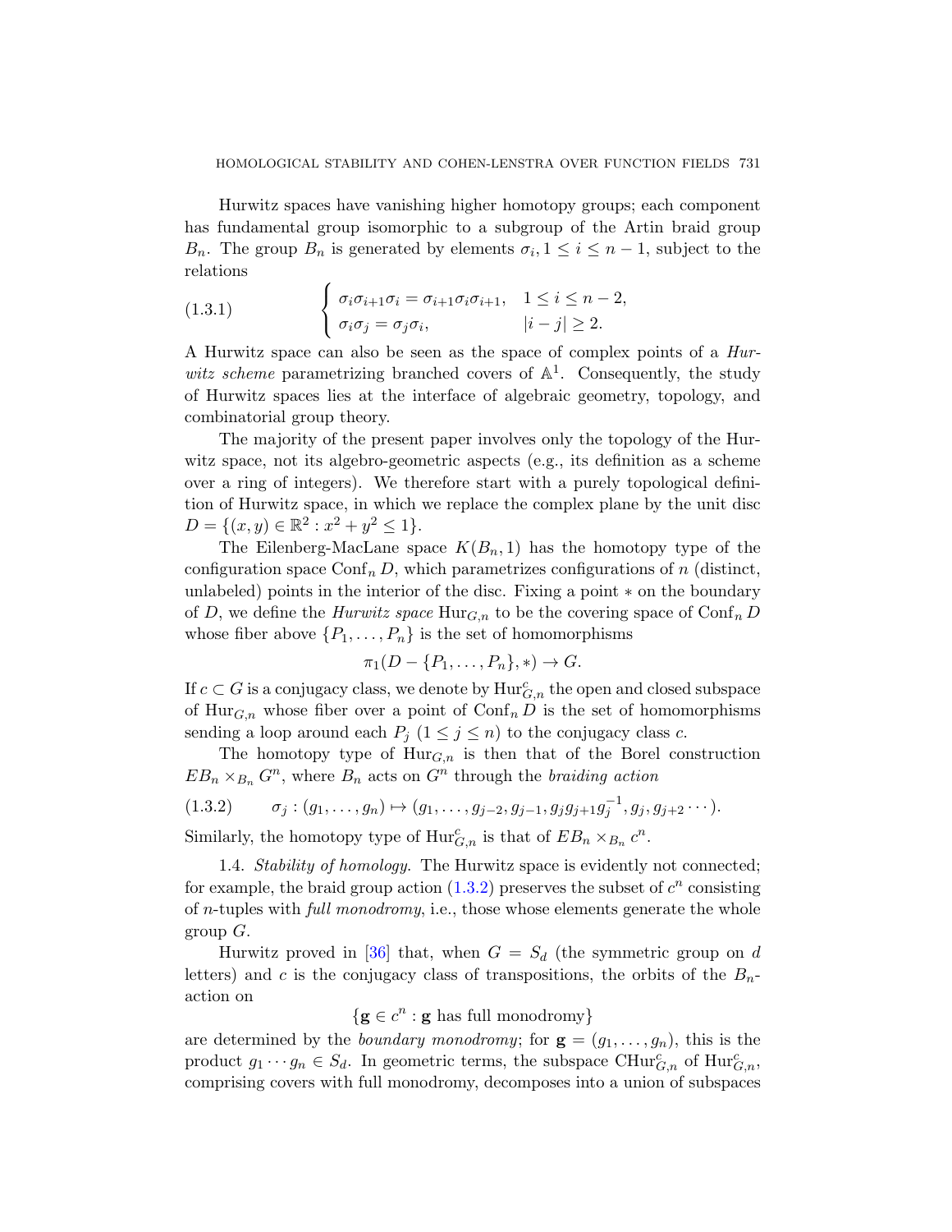Hurwitz spaces have vanishing higher homotopy groups; each component has fundamental group isomorphic to a subgroup of the Artin braid group $B_n$. The group $B_n$ is generated by elements $\sigma_i, 1 \le i \le n-1$, subject to the relations

$$
\begin{cases} \sigma_i \sigma_{i+1} \sigma_i = \sigma_{i+1} \sigma_i \sigma_{i+1}, & 1 \le i \le n-2, \\ \sigma_i \sigma_j = \sigma_j \sigma_i, & |i-j| \ge 2. \end{cases} \tag{1.3.1}
$$

A Hurwitz space can also be seen as the space of complex points of a *Hurwitz scheme* parametrizing branched covers of $\mathbb{A}^1$. Consequently, the study of Hurwitz spaces lies at the interface of algebraic geometry, topology, and combinatorial group theory.

The majority of the present paper involves only the topology of the Hurwitz space, not its algebro-geometric aspects (e.g., its definition as a scheme over a ring of integers). We therefore start with a purely topological definition of Hurwitz space, in which we replace the complex plane by the unit disc $D = \{(x, y) \in \mathbb{R}^2 : x^2 + y^2 \le 1\}$.

The Eilenberg-MacLane space $K(B_n, 1)$ has the homotopy type of the configuration space $\mathrm{Conf}_n D$, which parametrizes configurations of $n$ (distinct, unlabeled) points in the interior of the disc. Fixing a point $*$ on the boundary of $D$, we define the *Hurwitz space* $\mathrm{Hur}_{G,n}$ to be the covering space of $\mathrm{Conf}_n D$ whose fiber above $\{P_1, \ldots, P_n\}$ is the set of homomorphisms

$$
\pi_1(D - \{P_1, \ldots, P_n\}, *) \to G.
$$

If $c \subset G$ is a conjugacy class, we denote by $\mathrm{Hur}^c_{G,n}$ the open and closed subspace of $\mathrm{Hur}_{G,n}$ whose fiber over a point of $\mathrm{Conf}_n D$ is the set of homomorphisms sending a loop around each $P_j$ ($1 \le j \le n$) to the conjugacy class $c$.

The homotopy type of $\mathrm{Hur}_{G,n}$ is then that of the Borel construction $EB_n \times_{B_n} G^n$, where $B_n$ acts on $G^n$ through the *braiding action*

$$
\sigma_j : (g_1, \ldots, g_n) \mapsto (g_1, \ldots, g_{j-2}, g_{j-1}, g_j g_{j+1} g_j^{-1}, g_j, g_{j+2} \cdots). \tag{1.3.2}
$$

Similarly, the homotopy type of $\mathrm{Hur}^c_{G,n}$ is that of $EB_n \times_{B_n} c^n$.

1.4. *Stability of homology.* The Hurwitz space is evidently not connected; for example, the braid group action (1.3.2) preserves the subset of $c^n$ consisting of $n$-tuples with *full monodromy*, i.e., those whose elements generate the whole group $G$.

Hurwitz proved in [36] that, when $G = S_d$ (the symmetric group on $d$ letters) and $c$ is the conjugacy class of transpositions, the orbits of the $B_n$-action on

$$
\{\mathbf{g} \in c^n : \mathbf{g} \text{ has full monodromy}\}
$$

are determined by the *boundary monodromy*; for $\mathbf{g} = (g_1, \ldots, g_n)$, this is the product $g_1 \cdots g_n \in S_d$. In geometric terms, the subspace $\mathrm{CHur}^c_{G,n}$ of $\mathrm{Hur}^c_{G,n}$, comprising covers with full monodromy, decomposes into a union of subspaces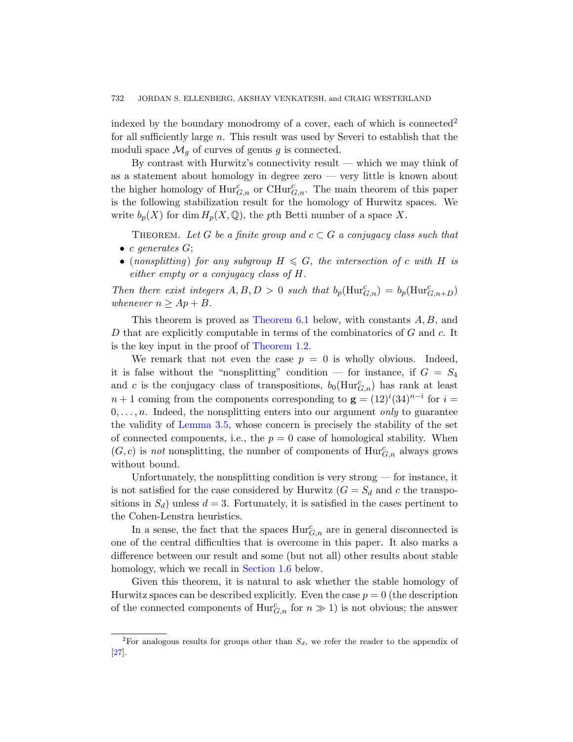indexed by the boundary monodromy of a cover, each of which is connected[2] for all sufficiently large $n$. This result was used by Severi to establish that the moduli space $\mathcal{M}_g$ of curves of genus $g$ is connected.

By contrast with Hurwitz's connectivity result — which we may think of as a statement about homology in degree zero — very little is known about the higher homology of $\mathrm{Hur}^c_{G,n}$ or $\mathrm{CHur}^c_{G,n}$. The main theorem of this paper is the following stabilization result for the homology of Hurwitz spaces. We write $b_p(X)$ for $\dim H_p(X, \mathbb{Q})$, the $p$th Betti number of a space $X$.

THEOREM. *Let $G$ be a finite group and $c \subset G$ a conjugacy class such that*

- *$c$ generates $G$;*
- *(nonsplitting) for any subgroup $H \leqslant G$, the intersection of $c$ with $H$ is either empty or a conjugacy class of $H$.*

*Then there exist integers $A, B, D > 0$ such that $b_p(\mathrm{Hur}^c_{G,n}) = b_p(\mathrm{Hur}^c_{G,n+D})$ whenever $n \geq Ap + B$.*

This theorem is proved as Theorem 6.1 below, with constants $A, B$, and $D$ that are explicitly computable in terms of the combinatorics of $G$ and $c$. It is the key input in the proof of Theorem 1.2.

We remark that not even the case $p = 0$ is wholly obvious. Indeed, it is false without the "nonsplitting" condition — for instance, if $G = S_4$ and $c$ is the conjugacy class of transpositions, $b_0(\mathrm{Hur}^c_{G,n})$ has rank at least $n+1$ coming from the components corresponding to $\mathbf{g} = (12)^i(34)^{n-i}$ for $i = 0, \ldots, n$. Indeed, the nonsplitting enters into our argument *only* to guarantee the validity of Lemma 3.5, whose concern is precisely the stability of the set of connected components, i.e., the $p = 0$ case of homological stability. When $(G, c)$ is *not* nonsplitting, the number of components of $\mathrm{Hur}^c_{G,n}$ always grows without bound.

Unfortunately, the nonsplitting condition is very strong — for instance, it is not satisfied for the case considered by Hurwitz ($G = S_d$ and $c$ the transpositions in $S_d$) unless $d = 3$. Fortunately, it is satisfied in the cases pertinent to the Cohen-Lenstra heuristics.

In a sense, the fact that the spaces $\mathrm{Hur}^c_{G,n}$ are in general disconnected is one of the central difficulties that is overcome in this paper. It also marks a difference between our result and some (but not all) other results about stable homology, which we recall in Section 1.6 below.

Given this theorem, it is natural to ask whether the stable homology of Hurwitz spaces can be described explicitly. Even the case $p = 0$ (the description of the connected components of $\mathrm{Hur}^c_{G,n}$ for $n \gg 1$) is not obvious; the answer

[2] For analogous results for groups other than $S_d$, we refer the reader to the appendix of [27].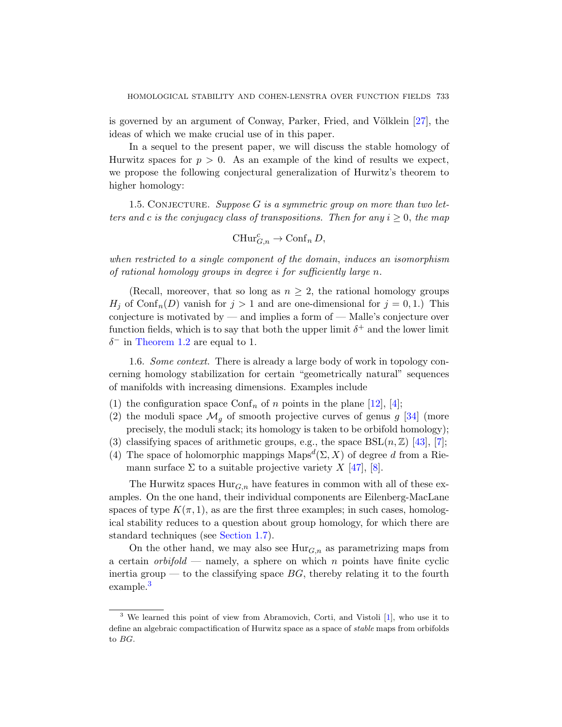is governed by an argument of Conway, Parker, Fried, and Völklein [27], the ideas of which we make crucial use of in this paper.

In a sequel to the present paper, we will discuss the stable homology of Hurwitz spaces for $p > 0$. As an example of the kind of results we expect, we propose the following conjectural generalization of Hurwitz's theorem to higher homology:

1.5. Conjecture. *Suppose $G$ is a symmetric group on more than two letters and $c$ is the conjugacy class of transpositions. Then for any $i \geq 0$, the map*

$$\mathrm{CHur}^c_{G,n} \to \mathrm{Conf}_n D,$$

*when restricted to a single component of the domain, induces an isomorphism of rational homology groups in degree $i$ for sufficiently large $n$.*

(Recall, moreover, that so long as $n \geq 2$, the rational homology groups $H_j$ of $\mathrm{Conf}_n(D)$ vanish for $j > 1$ and are one-dimensional for $j = 0, 1$.) This conjecture is motivated by — and implies a form of — Malle's conjecture over function fields, which is to say that both the upper limit $\delta^+$ and the lower limit $\delta^-$ in Theorem 1.2 are equal to 1.

1.6. *Some context.* There is already a large body of work in topology concerning homology stabilization for certain "geometrically natural" sequences of manifolds with increasing dimensions. Examples include

(1) the configuration space $\mathrm{Conf}_n$ of $n$ points in the plane [12], [4];
(2) the moduli space $\mathcal{M}_g$ of smooth projective curves of genus $g$ [34] (more precisely, the moduli stack; its homology is taken to be orbifold homology);
(3) classifying spaces of arithmetic groups, e.g., the space $\mathrm{BSL}(n, \mathbb{Z})$ [43], [7];
(4) The space of holomorphic mappings $\mathrm{Maps}^d(\Sigma, X)$ of degree $d$ from a Riemann surface $\Sigma$ to a suitable projective variety $X$ [47], [8].

The Hurwitz spaces $\mathrm{Hur}_{G,n}$ have features in common with all of these examples. On the one hand, their individual components are Eilenberg-MacLane spaces of type $K(\pi, 1)$, as are the first three examples; in such cases, homological stability reduces to a question about group homology, for which there are standard techniques (see Section 1.7).

On the other hand, we may also see $\mathrm{Hur}_{G,n}$ as parametrizing maps from a certain *orbifold* — namely, a sphere on which $n$ points have finite cyclic inertia group — to the classifying space $BG$, thereby relating it to the fourth example.[3]

[3] We learned this point of view from Abramovich, Corti, and Vistoli [1], who use it to define an algebraic compactification of Hurwitz space as a space of *stable* maps from orbifolds to $BG$.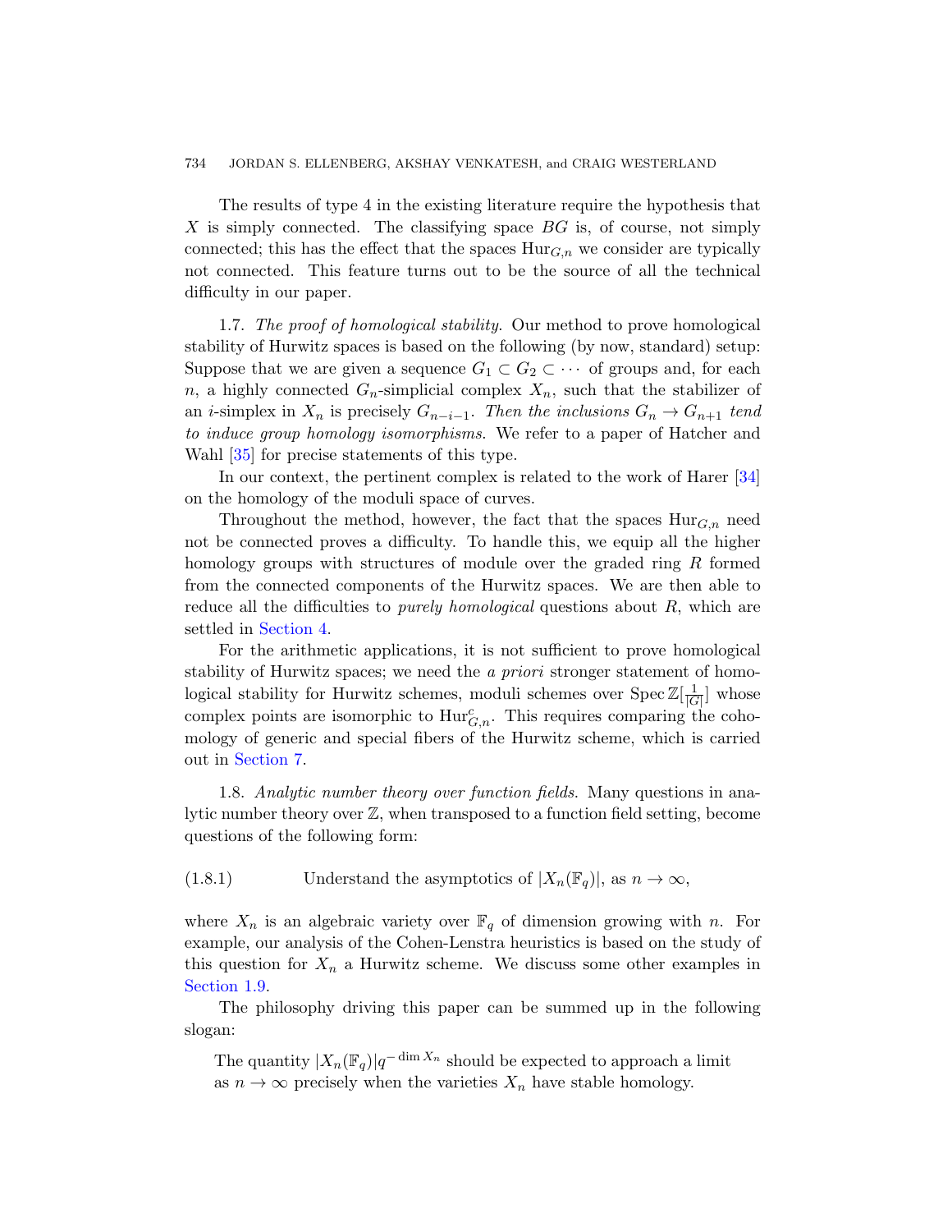The results of type 4 in the existing literature require the hypothesis that $X$ is simply connected. The classifying space $BG$ is, of course, not simply connected; this has the effect that the spaces $\mathrm{Hur}_{G,n}$ we consider are typically not connected. This feature turns out to be the source of all the technical difficulty in our paper.

1.7. *The proof of homological stability.* Our method to prove homological stability of Hurwitz spaces is based on the following (by now, standard) setup: Suppose that we are given a sequence $G_1 \subset G_2 \subset \cdots$ of groups and, for each $n$, a highly connected $G_n$-simplicial complex $X_n$, such that the stabilizer of an $i$-simplex in $X_n$ is precisely $G_{n-i-1}$. *Then the inclusions $G_n \to G_{n+1}$ tend to induce group homology isomorphisms.* We refer to a paper of Hatcher and Wahl [35] for precise statements of this type.

In our context, the pertinent complex is related to the work of Harer [34] on the homology of the moduli space of curves.

Throughout the method, however, the fact that the spaces $\mathrm{Hur}_{G,n}$ need not be connected proves a difficulty. To handle this, we equip all the higher homology groups with structures of module over the graded ring $R$ formed from the connected components of the Hurwitz spaces. We are then able to reduce all the difficulties to *purely homological* questions about $R$, which are settled in Section 4.

For the arithmetic applications, it is not sufficient to prove homological stability of Hurwitz spaces; we need the *a priori* stronger statement of homological stability for Hurwitz schemes, moduli schemes over $\operatorname{Spec} \mathbb{Z}[\frac{1}{|G|}]$ whose complex points are isomorphic to $\mathrm{Hur}^c_{G,n}$. This requires comparing the cohomology of generic and special fibers of the Hurwitz scheme, which is carried out in Section 7.

1.8. *Analytic number theory over function fields.* Many questions in analytic number theory over $\mathbb{Z}$, when transposed to a function field setting, become questions of the following form:

(1.8.1) Understand the asymptotics of $|X_n(\mathbb{F}_q)|$, as $n \to \infty$,

where $X_n$ is an algebraic variety over $\mathbb{F}_q$ of dimension growing with $n$. For example, our analysis of the Cohen-Lenstra heuristics is based on the study of this question for $X_n$ a Hurwitz scheme. We discuss some other examples in Section 1.9.

The philosophy driving this paper can be summed up in the following slogan:

> The quantity $|X_n(\mathbb{F}_q)|q^{-\dim X_n}$ should be expected to approach a limit as $n \to \infty$ precisely when the varieties $X_n$ have stable homology.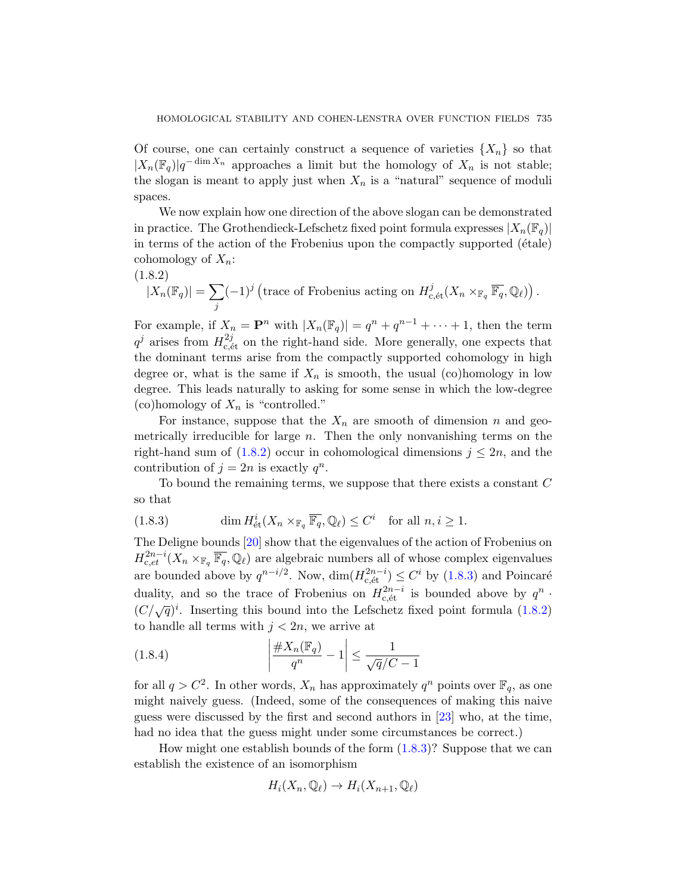Of course, one can certainly construct a sequence of varieties $\{X_n\}$ so that $|X_n(\mathbb{F}_q)|q^{-\dim X_n}$ approaches a limit but the homology of $X_n$ is not stable; the slogan is meant to apply just when $X_n$ is a "natural" sequence of moduli spaces.

We now explain how one direction of the above slogan can be demonstrated in practice. The Grothendieck-Lefschetz fixed point formula expresses $|X_n(\mathbb{F}_q)|$ in terms of the action of the Frobenius upon the compactly supported (étale) cohomology of $X_n$:

(1.8.2)
$$|X_n(\mathbb{F}_q)| = \sum_j (-1)^j \left(\text{trace of Frobenius acting on } H^j_{\mathrm{c,\acute{e}t}}(X_n \times_{\mathbb{F}_q} \overline{\mathbb{F}_q}, \mathbb{Q}_\ell)\right).$$

For example, if $X_n = \mathbf{P}^n$ with $|X_n(\mathbb{F}_q)| = q^n + q^{n-1} + \cdots + 1$, then the term $q^j$ arises from $H^{2j}_{\mathrm{c,\acute{e}t}}$ on the right-hand side. More generally, one expects that the dominant terms arise from the compactly supported cohomology in high degree or, what is the same if $X_n$ is smooth, the usual (co)homology in low degree. This leads naturally to asking for some sense in which the low-degree (co)homology of $X_n$ is "controlled."

For instance, suppose that the $X_n$ are smooth of dimension $n$ and geometrically irreducible for large $n$. Then the only nonvanishing terms on the right-hand sum of (1.8.2) occur in cohomological dimensions $j \le 2n$, and the contribution of $j = 2n$ is exactly $q^n$.

To bound the remaining terms, we suppose that there exists a constant $C$ so that

(1.8.3)
$$\dim H^i_{\mathrm{\acute{e}t}}(X_n \times_{\mathbb{F}_q} \overline{\mathbb{F}_q}, \mathbb{Q}_\ell) \le C^i \quad \text{for all } n, i \ge 1.$$

The Deligne bounds [20] show that the eigenvalues of the action of Frobenius on $H^{2n-i}_{c,et}(X_n \times_{\mathbb{F}_q} \overline{\mathbb{F}_q}, \mathbb{Q}_\ell)$ are algebraic numbers all of whose complex eigenvalues are bounded above by $q^{n-i/2}$. Now, $\dim(H^{2n-i}_{\mathrm{c,\acute{e}t}}) \le C^i$ by (1.8.3) and Poincaré duality, and so the trace of Frobenius on $H^{2n-i}_{\mathrm{c,\acute{e}t}}$ is bounded above by $q^n \cdot (C/\sqrt{q})^i$. Inserting this bound into the Lefschetz fixed point formula (1.8.2) to handle all terms with $j < 2n$, we arrive at

(1.8.4)
$$\left|\frac{\#X_n(\mathbb{F}_q)}{q^n} - 1\right| \le \frac{1}{\sqrt{q}/C - 1}$$

for all $q > C^2$. In other words, $X_n$ has approximately $q^n$ points over $\mathbb{F}_q$, as one might naively guess. (Indeed, some of the consequences of making this naive guess were discussed by the first and second authors in [23] who, at the time, had no idea that the guess might under some circumstances be correct.)

How might one establish bounds of the form (1.8.3)? Suppose that we can establish the existence of an isomorphism

$$H_i(X_n, \mathbb{Q}_\ell) \to H_i(X_{n+1}, \mathbb{Q}_\ell)$$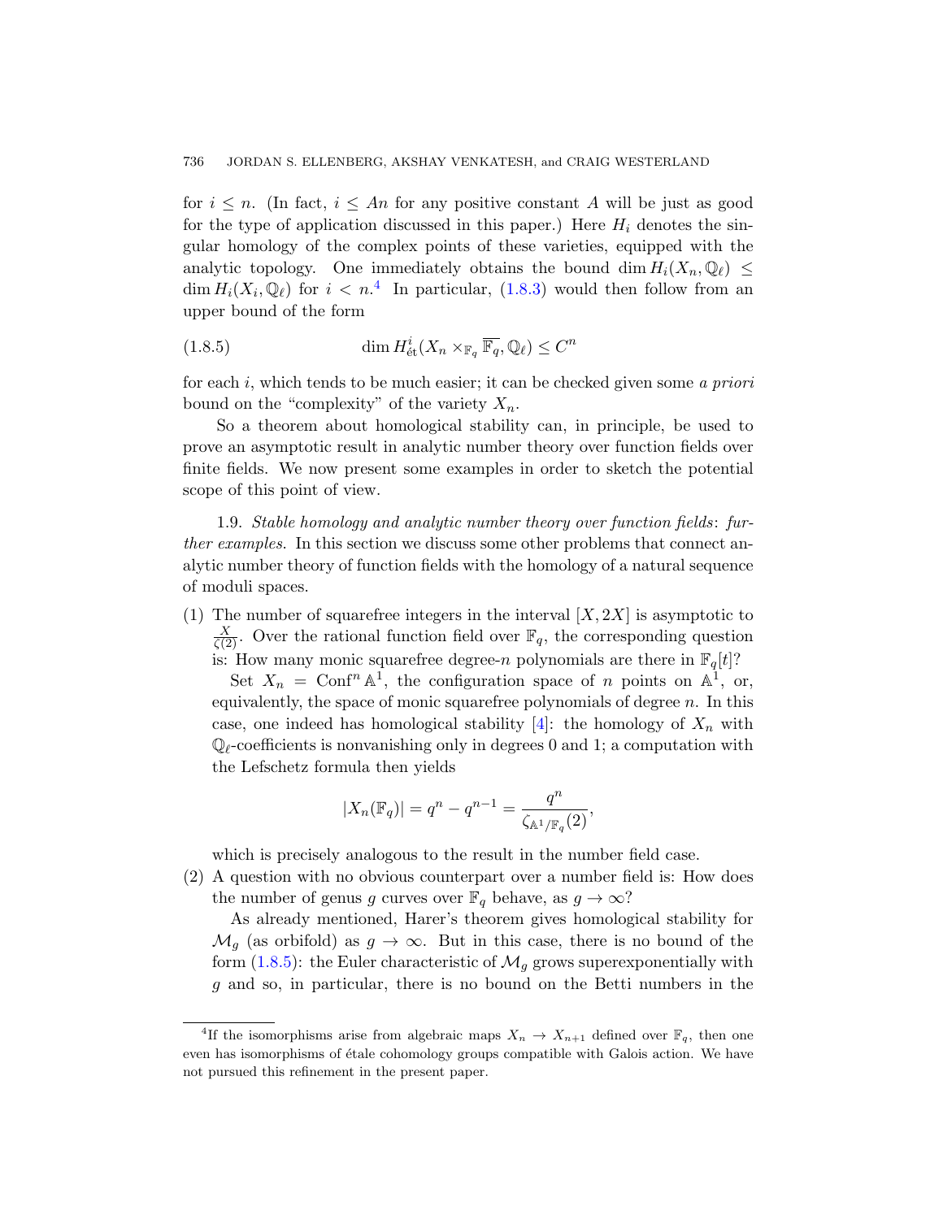for $i \leq n$. (In fact, $i \leq An$ for any positive constant $A$ will be just as good for the type of application discussed in this paper.) Here $H_i$ denotes the singular homology of the complex points of these varieties, equipped with the analytic topology. One immediately obtains the bound $\dim H_i(X_n, \mathbb{Q}_\ell) \leq \dim H_i(X_i, \mathbb{Q}_\ell)$ for $i < n$.[4] In particular, (1.8.3) would then follow from an upper bound of the form

$$\dim H^i_{\text{ét}}(X_n \times_{\mathbb{F}_q} \overline{\mathbb{F}_q}, \mathbb{Q}_\ell) \leq C^n \tag{1.8.5}$$

for each $i$, which tends to be much easier; it can be checked given some *a priori* bound on the "complexity" of the variety $X_n$.

So a theorem about homological stability can, in principle, be used to prove an asymptotic result in analytic number theory over function fields over finite fields. We now present some examples in order to sketch the potential scope of this point of view.

1.9. *Stable homology and analytic number theory over function fields: further examples.* In this section we discuss some other problems that connect analytic number theory of function fields with the homology of a natural sequence of moduli spaces.

(1) The number of squarefree integers in the interval $[X, 2X]$ is asymptotic to $\frac{X}{\zeta(2)}$. Over the rational function field over $\mathbb{F}_q$, the corresponding question is: How many monic squarefree degree-$n$ polynomials are there in $\mathbb{F}_q[t]$?

   Set $X_n = \operatorname{Conf}^n \mathbb{A}^1$, the configuration space of $n$ points on $\mathbb{A}^1$, or, equivalently, the space of monic squarefree polynomials of degree $n$. In this case, one indeed has homological stability [4]: the homology of $X_n$ with $\mathbb{Q}_\ell$-coefficients is nonvanishing only in degrees 0 and 1; a computation with the Lefschetz formula then yields

$$|X_n(\mathbb{F}_q)| = q^n - q^{n-1} = \frac{q^n}{\zeta_{\mathbb{A}^1/\mathbb{F}_q}(2)},$$

   which is precisely analogous to the result in the number field case.

(2) A question with no obvious counterpart over a number field is: How does the number of genus $g$ curves over $\mathbb{F}_q$ behave, as $g \to \infty$?

   As already mentioned, Harer's theorem gives homological stability for $\mathcal{M}_g$ (as orbifold) as $g \to \infty$. But in this case, there is no bound of the form (1.8.5): the Euler characteristic of $\mathcal{M}_g$ grows superexponentially with $g$ and so, in particular, there is no bound on the Betti numbers in the

---

[4] If the isomorphisms arise from algebraic maps $X_n \to X_{n+1}$ defined over $\mathbb{F}_q$, then one even has isomorphisms of étale cohomology groups compatible with Galois action. We have not pursued this refinement in the present paper.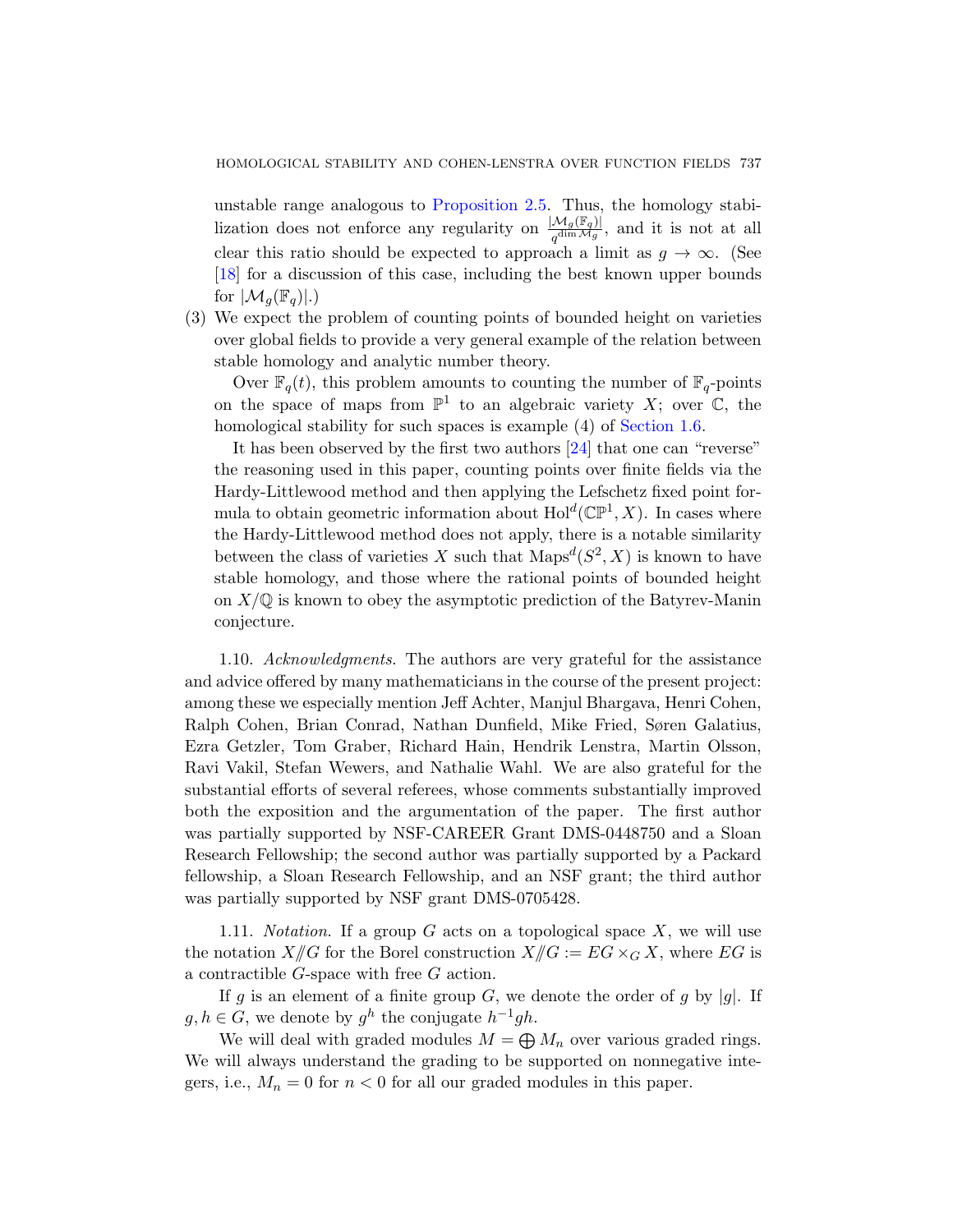unstable range analogous to Proposition 2.5. Thus, the homology stabilization does not enforce any regularity on $\frac{|\mathcal{M}_g(\mathbb{F}_q)|}{q^{\dim \mathcal{M}_g}}$, and it is not at all clear this ratio should be expected to approach a limit as $g \to \infty$. (See [18] for a discussion of this case, including the best known upper bounds for $|\mathcal{M}_g(\mathbb{F}_q)|$.)

(3) We expect the problem of counting points of bounded height on varieties over global fields to provide a very general example of the relation between stable homology and analytic number theory.

Over $\mathbb{F}_q(t)$, this problem amounts to counting the number of $\mathbb{F}_q$-points on the space of maps from $\mathbb{P}^1$ to an algebraic variety $X$; over $\mathbb{C}$, the homological stability for such spaces is example (4) of Section 1.6.

It has been observed by the first two authors [24] that one can "reverse" the reasoning used in this paper, counting points over finite fields via the Hardy-Littlewood method and then applying the Lefschetz fixed point formula to obtain geometric information about $\mathrm{Hol}^d(\mathbb{CP}^1, X)$. In cases where the Hardy-Littlewood method does not apply, there is a notable similarity between the class of varieties $X$ such that $\mathrm{Maps}^d(S^2, X)$ is known to have stable homology, and those where the rational points of bounded height on $X/\mathbb{Q}$ is known to obey the asymptotic prediction of the Batyrev-Manin conjecture.

1.10. *Acknowledgments.* The authors are very grateful for the assistance and advice offered by many mathematicians in the course of the present project: among these we especially mention Jeff Achter, Manjul Bhargava, Henri Cohen, Ralph Cohen, Brian Conrad, Nathan Dunfield, Mike Fried, Søren Galatius, Ezra Getzler, Tom Graber, Richard Hain, Hendrik Lenstra, Martin Olsson, Ravi Vakil, Stefan Wewers, and Nathalie Wahl. We are also grateful for the substantial efforts of several referees, whose comments substantially improved both the exposition and the argumentation of the paper. The first author was partially supported by NSF-CAREER Grant DMS-0448750 and a Sloan Research Fellowship; the second author was partially supported by a Packard fellowship, a Sloan Research Fellowship, and an NSF grant; the third author was partially supported by NSF grant DMS-0705428.

1.11. *Notation.* If a group $G$ acts on a topological space $X$, we will use the notation $X/\!\!/G$ for the Borel construction $X/\!\!/G := EG \times_G X$, where $EG$ is a contractible $G$-space with free $G$ action.

If $g$ is an element of a finite group $G$, we denote the order of $g$ by $|g|$. If $g, h \in G$, we denote by $g^h$ the conjugate $h^{-1}gh$.

We will deal with graded modules $M = \bigoplus M_n$ over various graded rings. We will always understand the grading to be supported on nonnegative integers, i.e., $M_n = 0$ for $n < 0$ for all our graded modules in this paper.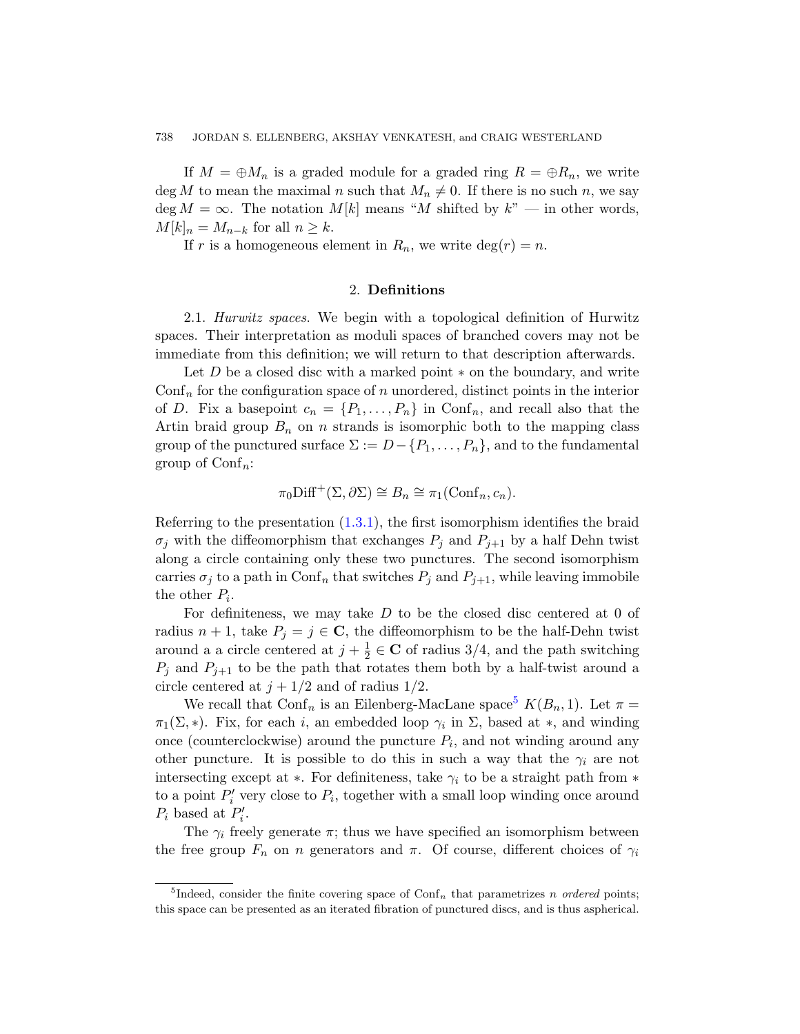If $M = \oplus M_n$ is a graded module for a graded ring $R = \oplus R_n$, we write $\deg M$ to mean the maximal $n$ such that $M_n \neq 0$. If there is no such $n$, we say $\deg M = \infty$. The notation $M[k]$ means "$M$ shifted by $k$" — in other words, $M[k]_n = M_{n-k}$ for all $n \geq k$.

If $r$ is a homogeneous element in $R_n$, we write $\deg(r) = n$.

## 2. Definitions

2.1. *Hurwitz spaces.* We begin with a topological definition of Hurwitz spaces. Their interpretation as moduli spaces of branched covers may not be immediate from this definition; we will return to that description afterwards.

Let $D$ be a closed disc with a marked point $*$ on the boundary, and write $\mathrm{Conf}_n$ for the configuration space of $n$ unordered, distinct points in the interior of $D$. Fix a basepoint $c_n = \{P_1, \ldots, P_n\}$ in $\mathrm{Conf}_n$, and recall also that the Artin braid group $B_n$ on $n$ strands is isomorphic both to the mapping class group of the punctured surface $\Sigma := D - \{P_1, \ldots, P_n\}$, and to the fundamental group of $\mathrm{Conf}_n$:

$$\pi_0 \mathrm{Diff}^+(\Sigma, \partial\Sigma) \cong B_n \cong \pi_1(\mathrm{Conf}_n, c_n).$$

Referring to the presentation (1.3.1), the first isomorphism identifies the braid $\sigma_j$ with the diffeomorphism that exchanges $P_j$ and $P_{j+1}$ by a half Dehn twist along a circle containing only these two punctures. The second isomorphism carries $\sigma_j$ to a path in $\mathrm{Conf}_n$ that switches $P_j$ and $P_{j+1}$, while leaving immobile the other $P_i$.

For definiteness, we may take $D$ to be the closed disc centered at 0 of radius $n+1$, take $P_j = j \in \mathbf{C}$, the diffeomorphism to be the half-Dehn twist around a a circle centered at $j + \frac{1}{2} \in \mathbf{C}$ of radius $3/4$, and the path switching $P_j$ and $P_{j+1}$ to be the path that rotates them both by a half-twist around a circle centered at $j + 1/2$ and of radius $1/2$.

We recall that $\mathrm{Conf}_n$ is an Eilenberg-MacLane space[5] $K(B_n, 1)$. Let $\pi = \pi_1(\Sigma, *)$. Fix, for each $i$, an embedded loop $\gamma_i$ in $\Sigma$, based at $*$, and winding once (counterclockwise) around the puncture $P_i$, and not winding around any other puncture. It is possible to do this in such a way that the $\gamma_i$ are not intersecting except at $*$. For definiteness, take $\gamma_i$ to be a straight path from $*$ to a point $P_i'$ very close to $P_i$, together with a small loop winding once around $P_i$ based at $P_i'$.

The $\gamma_i$ freely generate $\pi$; thus we have specified an isomorphism between the free group $F_n$ on $n$ generators and $\pi$. Of course, different choices of $\gamma_i$

[5] Indeed, consider the finite covering space of $\mathrm{Conf}_n$ that parametrizes $n$ *ordered* points; this space can be presented as an iterated fibration of punctured discs, and is thus aspherical.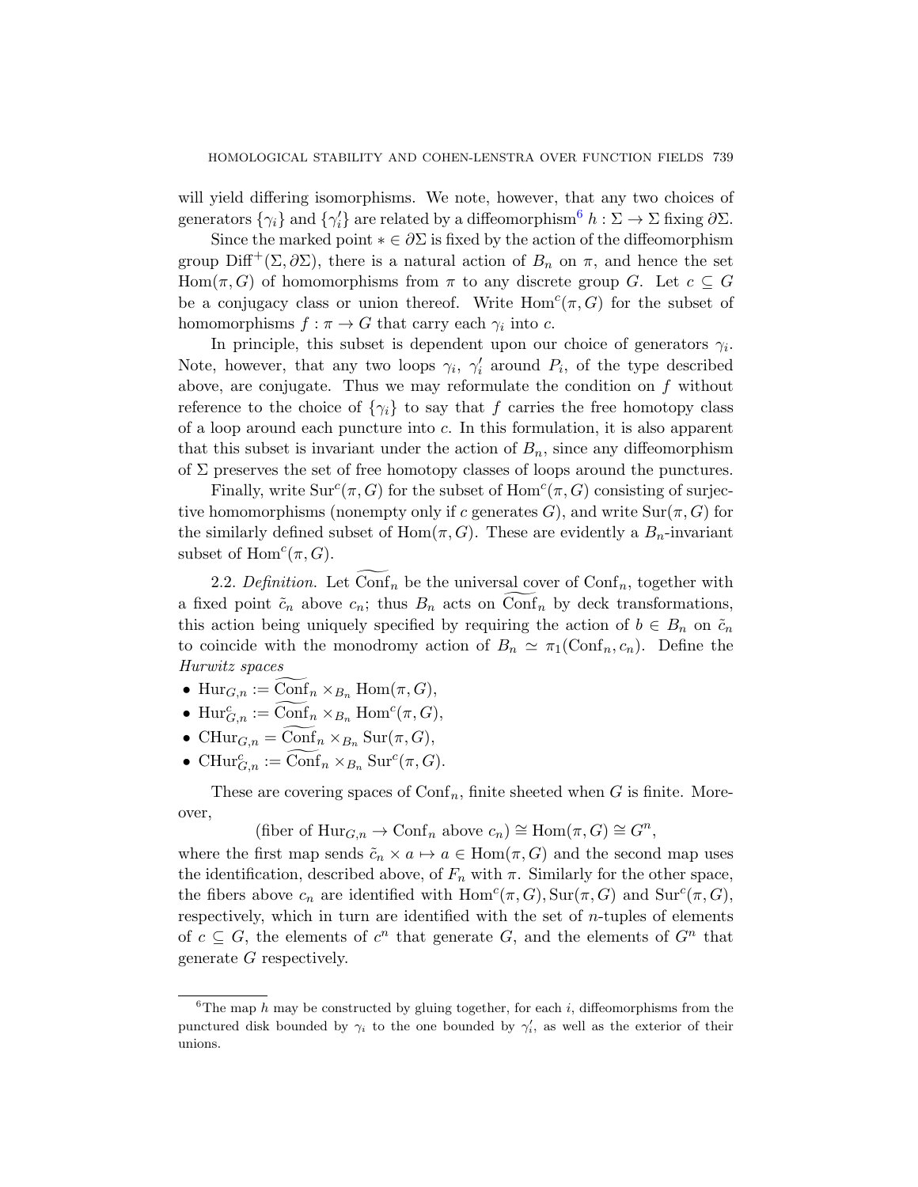will yield differing isomorphisms. We note, however, that any two choices of generators $\{\gamma_i\}$ and $\{\gamma_i'\}$ are related by a diffeomorphism[6] $h : \Sigma \to \Sigma$ fixing $\partial\Sigma$.

Since the marked point $* \in \partial\Sigma$ is fixed by the action of the diffeomorphism group $\mathrm{Diff}^+(\Sigma, \partial\Sigma)$, there is a natural action of $B_n$ on $\pi$, and hence the set $\mathrm{Hom}(\pi, G)$ of homomorphisms from $\pi$ to any discrete group $G$. Let $c \subseteq G$ be a conjugacy class or union thereof. Write $\mathrm{Hom}^c(\pi, G)$ for the subset of homomorphisms $f : \pi \to G$ that carry each $\gamma_i$ into $c$.

In principle, this subset is dependent upon our choice of generators $\gamma_i$. Note, however, that any two loops $\gamma_i$, $\gamma_i'$ around $P_i$, of the type described above, are conjugate. Thus we may reformulate the condition on $f$ without reference to the choice of $\{\gamma_i\}$ to say that $f$ carries the free homotopy class of a loop around each puncture into $c$. In this formulation, it is also apparent that this subset is invariant under the action of $B_n$, since any diffeomorphism of $\Sigma$ preserves the set of free homotopy classes of loops around the punctures.

Finally, write $\mathrm{Sur}^c(\pi, G)$ for the subset of $\mathrm{Hom}^c(\pi, G)$ consisting of surjective homomorphisms (nonempty only if $c$ generates $G$), and write $\mathrm{Sur}(\pi, G)$ for the similarly defined subset of $\mathrm{Hom}(\pi, G)$. These are evidently a $B_n$-invariant subset of $\mathrm{Hom}^c(\pi, G)$.

2.2. *Definition.* Let $\widetilde{\mathrm{Conf}}_n$ be the universal cover of $\mathrm{Conf}_n$, together with a fixed point $\tilde{c}_n$ above $c_n$; thus $B_n$ acts on $\widetilde{\mathrm{Conf}}_n$ by deck transformations, this action being uniquely specified by requiring the action of $b \in B_n$ on $\tilde{c}_n$ to coincide with the monodromy action of $B_n \simeq \pi_1(\mathrm{Conf}_n, c_n)$. Define the *Hurwitz spaces*

- $\mathrm{Hur}_{G,n} := \widetilde{\mathrm{Conf}}_n \times_{B_n} \mathrm{Hom}(\pi, G)$,
- $\mathrm{Hur}^c_{G,n} := \widetilde{\mathrm{Conf}}_n \times_{B_n} \mathrm{Hom}^c(\pi, G)$,
- $\mathrm{CHur}_{G,n} = \widetilde{\mathrm{Conf}}_n \times_{B_n} \mathrm{Sur}(\pi, G)$,
- $\mathrm{CHur}^c_{G,n} := \widetilde{\mathrm{Conf}}_n \times_{B_n} \mathrm{Sur}^c(\pi, G)$.

These are covering spaces of $\mathrm{Conf}_n$, finite sheeted when $G$ is finite. Moreover,

$$(\text{fiber of } \mathrm{Hur}_{G,n} \to \mathrm{Conf}_n \text{ above } c_n) \cong \mathrm{Hom}(\pi, G) \cong G^n,$$

where the first map sends $\tilde{c}_n \times a \mapsto a \in \mathrm{Hom}(\pi, G)$ and the second map uses the identification, described above, of $F_n$ with $\pi$. Similarly for the other space, the fibers above $c_n$ are identified with $\mathrm{Hom}^c(\pi, G)$, $\mathrm{Sur}(\pi, G)$ and $\mathrm{Sur}^c(\pi, G)$, respectively, which in turn are identified with the set of $n$-tuples of elements of $c \subseteq G$, the elements of $c^n$ that generate $G$, and the elements of $G^n$ that generate $G$ respectively.

[6] The map $h$ may be constructed by gluing together, for each $i$, diffeomorphisms from the punctured disk bounded by $\gamma_i$ to the one bounded by $\gamma_i'$, as well as the exterior of their unions.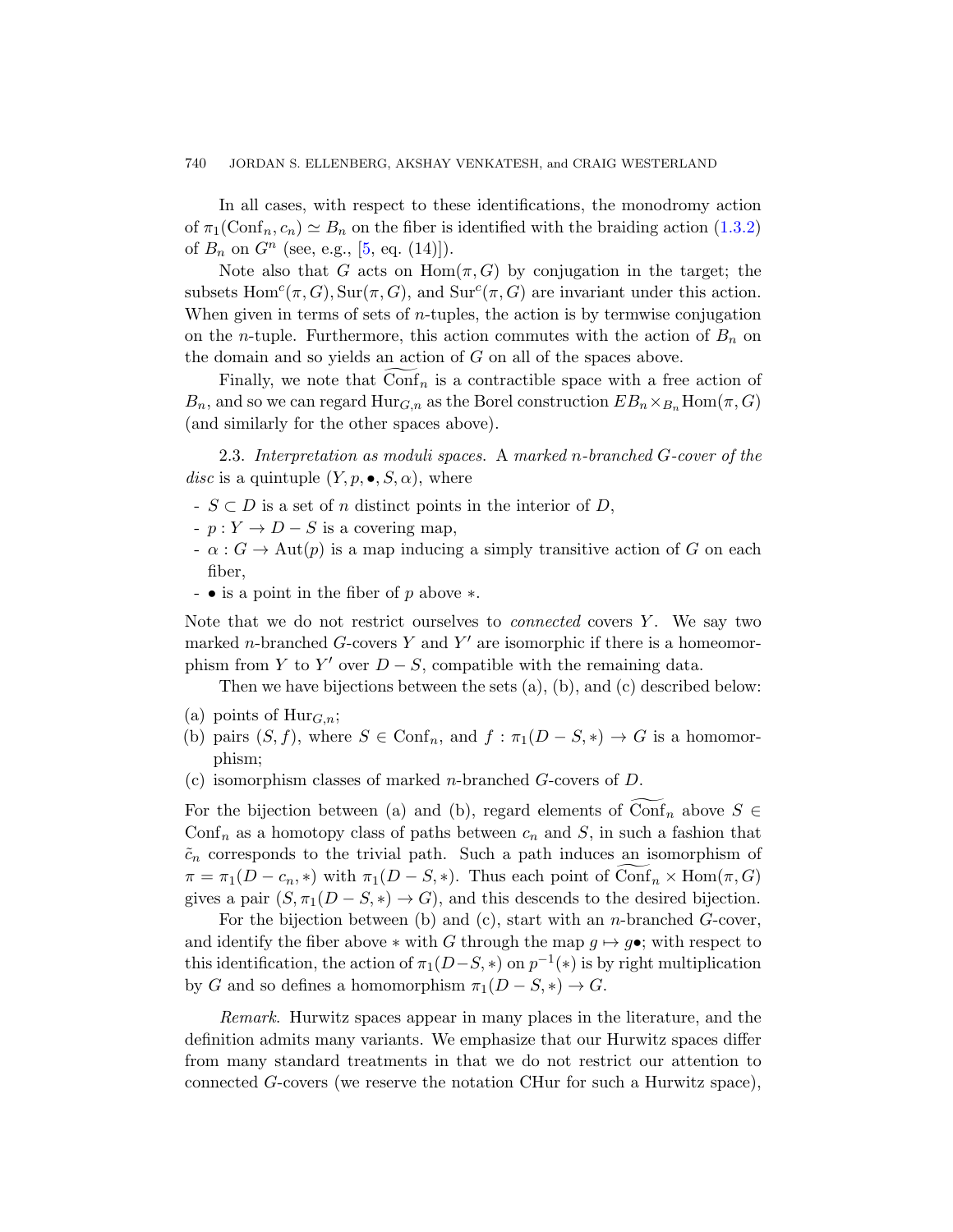In all cases, with respect to these identifications, the monodromy action of $\pi_1(\mathrm{Conf}_n, c_n) \simeq B_n$ on the fiber is identified with the braiding action (1.3.2) of $B_n$ on $G^n$ (see, e.g., [5, eq. (14)]).

Note also that $G$ acts on $\mathrm{Hom}(\pi, G)$ by conjugation in the target; the subsets $\mathrm{Hom}^c(\pi, G), \mathrm{Sur}(\pi, G)$, and $\mathrm{Sur}^c(\pi, G)$ are invariant under this action. When given in terms of sets of $n$-tuples, the action is by termwise conjugation on the $n$-tuple. Furthermore, this action commutes with the action of $B_n$ on the domain and so yields an action of $G$ on all of the spaces above.

Finally, we note that $\widetilde{\mathrm{Conf}}_n$ is a contractible space with a free action of $B_n$, and so we can regard $\mathrm{Hur}_{G,n}$ as the Borel construction $EB_n \times_{B_n} \mathrm{Hom}(\pi, G)$ (and similarly for the other spaces above).

2.3. *Interpretation as moduli spaces.* A *marked $n$-branched $G$-cover of the disc* is a quintuple $(Y, p, \bullet, S, \alpha)$, where

- $S \subset D$ is a set of $n$ distinct points in the interior of $D$,
- $p : Y \to D - S$ is a covering map,
- $\alpha : G \to \mathrm{Aut}(p)$ is a map inducing a simply transitive action of $G$ on each fiber,
- $\bullet$ is a point in the fiber of $p$ above $*$.

Note that we do not restrict ourselves to *connected* covers $Y$. We say two marked $n$-branched $G$-covers $Y$ and $Y'$ are isomorphic if there is a homeomorphism from $Y$ to $Y'$ over $D - S$, compatible with the remaining data.

Then we have bijections between the sets (a), (b), and (c) described below:

(a) points of $\mathrm{Hur}_{G,n}$;
(b) pairs $(S, f)$, where $S \in \mathrm{Conf}_n$, and $f : \pi_1(D - S, *) \to G$ is a homomorphism;
(c) isomorphism classes of marked $n$-branched $G$-covers of $D$.

For the bijection between (a) and (b), regard elements of $\widetilde{\mathrm{Conf}}_n$ above $S \in \mathrm{Conf}_n$ as a homotopy class of paths between $c_n$ and $S$, in such a fashion that $\tilde{c}_n$ corresponds to the trivial path. Such a path induces an isomorphism of $\pi = \pi_1(D - c_n, *)$ with $\pi_1(D - S, *)$. Thus each point of $\widetilde{\mathrm{Conf}}_n \times \mathrm{Hom}(\pi, G)$ gives a pair $(S, \pi_1(D - S, *) \to G)$, and this descends to the desired bijection.

For the bijection between (b) and (c), start with an $n$-branched $G$-cover, and identify the fiber above $*$ with $G$ through the map $g \mapsto g\bullet$; with respect to this identification, the action of $\pi_1(D - S, *)$ on $p^{-1}(*)$ is by right multiplication by $G$ and so defines a homomorphism $\pi_1(D - S, *) \to G$.

*Remark.* Hurwitz spaces appear in many places in the literature, and the definition admits many variants. We emphasize that our Hurwitz spaces differ from many standard treatments in that we do not restrict our attention to connected $G$-covers (we reserve the notation CHur for such a Hurwitz space),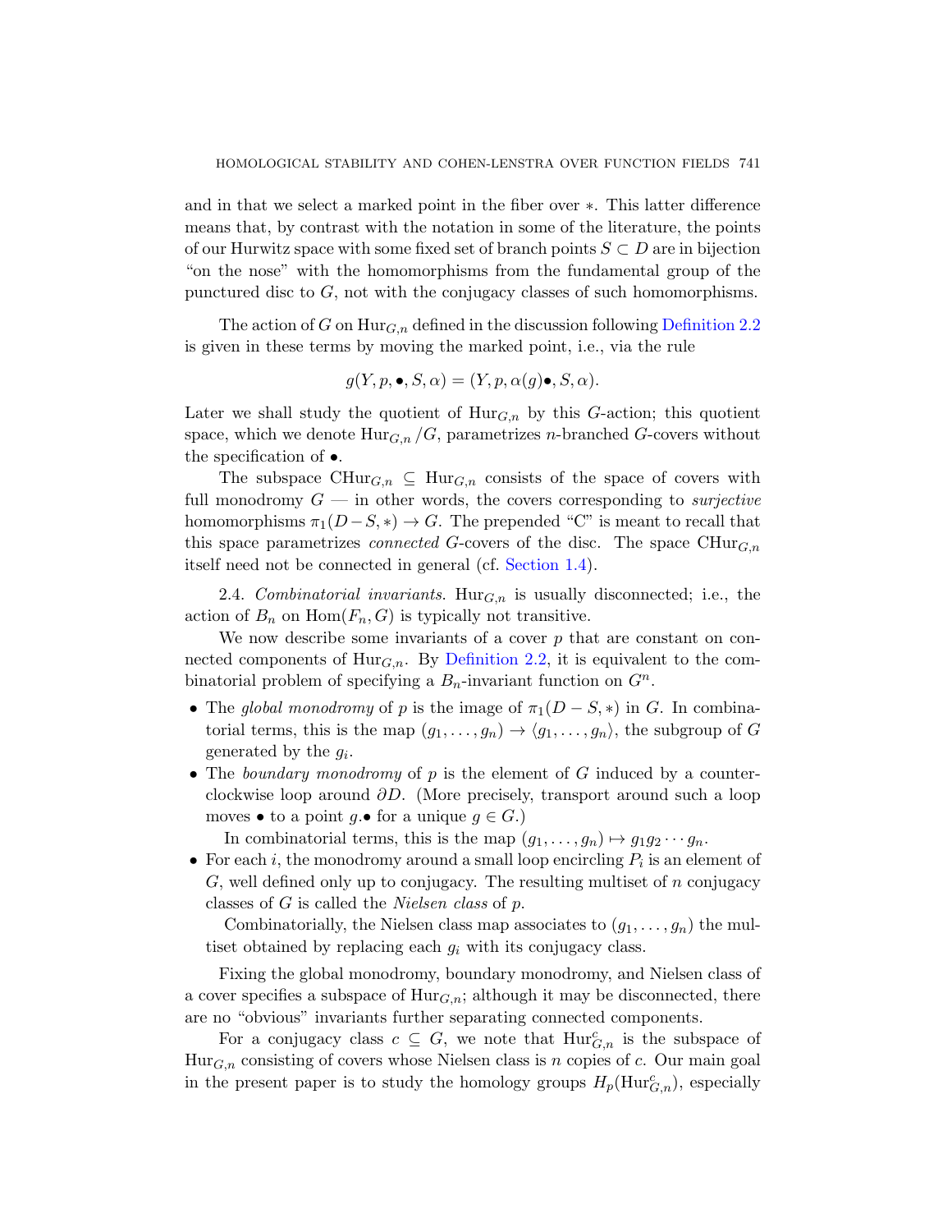and in that we select a marked point in the fiber over $*$. This latter difference means that, by contrast with the notation in some of the literature, the points of our Hurwitz space with some fixed set of branch points $S \subset D$ are in bijection "on the nose" with the homomorphisms from the fundamental group of the punctured disc to $G$, not with the conjugacy classes of such homomorphisms.

The action of $G$ on $\mathrm{Hur}_{G,n}$ defined in the discussion following Definition 2.2 is given in these terms by moving the marked point, i.e., via the rule

$$g(Y, p, \bullet, S, \alpha) = (Y, p, \alpha(g)\bullet, S, \alpha).$$

Later we shall study the quotient of $\mathrm{Hur}_{G,n}$ by this $G$-action; this quotient space, which we denote $\mathrm{Hur}_{G,n}/G$, parametrizes $n$-branched $G$-covers without the specification of $\bullet$.

The subspace $\mathrm{CHur}_{G,n} \subseteq \mathrm{Hur}_{G,n}$ consists of the space of covers with full monodromy $G$ — in other words, the covers corresponding to *surjective* homomorphisms $\pi_1(D-S,*) \to G$. The prepended "C" is meant to recall that this space parametrizes *connected* $G$-covers of the disc. The space $\mathrm{CHur}_{G,n}$ itself need not be connected in general (cf. Section 1.4).

2.4. *Combinatorial invariants.* $\mathrm{Hur}_{G,n}$ is usually disconnected; i.e., the action of $B_n$ on $\mathrm{Hom}(F_n, G)$ is typically not transitive.

We now describe some invariants of a cover $p$ that are constant on connected components of $\mathrm{Hur}_{G,n}$. By Definition 2.2, it is equivalent to the combinatorial problem of specifying a $B_n$-invariant function on $G^n$.

- The *global monodromy* of $p$ is the image of $\pi_1(D-S,*)$ in $G$. In combinatorial terms, this is the map $(g_1, \ldots, g_n) \to \langle g_1, \ldots, g_n \rangle$, the subgroup of $G$ generated by the $g_i$.
- The *boundary monodromy* of $p$ is the element of $G$ induced by a counterclockwise loop around $\partial D$. (More precisely, transport around such a loop moves $\bullet$ to a point $g.\bullet$ for a unique $g \in G$.)

  In combinatorial terms, this is the map $(g_1, \ldots, g_n) \mapsto g_1 g_2 \cdots g_n$.
- For each $i$, the monodromy around a small loop encircling $P_i$ is an element of $G$, well defined only up to conjugacy. The resulting multiset of $n$ conjugacy classes of $G$ is called the *Nielsen class* of $p$.

  Combinatorially, the Nielsen class map associates to $(g_1, \ldots, g_n)$ the multiset obtained by replacing each $g_i$ with its conjugacy class.

Fixing the global monodromy, boundary monodromy, and Nielsen class of a cover specifies a subspace of $\mathrm{Hur}_{G,n}$; although it may be disconnected, there are no "obvious" invariants further separating connected components.

For a conjugacy class $c \subseteq G$, we note that $\mathrm{Hur}^c_{G,n}$ is the subspace of $\mathrm{Hur}_{G,n}$ consisting of covers whose Nielsen class is $n$ copies of $c$. Our main goal in the present paper is to study the homology groups $H_p(\mathrm{Hur}^c_{G,n})$, especially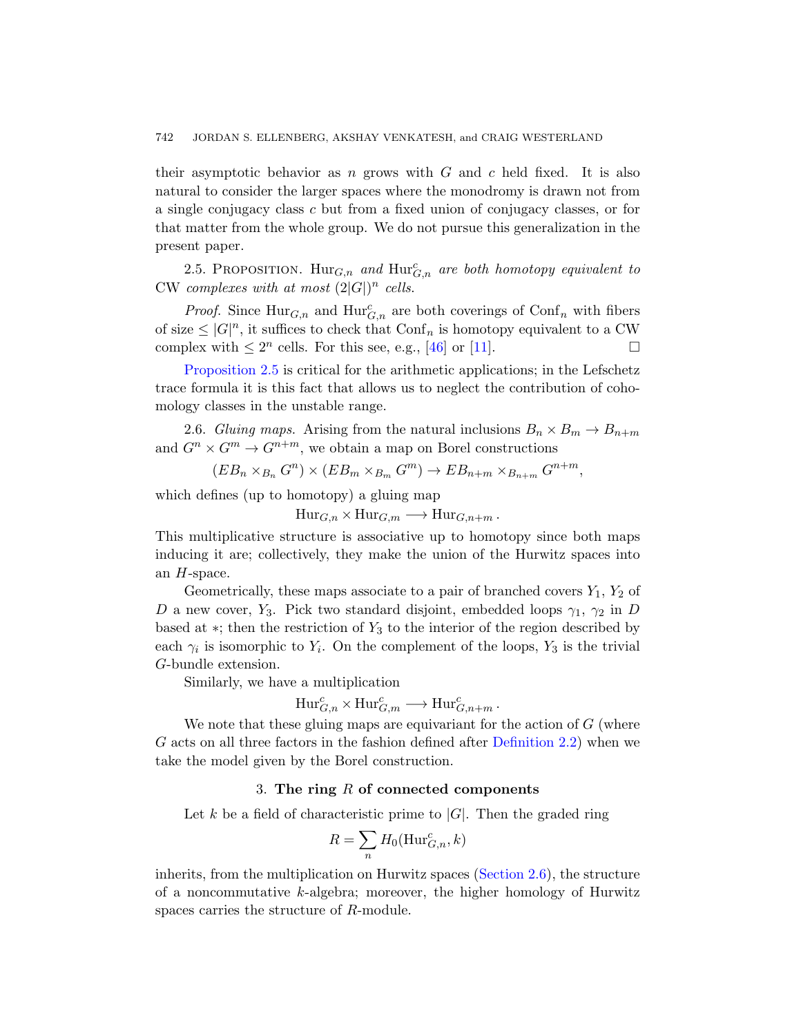their asymptotic behavior as $n$ grows with $G$ and $c$ held fixed. It is also natural to consider the larger spaces where the monodromy is drawn not from a single conjugacy class $c$ but from a fixed union of conjugacy classes, or for that matter from the whole group. We do not pursue this generalization in the present paper.

2.5. Proposition. *$\mathrm{Hur}_{G,n}$ and $\mathrm{Hur}^c_{G,n}$ are both homotopy equivalent to* CW *complexes with at most $(2|G|)^n$ cells.*

*Proof.* Since $\mathrm{Hur}_{G,n}$ and $\mathrm{Hur}^c_{G,n}$ are both coverings of $\mathrm{Conf}_n$ with fibers of size $\leq |G|^n$, it suffices to check that $\mathrm{Conf}_n$ is homotopy equivalent to a CW complex with $\leq 2^n$ cells. For this see, e.g., [46] or [11]. □

Proposition 2.5 is critical for the arithmetic applications; in the Lefschetz trace formula it is this fact that allows us to neglect the contribution of cohomology classes in the unstable range.

2.6. *Gluing maps.* Arising from the natural inclusions $B_n \times B_m \to B_{n+m}$ and $G^n \times G^m \to G^{n+m}$, we obtain a map on Borel constructions

$$(EB_n \times_{B_n} G^n) \times (EB_m \times_{B_m} G^m) \to EB_{n+m} \times_{B_{n+m}} G^{n+m},$$

which defines (up to homotopy) a gluing map

$$\mathrm{Hur}_{G,n} \times \mathrm{Hur}_{G,m} \longrightarrow \mathrm{Hur}_{G,n+m}\,.$$

This multiplicative structure is associative up to homotopy since both maps inducing it are; collectively, they make the union of the Hurwitz spaces into an $H$-space.

Geometrically, these maps associate to a pair of branched covers $Y_1$, $Y_2$ of $D$ a new cover, $Y_3$. Pick two standard disjoint, embedded loops $\gamma_1$, $\gamma_2$ in $D$ based at $*$; then the restriction of $Y_3$ to the interior of the region described by each $\gamma_i$ is isomorphic to $Y_i$. On the complement of the loops, $Y_3$ is the trivial $G$-bundle extension.

Similarly, we have a multiplication

$$\mathrm{Hur}^c_{G,n} \times \mathrm{Hur}^c_{G,m} \longrightarrow \mathrm{Hur}^c_{G,n+m}\,.$$

We note that these gluing maps are equivariant for the action of $G$ (where $G$ acts on all three factors in the fashion defined after Definition 2.2) when we take the model given by the Borel construction.

## 3. The ring $R$ of connected components

Let $k$ be a field of characteristic prime to $|G|$. Then the graded ring

$$R = \sum_n H_0(\mathrm{Hur}^c_{G,n}, k)$$

inherits, from the multiplication on Hurwitz spaces (Section 2.6), the structure of a noncommutative $k$-algebra; moreover, the higher homology of Hurwitz spaces carries the structure of $R$-module.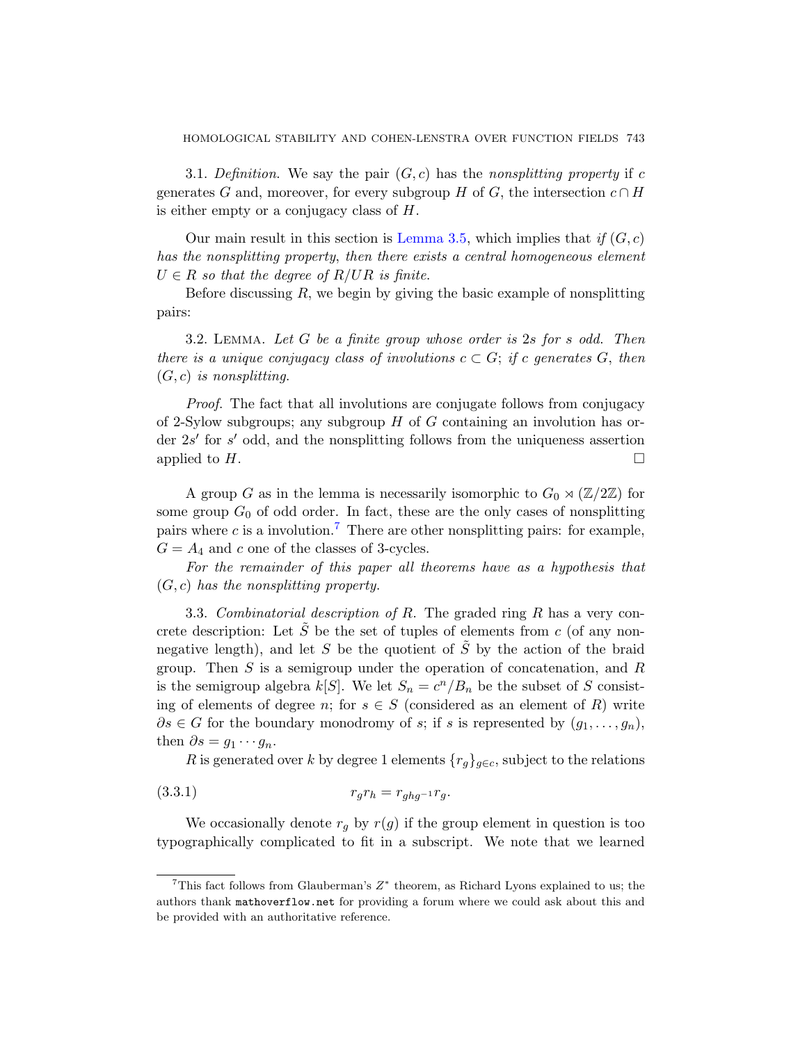3.1. *Definition*. We say the pair $(G, c)$ has the *nonsplitting property* if $c$ generates $G$ and, moreover, for every subgroup $H$ of $G$, the intersection $c \cap H$ is either empty or a conjugacy class of $H$.

Our main result in this section is Lemma 3.5, which implies that *if $(G, c)$ has the nonsplitting property, then there exists a central homogeneous element $U \in R$ so that the degree of $R/UR$ is finite.*

Before discussing $R$, we begin by giving the basic example of nonsplitting pairs:

3.2. Lemma. *Let $G$ be a finite group whose order is $2s$ for $s$ odd. Then there is a unique conjugacy class of involutions $c \subset G$; if $c$ generates $G$, then $(G, c)$ is nonsplitting.*

*Proof*. The fact that all involutions are conjugate follows from conjugacy of 2-Sylow subgroups; any subgroup $H$ of $G$ containing an involution has order $2s'$ for $s'$ odd, and the nonsplitting follows from the uniqueness assertion applied to $H$. $\square$

A group $G$ as in the lemma is necessarily isomorphic to $G_0 \rtimes (\mathbb{Z}/2\mathbb{Z})$ for some group $G_0$ of odd order. In fact, these are the only cases of nonsplitting pairs where $c$ is a involution.[7] There are other nonsplitting pairs: for example, $G = A_4$ and $c$ one of the classes of 3-cycles.

*For the remainder of this paper all theorems have as a hypothesis that $(G, c)$ has the nonsplitting property.*

3.3. *Combinatorial description of $R$.* The graded ring $R$ has a very concrete description: Let $\tilde{S}$ be the set of tuples of elements from $c$ (of any nonnegative length), and let $S$ be the quotient of $\tilde{S}$ by the action of the braid group. Then $S$ is a semigroup under the operation of concatenation, and $R$ is the semigroup algebra $k[S]$. We let $S_n = c^n/B_n$ be the subset of $S$ consisting of elements of degree $n$; for $s \in S$ (considered as an element of $R$) write $\partial s \in G$ for the boundary monodromy of $s$; if $s$ is represented by $(g_1, \ldots, g_n)$, then $\partial s = g_1 \cdots g_n$.

$R$ is generated over $k$ by degree 1 elements $\{r_g\}_{g \in c}$, subject to the relations

$$r_g r_h = r_{ghg^{-1}} r_g. \tag{3.3.1}$$

We occasionally denote $r_g$ by $r(g)$ if the group element in question is too typographically complicated to fit in a subscript. We note that we learned

[7] This fact follows from Glauberman's $Z^*$ theorem, as Richard Lyons explained to us; the authors thank mathoverflow.net for providing a forum where we could ask about this and be provided with an authoritative reference.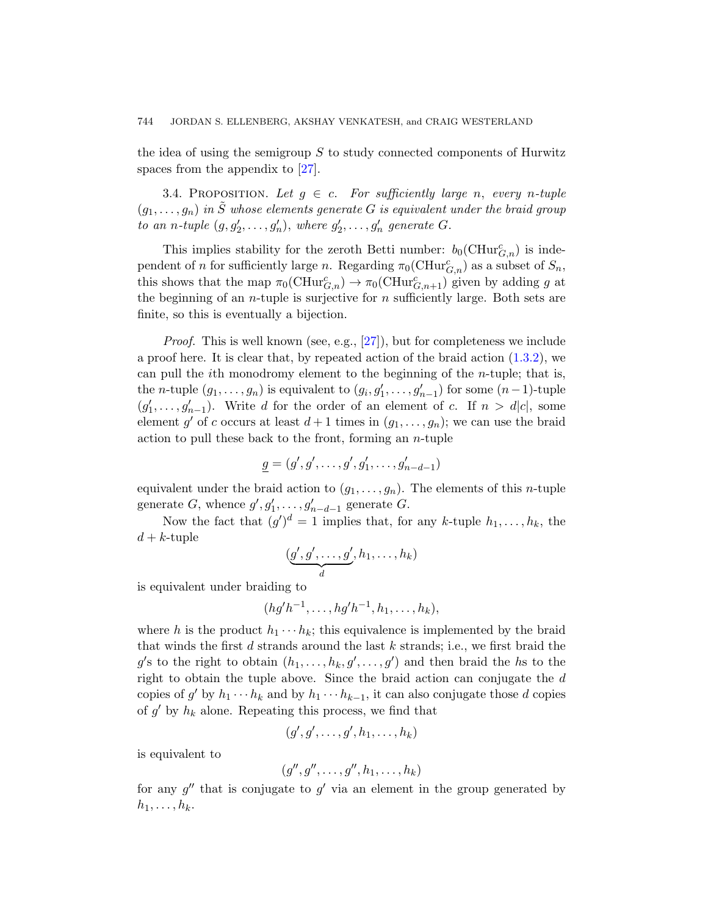the idea of using the semigroup $S$ to study connected components of Hurwitz spaces from the appendix to [27].

3.4. PROPOSITION. *Let $g \in c$. For sufficiently large $n$, every $n$-tuple $(g_1, \ldots, g_n)$ in $\tilde{S}$ whose elements generate $G$ is equivalent under the braid group to an $n$-tuple $(g, g'_2, \ldots, g'_n)$, where $g'_2, \ldots, g'_n$ generate $G$.*

This implies stability for the zeroth Betti number: $b_0(\mathrm{CHur}^c_{G,n})$ is independent of $n$ for sufficiently large $n$. Regarding $\pi_0(\mathrm{CHur}^c_{G,n})$ as a subset of $S_n$, this shows that the map $\pi_0(\mathrm{CHur}^c_{G,n}) \to \pi_0(\mathrm{CHur}^c_{G,n+1})$ given by adding $g$ at the beginning of an $n$-tuple is surjective for $n$ sufficiently large. Both sets are finite, so this is eventually a bijection.

*Proof.* This is well known (see, e.g., [27]), but for completeness we include a proof here. It is clear that, by repeated action of the braid action (1.3.2), we can pull the $i$th monodromy element to the beginning of the $n$-tuple; that is, the $n$-tuple $(g_1, \ldots, g_n)$ is equivalent to $(g_i, g'_1, \ldots, g'_{n-1})$ for some $(n-1)$-tuple $(g'_1, \ldots, g'_{n-1})$. Write $d$ for the order of an element of $c$. If $n > d|c|$, some element $g'$ of $c$ occurs at least $d+1$ times in $(g_1, \ldots, g_n)$; we can use the braid action to pull these back to the front, forming an $n$-tuple

$$\underline{g} = (g', g', \ldots, g', g'_1, \ldots, g'_{n-d-1})$$

equivalent under the braid action to $(g_1, \ldots, g_n)$. The elements of this $n$-tuple generate $G$, whence $g', g'_1, \ldots, g'_{n-d-1}$ generate $G$.

Now the fact that $(g')^d = 1$ implies that, for any $k$-tuple $h_1, \ldots, h_k$, the $d+k$-tuple

$$(\underbrace{g', g', \ldots, g'}_{d}, h_1, \ldots, h_k)$$

is equivalent under braiding to

$$(hg'h^{-1}, \ldots, hg'h^{-1}, h_1, \ldots, h_k),$$

where $h$ is the product $h_1 \cdots h_k$; this equivalence is implemented by the braid that winds the first $d$ strands around the last $k$ strands; i.e., we first braid the $g'$s to the right to obtain $(h_1, \ldots, h_k, g', \ldots, g')$ and then braid the $h$s to the right to obtain the tuple above. Since the braid action can conjugate the $d$ copies of $g'$ by $h_1 \cdots h_k$ and by $h_1 \cdots h_{k-1}$, it can also conjugate those $d$ copies of $g'$ by $h_k$ alone. Repeating this process, we find that

$$(g', g', \ldots, g', h_1, \ldots, h_k)$$

is equivalent to

$$(g'', g'', \ldots, g'', h_1, \ldots, h_k)$$

for any $g''$ that is conjugate to $g'$ via an element in the group generated by $h_1, \ldots, h_k$.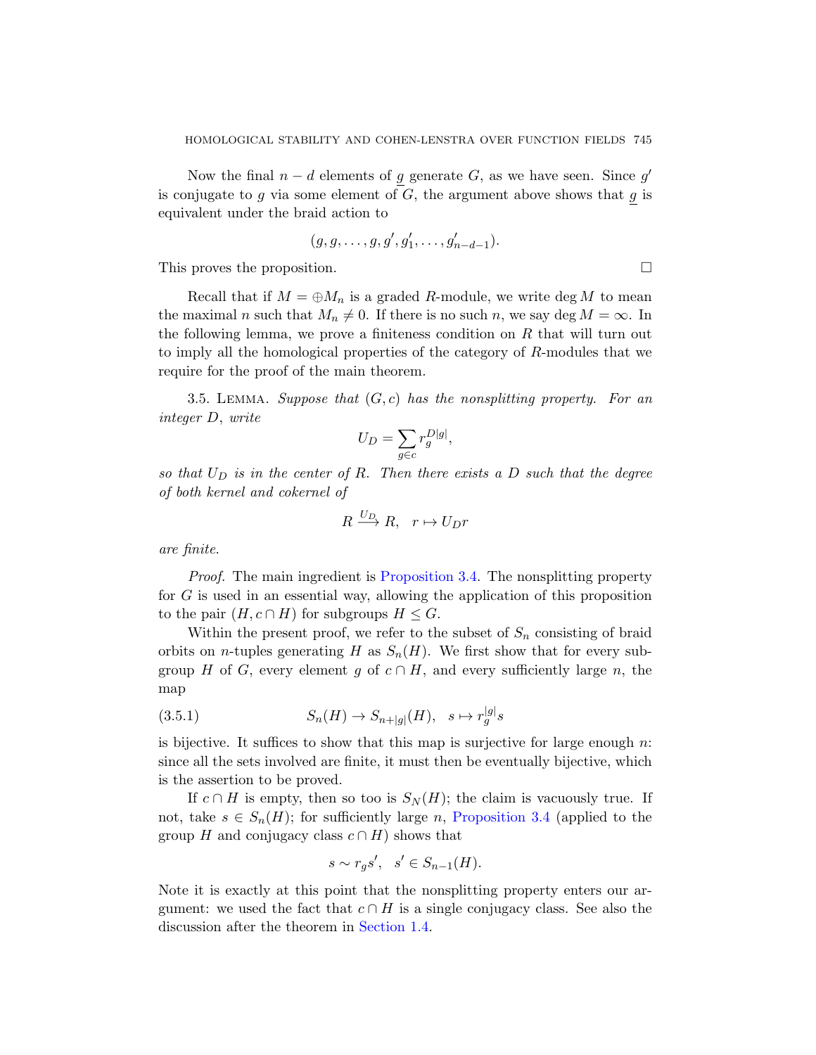Now the final $n-d$ elements of $\underline{g}$ generate $G$, as we have seen. Since $g'$ is conjugate to $g$ via some element of $G$, the argument above shows that $\underline{g}$ is equivalent under the braid action to

$$(g, g, \ldots, g, g', g'_1, \ldots, g'_{n-d-1}).$$

This proves the proposition. □

Recall that if $M = \oplus M_n$ is a graded $R$-module, we write $\deg M$ to mean the maximal $n$ such that $M_n \neq 0$. If there is no such $n$, we say $\deg M = \infty$. In the following lemma, we prove a finiteness condition on $R$ that will turn out to imply all the homological properties of the category of $R$-modules that we require for the proof of the main theorem.

3.5. Lemma. *Suppose that $(G, c)$ has the nonsplitting property. For an integer $D$, write*

$$U_D = \sum_{g \in c} r_g^{D|g|},$$

*so that $U_D$ is in the center of $R$. Then there exists a $D$ such that the degree of both kernel and cokernel of*

$$R \xrightarrow{U_D} R, \quad r \mapsto U_D r$$

*are finite.*

*Proof.* The main ingredient is Proposition 3.4. The nonsplitting property for $G$ is used in an essential way, allowing the application of this proposition to the pair $(H, c \cap H)$ for subgroups $H \leq G$.

Within the present proof, we refer to the subset of $S_n$ consisting of braid orbits on $n$-tuples generating $H$ as $S_n(H)$. We first show that for every subgroup $H$ of $G$, every element $g$ of $c \cap H$, and every sufficiently large $n$, the map

$$S_n(H) \to S_{n+|g|}(H), \quad s \mapsto r_g^{|g|} s \tag{3.5.1}$$

is bijective. It suffices to show that this map is surjective for large enough $n$: since all the sets involved are finite, it must then be eventually bijective, which is the assertion to be proved.

If $c \cap H$ is empty, then so too is $S_N(H)$; the claim is vacuously true. If not, take $s \in S_n(H)$; for sufficiently large $n$, Proposition 3.4 (applied to the group $H$ and conjugacy class $c \cap H$) shows that

$$s \sim r_g s', \quad s' \in S_{n-1}(H).$$

Note it is exactly at this point that the nonsplitting property enters our argument: we used the fact that $c \cap H$ is a single conjugacy class. See also the discussion after the theorem in Section 1.4.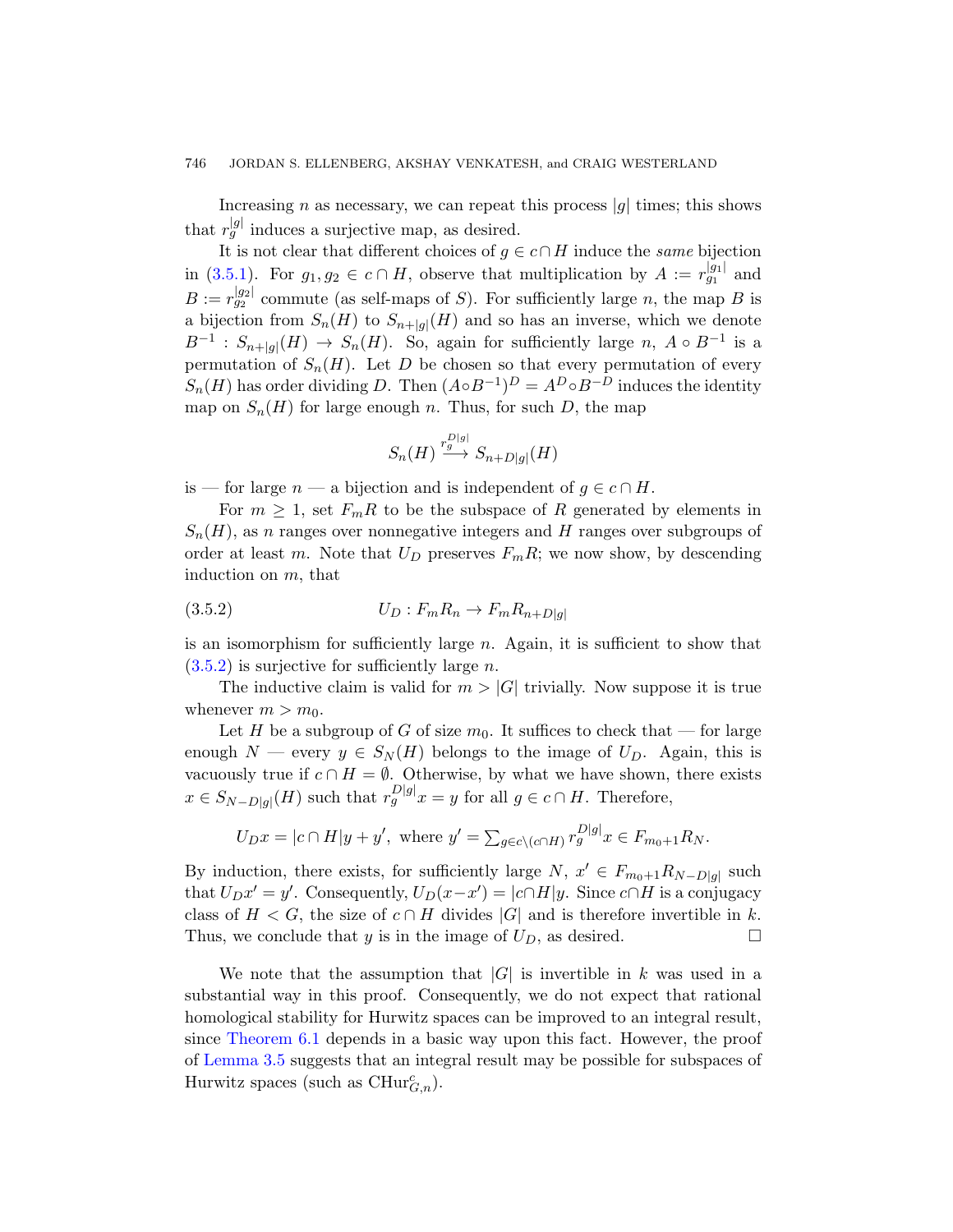Increasing $n$ as necessary, we can repeat this process $|g|$ times; this shows that $r_g^{|g|}$ induces a surjective map, as desired.

It is not clear that different choices of $g \in c \cap H$ induce the *same* bijection in (3.5.1). For $g_1, g_2 \in c \cap H$, observe that multiplication by $A := r_{g_1}^{|g_1|}$ and $B := r_{g_2}^{|g_2|}$ commute (as self-maps of $S$). For sufficiently large $n$, the map $B$ is a bijection from $S_n(H)$ to $S_{n+|g|}(H)$ and so has an inverse, which we denote $B^{-1} : S_{n+|g|}(H) \to S_n(H)$. So, again for sufficiently large $n$, $A \circ B^{-1}$ is a permutation of $S_n(H)$. Let $D$ be chosen so that every permutation of every $S_n(H)$ has order dividing $D$. Then $(A \circ B^{-1})^D = A^D \circ B^{-D}$ induces the identity map on $S_n(H)$ for large enough $n$. Thus, for such $D$, the map

$$S_n(H) \xrightarrow{r_g^{D|g|}} S_{n+D|g|}(H)$$

is — for large $n$ — a bijection and is independent of $g \in c \cap H$.

For $m \geq 1$, set $F_m R$ to be the subspace of $R$ generated by elements in $S_n(H)$, as $n$ ranges over nonnegative integers and $H$ ranges over subgroups of order at least $m$. Note that $U_D$ preserves $F_m R$; we now show, by descending induction on $m$, that

$$U_D : F_m R_n \to F_m R_{n+D|g|} \tag{3.5.2}$$

is an isomorphism for sufficiently large $n$. Again, it is sufficient to show that (3.5.2) is surjective for sufficiently large $n$.

The inductive claim is valid for $m > |G|$ trivially. Now suppose it is true whenever $m > m_0$.

Let $H$ be a subgroup of $G$ of size $m_0$. It suffices to check that — for large enough $N$ — every $y \in S_N(H)$ belongs to the image of $U_D$. Again, this is vacuously true if $c \cap H = \emptyset$. Otherwise, by what we have shown, there exists $x \in S_{N-D|g|}(H)$ such that $r_g^{D|g|} x = y$ for all $g \in c \cap H$. Therefore,

$$U_D x = |c \cap H| y + y', \text{ where } y' = \textstyle\sum_{g \in c \setminus (c \cap H)} r_g^{D|g|} x \in F_{m_0+1} R_N.$$

By induction, there exists, for sufficiently large $N$, $x' \in F_{m_0+1} R_{N-D|g|}$ such that $U_D x' = y'$. Consequently, $U_D(x - x') = |c \cap H| y$. Since $c \cap H$ is a conjugacy class of $H < G$, the size of $c \cap H$ divides $|G|$ and is therefore invertible in $k$. Thus, we conclude that $y$ is in the image of $U_D$, as desired. $\square$

We note that the assumption that $|G|$ is invertible in $k$ was used in a substantial way in this proof. Consequently, we do not expect that rational homological stability for Hurwitz spaces can be improved to an integral result, since Theorem 6.1 depends in a basic way upon this fact. However, the proof of Lemma 3.5 suggests that an integral result may be possible for subspaces of Hurwitz spaces (such as $\mathrm{CHur}^c_{G,n}$).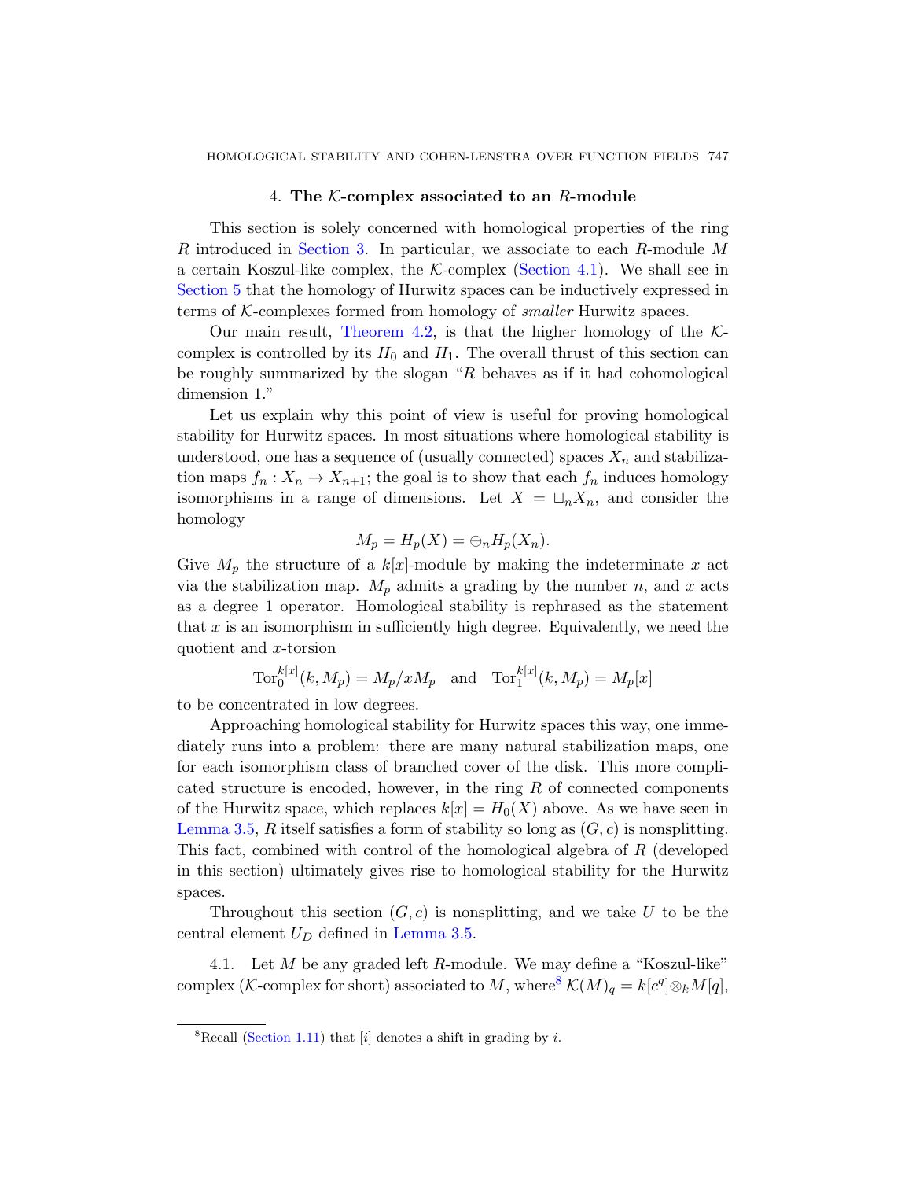## 4. The $\mathcal{K}$-complex associated to an $R$-module

This section is solely concerned with homological properties of the ring $R$ introduced in Section 3. In particular, we associate to each $R$-module $M$ a certain Koszul-like complex, the $\mathcal{K}$-complex (Section 4.1). We shall see in Section 5 that the homology of Hurwitz spaces can be inductively expressed in terms of $\mathcal{K}$-complexes formed from homology of *smaller* Hurwitz spaces.

Our main result, Theorem 4.2, is that the higher homology of the $\mathcal{K}$-complex is controlled by its $H_0$ and $H_1$. The overall thrust of this section can be roughly summarized by the slogan "$R$ behaves as if it had cohomological dimension 1."

Let us explain why this point of view is useful for proving homological stability for Hurwitz spaces. In most situations where homological stability is understood, one has a sequence of (usually connected) spaces $X_n$ and stabilization maps $f_n : X_n \to X_{n+1}$; the goal is to show that each $f_n$ induces homology isomorphisms in a range of dimensions. Let $X = \sqcup_n X_n$, and consider the homology

$$M_p = H_p(X) = \oplus_n H_p(X_n).$$

Give $M_p$ the structure of a $k[x]$-module by making the indeterminate $x$ act via the stabilization map. $M_p$ admits a grading by the number $n$, and $x$ acts as a degree 1 operator. Homological stability is rephrased as the statement that $x$ is an isomorphism in sufficiently high degree. Equivalently, we need the quotient and $x$-torsion

$$\mathrm{Tor}_0^{k[x]}(k, M_p) = M_p/xM_p \quad \text{and} \quad \mathrm{Tor}_1^{k[x]}(k, M_p) = M_p[x]$$

to be concentrated in low degrees.

Approaching homological stability for Hurwitz spaces this way, one immediately runs into a problem: there are many natural stabilization maps, one for each isomorphism class of branched cover of the disk. This more complicated structure is encoded, however, in the ring $R$ of connected components of the Hurwitz space, which replaces $k[x] = H_0(X)$ above. As we have seen in Lemma 3.5, $R$ itself satisfies a form of stability so long as $(G, c)$ is nonsplitting. This fact, combined with control of the homological algebra of $R$ (developed in this section) ultimately gives rise to homological stability for the Hurwitz spaces.

Throughout this section $(G, c)$ is nonsplitting, and we take $U$ to be the central element $U_D$ defined in Lemma 3.5.

4.1. Let $M$ be any graded left $R$-module. We may define a "Koszul-like" complex ($\mathcal{K}$-complex for short) associated to $M$, where[8] $\mathcal{K}(M)_q = k[c^q] \otimes_k M[q]$,

[8] Recall (Section 1.11) that $[i]$ denotes a shift in grading by $i$.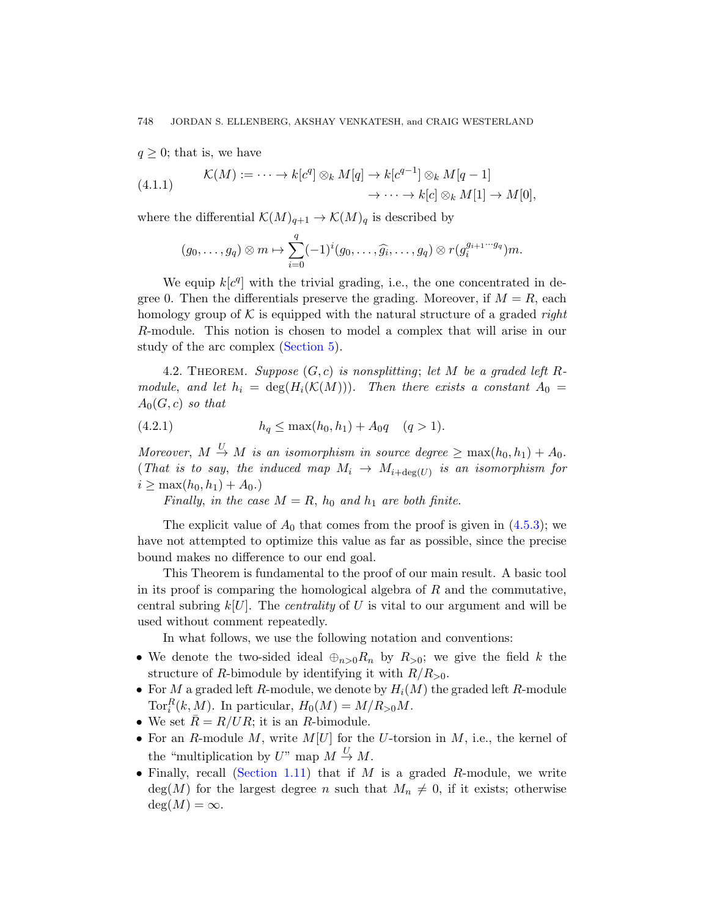$q \geq 0$; that is, we have

$$\mathcal{K}(M) := \cdots \to k[c^q] \otimes_k M[q] \to k[c^{q-1}] \otimes_k M[q-1] \to \cdots \to k[c] \otimes_k M[1] \to M[0], \tag{4.1.1}$$

where the differential $\mathcal{K}(M)_{q+1} \to \mathcal{K}(M)_q$ is described by

$$(g_0, \ldots, g_q) \otimes m \mapsto \sum_{i=0}^{q} (-1)^i (g_0, \ldots, \widehat{g_i}, \ldots, g_q) \otimes r(g_i^{g_{i+1} \cdots g_q}) m.$$

We equip $k[c^q]$ with the trivial grading, i.e., the one concentrated in degree 0. Then the differentials preserve the grading. Moreover, if $M = R$, each homology group of $\mathcal{K}$ is equipped with the natural structure of a graded *right* $R$-module. This notion is chosen to model a complex that will arise in our study of the arc complex (Section 5).

4.2. Theorem. *Suppose $(G, c)$ is nonsplitting; let $M$ be a graded left $R$-module, and let $h_i = \deg(H_i(\mathcal{K}(M)))$. Then there exists a constant $A_0 = A_0(G, c)$ so that*

$$h_q \leq \max(h_0, h_1) + A_0 q \quad (q > 1). \tag{4.2.1}$$

*Moreover, $M \xrightarrow{U} M$ is an isomorphism in source degree $\geq \max(h_0, h_1) + A_0$. (That is to say, the induced map $M_i \to M_{i+\deg(U)}$ is an isomorphism for $i \geq \max(h_0, h_1) + A_0$.)*

*Finally, in the case $M = R$, $h_0$ and $h_1$ are both finite.*

The explicit value of $A_0$ that comes from the proof is given in (4.5.3); we have not attempted to optimize this value as far as possible, since the precise bound makes no difference to our end goal.

This Theorem is fundamental to the proof of our main result. A basic tool in its proof is comparing the homological algebra of $R$ and the commutative, central subring $k[U]$. The *centrality* of $U$ is vital to our argument and will be used without comment repeatedly.

In what follows, we use the following notation and conventions:

- We denote the two-sided ideal $\oplus_{n>0} R_n$ by $R_{>0}$; we give the field $k$ the structure of $R$-bimodule by identifying it with $R/R_{>0}$.
- For $M$ a graded left $R$-module, we denote by $H_i(M)$ the graded left $R$-module $\mathrm{Tor}_i^R(k, M)$. In particular, $H_0(M) = M/R_{>0}M$.
- We set $\bar{R} = R/UR$; it is an $R$-bimodule.
- For an $R$-module $M$, write $M[U]$ for the $U$-torsion in $M$, i.e., the kernel of the "multiplication by $U$" map $M \xrightarrow{U} M$.
- Finally, recall (Section 1.11) that if $M$ is a graded $R$-module, we write $\deg(M)$ for the largest degree $n$ such that $M_n \neq 0$, if it exists; otherwise $\deg(M) = \infty$.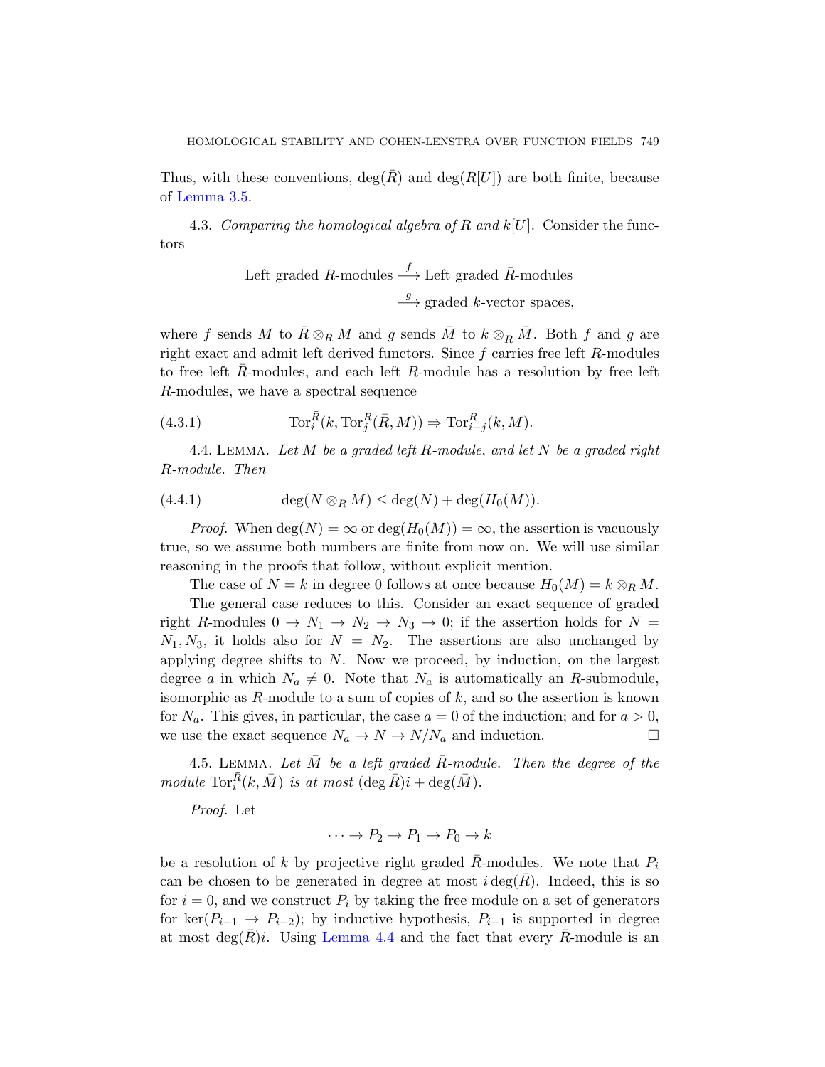Thus, with these conventions, $\deg(\bar{R})$ and $\deg(R[U])$ are both finite, because of Lemma 3.5.

4.3. *Comparing the homological algebra of $R$ and $k[U]$.* Consider the functors

$$\text{Left graded } R\text{-modules} \xrightarrow{f} \text{Left graded } \bar{R}\text{-modules}$$
$$\xrightarrow{g} \text{graded } k\text{-vector spaces},$$

where $f$ sends $M$ to $\bar{R} \otimes_R M$ and $g$ sends $\bar{M}$ to $k \otimes_{\bar{R}} \bar{M}$. Both $f$ and $g$ are right exact and admit left derived functors. Since $f$ carries free left $R$-modules to free left $\bar{R}$-modules, and each left $R$-module has a resolution by free left $R$-modules, we have a spectral sequence

$$\mathrm{Tor}_i^{\bar{R}}(k, \mathrm{Tor}_j^R(\bar{R}, M)) \Rightarrow \mathrm{Tor}_{i+j}^R(k, M). \tag{4.3.1}$$

4.4. Lemma. *Let $M$ be a graded left $R$-module, and let $N$ be a graded right $R$-module. Then*

$$\deg(N \otimes_R M) \leq \deg(N) + \deg(H_0(M)). \tag{4.4.1}$$

*Proof.* When $\deg(N) = \infty$ or $\deg(H_0(M)) = \infty$, the assertion is vacuously true, so we assume both numbers are finite from now on. We will use similar reasoning in the proofs that follow, without explicit mention.

The case of $N = k$ in degree 0 follows at once because $H_0(M) = k \otimes_R M$.

The general case reduces to this. Consider an exact sequence of graded right $R$-modules $0 \to N_1 \to N_2 \to N_3 \to 0$; if the assertion holds for $N = N_1, N_3$, it holds also for $N = N_2$. The assertions are also unchanged by applying degree shifts to $N$. Now we proceed, by induction, on the largest degree $a$ in which $N_a \neq 0$. Note that $N_a$ is automatically an $R$-submodule, isomorphic as $R$-module to a sum of copies of $k$, and so the assertion is known for $N_a$. This gives, in particular, the case $a = 0$ of the induction; and for $a > 0$, we use the exact sequence $N_a \to N \to N/N_a$ and induction. $\square$

4.5. Lemma. *Let $\bar{M}$ be a left graded $\bar{R}$-module. Then the degree of the module $\mathrm{Tor}_i^{\bar{R}}(k, \bar{M})$ is at most $(\deg \bar{R})i + \deg(\bar{M})$.*

*Proof.* Let

$$\cdots \to P_2 \to P_1 \to P_0 \to k$$

be a resolution of $k$ by projective right graded $\bar{R}$-modules. We note that $P_i$ can be chosen to be generated in degree at most $i \deg(\bar{R})$. Indeed, this is so for $i = 0$, and we construct $P_i$ by taking the free module on a set of generators for $\ker(P_{i-1} \to P_{i-2})$; by inductive hypothesis, $P_{i-1}$ is supported in degree at most $\deg(\bar{R})i$. Using Lemma 4.4 and the fact that every $\bar{R}$-module is an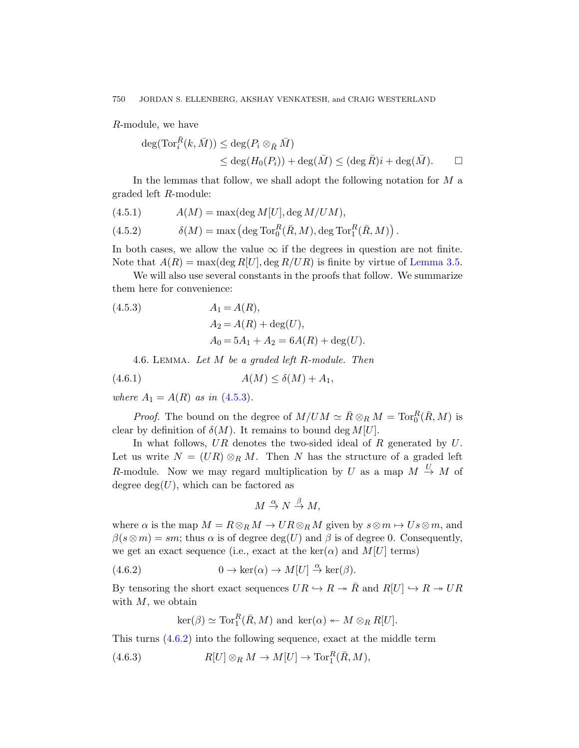$R$-module, we have

$$\begin{aligned}\deg(\mathrm{Tor}_i^{\bar{R}}(k,\bar{M})) &\leq \deg(P_i \otimes_{\bar{R}} \bar{M})\\ &\leq \deg(H_0(P_i)) + \deg(\bar{M}) \leq (\deg \bar{R})i + \deg(\bar{M}). \qquad \square\end{aligned}$$

In the lemmas that follow, we shall adopt the following notation for $M$ a graded left $R$-module:

$$A(M) = \max(\deg M[U], \deg M/UM), \tag{4.5.1}$$

$$\delta(M) = \max\left(\deg \mathrm{Tor}_0^R(\bar{R}, M), \deg \mathrm{Tor}_1^R(\bar{R}, M)\right). \tag{4.5.2}$$

In both cases, we allow the value $\infty$ if the degrees in question are not finite. Note that $A(R) = \max(\deg R[U], \deg R/UR)$ is finite by virtue of Lemma 3.5.

We will also use several constants in the proofs that follow. We summarize them here for convenience:

$$\begin{aligned}A_1 &= A(R),\\ A_2 &= A(R) + \deg(U),\\ A_0 &= 5A_1 + A_2 = 6A(R) + \deg(U).\end{aligned} \tag{4.5.3}$$

4.6. Lemma. *Let $M$ be a graded left $R$-module. Then*

$$A(M) \leq \delta(M) + A_1, \tag{4.6.1}$$

*where $A_1 = A(R)$ as in (4.5.3).*

*Proof.* The bound on the degree of $M/UM \simeq \bar{R} \otimes_R M = \mathrm{Tor}_0^R(\bar{R}, M)$ is clear by definition of $\delta(M)$. It remains to bound $\deg M[U]$.

In what follows, $UR$ denotes the two-sided ideal of $R$ generated by $U$. Let us write $N = (UR) \otimes_R M$. Then $N$ has the structure of a graded left $R$-module. Now we may regard multiplication by $U$ as a map $M \xrightarrow{U} M$ of degree $\deg(U)$, which can be factored as

$$M \xrightarrow{\alpha} N \xrightarrow{\beta} M,$$

where $\alpha$ is the map $M = R \otimes_R M \to UR \otimes_R M$ given by $s \otimes m \mapsto Us \otimes m$, and $\beta(s \otimes m) = sm$; thus $\alpha$ is of degree $\deg(U)$ and $\beta$ is of degree 0. Consequently, we get an exact sequence (i.e., exact at the $\ker(\alpha)$ and $M[U]$ terms)

$$0 \to \ker(\alpha) \to M[U] \xrightarrow{\alpha} \ker(\beta). \tag{4.6.2}$$

By tensoring the short exact sequences $UR \hookrightarrow R \twoheadrightarrow \bar{R}$ and $R[U] \hookrightarrow R \twoheadrightarrow UR$ with $M$, we obtain

$$\ker(\beta) \simeq \mathrm{Tor}_1^R(\bar{R}, M) \text{ and } \ker(\alpha) \twoheadleftarrow M \otimes_R R[U].$$

This turns (4.6.2) into the following sequence, exact at the middle term

$$R[U] \otimes_R M \to M[U] \to \mathrm{Tor}_1^R(\bar{R}, M), \tag{4.6.3}$$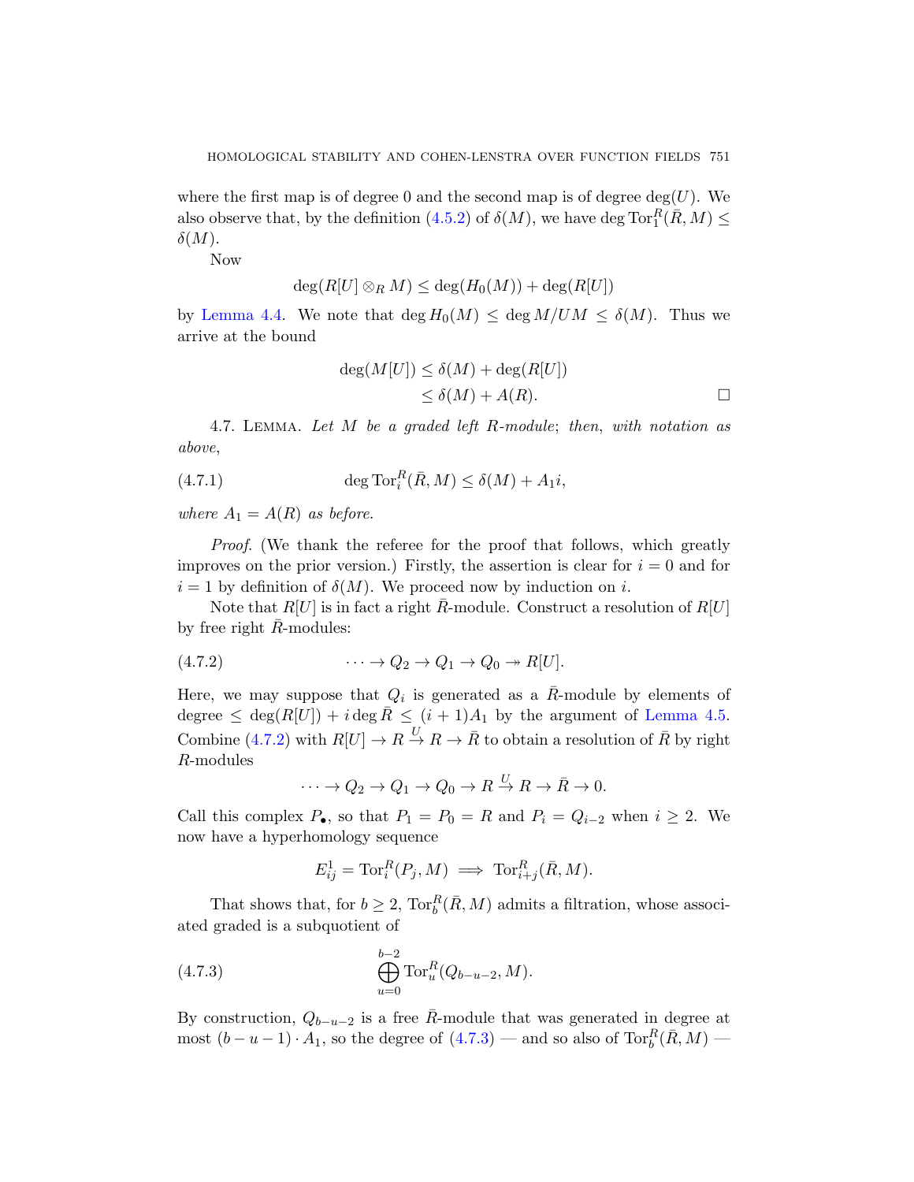where the first map is of degree 0 and the second map is of degree $\deg(U)$. We also observe that, by the definition (4.5.2) of $\delta(M)$, we have $\deg \mathrm{Tor}_1^R(\bar{R}, M) \leq \delta(M)$.

Now

$$\deg(R[U] \otimes_R M) \leq \deg(H_0(M)) + \deg(R[U])$$

by Lemma 4.4. We note that $\deg H_0(M) \leq \deg M/UM \leq \delta(M)$. Thus we arrive at the bound

$$\begin{aligned}\deg(M[U]) &\leq \delta(M) + \deg(R[U]) \\ &\leq \delta(M) + A(R).\end{aligned}$$

□

4.7. Lemma. *Let $M$ be a graded left $R$-module; then, with notation as above,*

$$\deg \mathrm{Tor}_i^R(\bar{R}, M) \leq \delta(M) + A_1 i, \tag{4.7.1}$$

*where $A_1 = A(R)$ as before.*

*Proof.* (We thank the referee for the proof that follows, which greatly improves on the prior version.) Firstly, the assertion is clear for $i = 0$ and for $i = 1$ by definition of $\delta(M)$. We proceed now by induction on $i$.

Note that $R[U]$ is in fact a right $\bar{R}$-module. Construct a resolution of $R[U]$ by free right $\bar{R}$-modules:

$$\cdots \to Q_2 \to Q_1 \to Q_0 \twoheadrightarrow R[U]. \tag{4.7.2}$$

Here, we may suppose that $Q_i$ is generated as a $\bar{R}$-module by elements of degree $\leq \deg(R[U]) + i \deg \bar{R} \leq (i+1)A_1$ by the argument of Lemma 4.5. Combine (4.7.2) with $R[U] \to R \xrightarrow{U} R \to \bar{R}$ to obtain a resolution of $\bar{R}$ by right $R$-modules

$$\cdots \to Q_2 \to Q_1 \to Q_0 \to R \xrightarrow{U} R \to \bar{R} \to 0.$$

Call this complex $P_\bullet$, so that $P_1 = P_0 = R$ and $P_i = Q_{i-2}$ when $i \geq 2$. We now have a hyperhomology sequence

$$E^1_{ij} = \mathrm{Tor}_i^R(P_j, M) \implies \mathrm{Tor}_{i+j}^R(\bar{R}, M).$$

That shows that, for $b \geq 2$, $\mathrm{Tor}_b^R(\bar{R}, M)$ admits a filtration, whose associated graded is a subquotient of

$$\bigoplus_{u=0}^{b-2} \mathrm{Tor}_u^R(Q_{b-u-2}, M). \tag{4.7.3}$$

By construction, $Q_{b-u-2}$ is a free $\bar{R}$-module that was generated in degree at most $(b-u-1) \cdot A_1$, so the degree of (4.7.3) — and so also of $\mathrm{Tor}_b^R(\bar{R}, M)$ —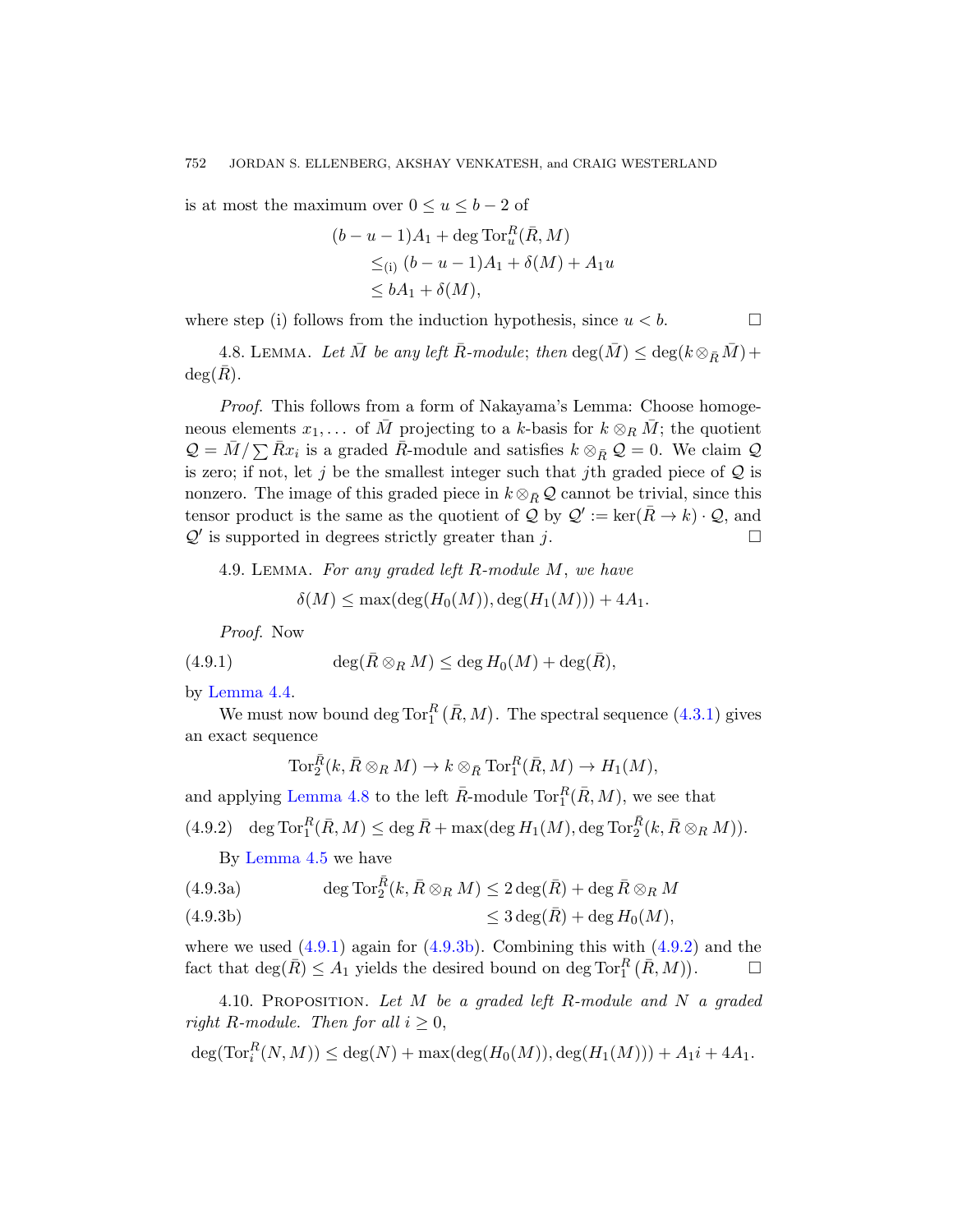is at most the maximum over $0 \le u \le b-2$ of

$$\begin{aligned}(b-u-1)A_1 + \deg \operatorname{Tor}_u^R(\bar{R}, M) \\ \le_{(\mathrm{i})} (b-u-1)A_1 + \delta(M) + A_1 u \\ \le bA_1 + \delta(M),\end{aligned}$$

where step (i) follows from the induction hypothesis, since $u < b$. □

4.8. Lemma. *Let $\bar{M}$ be any left $\bar{R}$-module; then* $\deg(\bar{M}) \le \deg(k \otimes_{\bar{R}} \bar{M}) + \deg(\bar{R})$.

*Proof.* This follows from a form of Nakayama's Lemma: Choose homogeneous elements $x_1, \ldots$ of $\bar{M}$ projecting to a $k$-basis for $k \otimes_R \bar{M}$; the quotient $\mathcal{Q} = \bar{M}/\sum \bar{R}x_i$ is a graded $\bar{R}$-module and satisfies $k \otimes_{\bar{R}} \mathcal{Q} = 0$. We claim $\mathcal{Q}$ is zero; if not, let $j$ be the smallest integer such that $j$th graded piece of $\mathcal{Q}$ is nonzero. The image of this graded piece in $k \otimes_{\bar{R}} \mathcal{Q}$ cannot be trivial, since this tensor product is the same as the quotient of $\mathcal{Q}$ by $\mathcal{Q}' := \ker(\bar{R} \to k) \cdot \mathcal{Q}$, and $\mathcal{Q}'$ is supported in degrees strictly greater than $j$. □

4.9. Lemma. *For any graded left $R$-module $M$, we have*

$$\delta(M) \le \max(\deg(H_0(M)), \deg(H_1(M))) + 4A_1.$$

*Proof.* Now

$$\deg(\bar{R} \otimes_R M) \le \deg H_0(M) + \deg(\bar{R}), \tag{4.9.1}$$

by Lemma 4.4.

We must now bound $\deg \operatorname{Tor}_1^R(\bar{R}, M)$. The spectral sequence (4.3.1) gives an exact sequence

$$\operatorname{Tor}_2^{\bar{R}}(k, \bar{R} \otimes_R M) \to k \otimes_{\bar{R}} \operatorname{Tor}_1^R(\bar{R}, M) \to H_1(M),$$

and applying Lemma 4.8 to the left $\bar{R}$-module $\operatorname{Tor}_1^R(\bar{R}, M)$, we see that

$$\deg \operatorname{Tor}_1^R(\bar{R}, M) \le \deg \bar{R} + \max(\deg H_1(M), \deg \operatorname{Tor}_2^{\bar{R}}(k, \bar{R} \otimes_R M)). \tag{4.9.2}$$

By Lemma 4.5 we have

$$\deg \operatorname{Tor}_2^{\bar{R}}(k, \bar{R} \otimes_R M) \le 2\deg(\bar{R}) + \deg \bar{R} \otimes_R M \tag{4.9.3a}$$

$$\le 3\deg(\bar{R}) + \deg H_0(M), \tag{4.9.3b}$$

where we used (4.9.1) again for (4.9.3b). Combining this with (4.9.2) and the fact that $\deg(\bar{R}) \le A_1$ yields the desired bound on $\deg \operatorname{Tor}_1^R(\bar{R}, M))$. □

4.10. Proposition. *Let $M$ be a graded left $R$-module and $N$ a graded right $R$-module. Then for all $i \ge 0$,*

$$\deg(\operatorname{Tor}_i^R(N, M)) \le \deg(N) + \max(\deg(H_0(M)), \deg(H_1(M))) + A_1 i + 4A_1.$$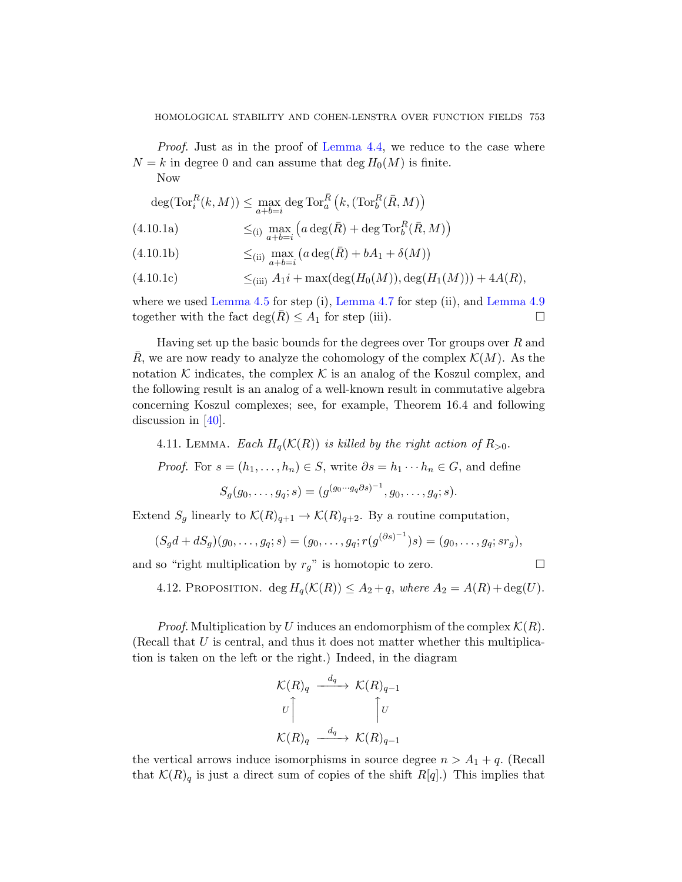*Proof.* Just as in the proof of Lemma 4.4, we reduce to the case where $N = k$ in degree 0 and can assume that $\deg H_0(M)$ is finite.

Now

$$\deg(\mathrm{Tor}_i^R(k, M)) \le \max_{a+b=i} \deg \mathrm{Tor}_a^{\bar{R}}\left(k, (\mathrm{Tor}_b^R(\bar{R}, M)\right)$$

$$\le_{\text{(i)}} \max_{a+b=i} \left(a \deg(\bar{R}) + \deg \mathrm{Tor}_b^R(\bar{R}, M)\right) \tag{4.10.1a}$$

$$\le_{\text{(ii)}} \max_{a+b=i} \left(a \deg(\bar{R}) + bA_1 + \delta(M)\right) \tag{4.10.1b}$$

$$\le_{\text{(iii)}} A_1 i + \max(\deg(H_0(M)), \deg(H_1(M))) + 4A(R), \tag{4.10.1c}$$

where we used Lemma 4.5 for step (i), Lemma 4.7 for step (ii), and Lemma 4.9 together with the fact $\deg(\bar{R}) \le A_1$ for step (iii). □

Having set up the basic bounds for the degrees over Tor groups over $R$ and $\bar{R}$, we are now ready to analyze the cohomology of the complex $\mathcal{K}(M)$. As the notation $\mathcal{K}$ indicates, the complex $\mathcal{K}$ is an analog of the Koszul complex, and the following result is an analog of a well-known result in commutative algebra concerning Koszul complexes; see, for example, Theorem 16.4 and following discussion in [40].

4.11. Lemma. *Each $H_q(\mathcal{K}(R))$ is killed by the right action of $R_{>0}$.*

*Proof.* For $s = (h_1, \dots, h_n) \in S$, write $\partial s = h_1 \cdots h_n \in G$, and define

$$S_g(g_0, \dots, g_q; s) = (g^{(g_0 \cdots g_q \partial s)^{-1}}, g_0, \dots, g_q; s).$$

Extend $S_g$ linearly to $\mathcal{K}(R)_{q+1} \to \mathcal{K}(R)_{q+2}$. By a routine computation,

$$(S_g d + dS_g)(g_0, \dots, g_q; s) = (g_0, \dots, g_q; r(g^{(\partial s)^{-1}})s) = (g_0, \dots, g_q; sr_g),$$

and so "right multiplication by $r_g$" is homotopic to zero. □

4.12. Proposition. $\deg H_q(\mathcal{K}(R)) \le A_2 + q$*, where* $A_2 = A(R) + \deg(U)$.

*Proof.* Multiplication by $U$ induces an endomorphism of the complex $\mathcal{K}(R)$. (Recall that $U$ is central, and thus it does not matter whether this multiplication is taken on the left or the right.) Indeed, in the diagram

$$\begin{array}{ccc} \mathcal{K}(R)_q & \xrightarrow{d_q} & \mathcal{K}(R)_{q-1} \\ U \big\uparrow & & \big\uparrow U \\ \mathcal{K}(R)_q & \xrightarrow{d_q} & \mathcal{K}(R)_{q-1} \end{array}$$

the vertical arrows induce isomorphisms in source degree $n > A_1 + q$. (Recall that $\mathcal{K}(R)_q$ is just a direct sum of copies of the shift $R[q]$.) This implies that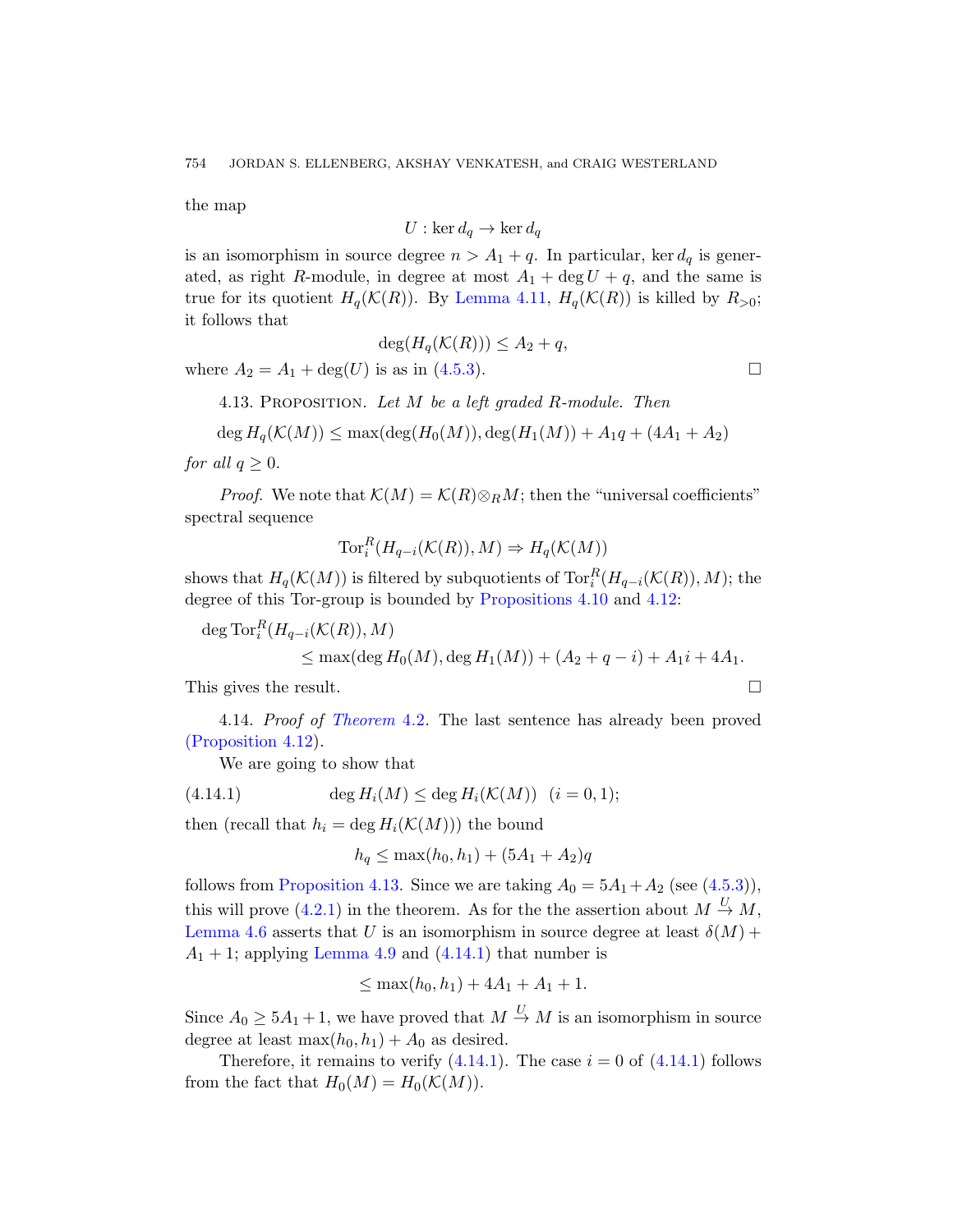the map

$$U : \ker d_q \to \ker d_q$$

is an isomorphism in source degree $n > A_1 + q$. In particular, $\ker d_q$ is generated, as right $R$-module, in degree at most $A_1 + \deg U + q$, and the same is true for its quotient $H_q(\mathcal{K}(R))$. By Lemma 4.11, $H_q(\mathcal{K}(R))$ is killed by $R_{>0}$; it follows that

$$\deg(H_q(\mathcal{K}(R))) \leq A_2 + q,$$

where $A_2 = A_1 + \deg(U)$ is as in (4.5.3). □

4.13. Proposition. *Let $M$ be a left graded $R$-module. Then*

$$\deg H_q(\mathcal{K}(M)) \leq \max(\deg(H_0(M)), \deg(H_1(M)) + A_1 q + (4A_1 + A_2)$$

*for all $q \geq 0$.*

*Proof.* We note that $\mathcal{K}(M) = \mathcal{K}(R) \otimes_R M$; then the "universal coefficients" spectral sequence

$$\operatorname{Tor}_i^R(H_{q-i}(\mathcal{K}(R)), M) \Rightarrow H_q(\mathcal{K}(M))$$

shows that $H_q(\mathcal{K}(M))$ is filtered by subquotients of $\operatorname{Tor}_i^R(H_{q-i}(\mathcal{K}(R)), M)$; the degree of this Tor-group is bounded by Propositions 4.10 and 4.12:

$$\begin{aligned}\deg \operatorname{Tor}_i^R&(H_{q-i}(\mathcal{K}(R)), M)\\ &\leq \max(\deg H_0(M), \deg H_1(M)) + (A_2 + q - i) + A_1 i + 4A_1.\end{aligned}$$

This gives the result. □

4.14. *Proof of Theorem* 4.2. The last sentence has already been proved (Proposition 4.12).

We are going to show that

$$\deg H_i(M) \leq \deg H_i(\mathcal{K}(M)) \quad (i = 0, 1); \tag{4.14.1}$$

then (recall that $h_i = \deg H_i(\mathcal{K}(M))$) the bound

$$h_q \leq \max(h_0, h_1) + (5A_1 + A_2)q$$

follows from Proposition 4.13. Since we are taking $A_0 = 5A_1 + A_2$ (see (4.5.3)), this will prove (4.2.1) in the theorem. As for the the assertion about $M \xrightarrow{U} M$, Lemma 4.6 asserts that $U$ is an isomorphism in source degree at least $\delta(M) + A_1 + 1$; applying Lemma 4.9 and (4.14.1) that number is

$$\leq \max(h_0, h_1) + 4A_1 + A_1 + 1.$$

Since $A_0 \geq 5A_1 + 1$, we have proved that $M \xrightarrow{U} M$ is an isomorphism in source degree at least $\max(h_0, h_1) + A_0$ as desired.

Therefore, it remains to verify (4.14.1). The case $i = 0$ of (4.14.1) follows from the fact that $H_0(M) = H_0(\mathcal{K}(M))$.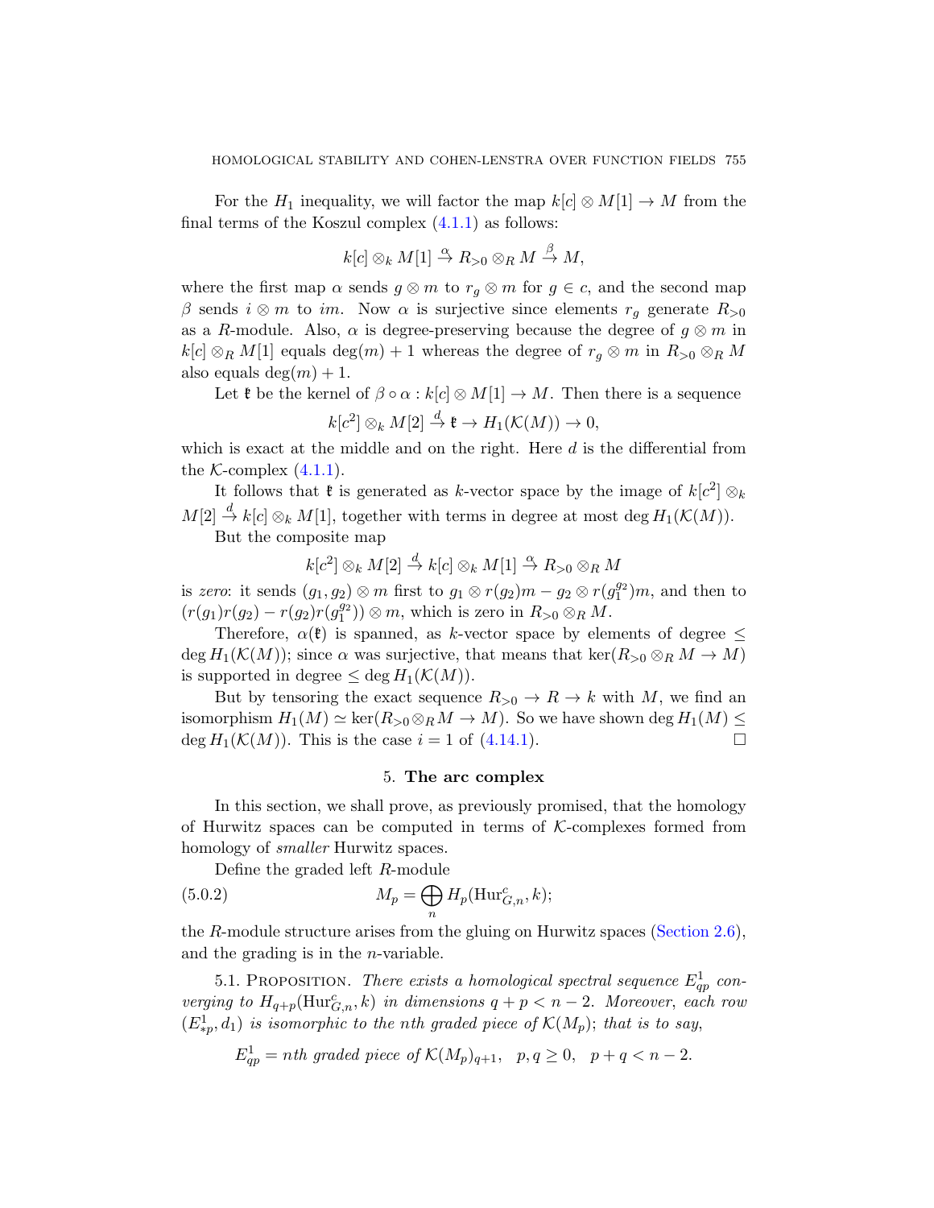For the $H_1$ inequality, we will factor the map $k[c] \otimes M[1] \to M$ from the final terms of the Koszul complex (4.1.1) as follows:

$$k[c] \otimes_k M[1] \xrightarrow{\alpha} R_{>0} \otimes_R M \xrightarrow{\beta} M,$$

where the first map $\alpha$ sends $g \otimes m$ to $r_g \otimes m$ for $g \in c$, and the second map $\beta$ sends $i \otimes m$ to $im$. Now $\alpha$ is surjective since elements $r_g$ generate $R_{>0}$ as a $R$-module. Also, $\alpha$ is degree-preserving because the degree of $g \otimes m$ in $k[c] \otimes_R M[1]$ equals $\deg(m) + 1$ whereas the degree of $r_g \otimes m$ in $R_{>0} \otimes_R M$ also equals $\deg(m) + 1$.

Let $\mathfrak{k}$ be the kernel of $\beta \circ \alpha : k[c] \otimes M[1] \to M$. Then there is a sequence

$$k[c^2] \otimes_k M[2] \xrightarrow{d} \mathfrak{k} \to H_1(\mathcal{K}(M)) \to 0,$$

which is exact at the middle and on the right. Here $d$ is the differential from the $\mathcal{K}$-complex (4.1.1).

It follows that $\mathfrak{k}$ is generated as $k$-vector space by the image of $k[c^2] \otimes_k M[2] \xrightarrow{d} k[c] \otimes_k M[1]$, together with terms in degree at most $\deg H_1(\mathcal{K}(M))$.

But the composite map

$$k[c^2] \otimes_k M[2] \xrightarrow{d} k[c] \otimes_k M[1] \xrightarrow{\alpha} R_{>0} \otimes_R M$$

is *zero*: it sends $(g_1, g_2) \otimes m$ first to $g_1 \otimes r(g_2)m - g_2 \otimes r(g_1^{g_2})m$, and then to $(r(g_1)r(g_2) - r(g_2)r(g_1^{g_2})) \otimes m$, which is zero in $R_{>0} \otimes_R M$.

Therefore, $\alpha(\mathfrak{k})$ is spanned, as $k$-vector space by elements of degree $\leq \deg H_1(\mathcal{K}(M))$; since $\alpha$ was surjective, that means that $\ker(R_{>0} \otimes_R M \to M)$ is supported in degree $\leq \deg H_1(\mathcal{K}(M))$.

But by tensoring the exact sequence $R_{>0} \to R \to k$ with $M$, we find an isomorphism $H_1(M) \simeq \ker(R_{>0} \otimes_R M \to M)$. So we have shown $\deg H_1(M) \leq \deg H_1(\mathcal{K}(M))$. This is the case $i = 1$ of (4.14.1). □

## 5. The arc complex

In this section, we shall prove, as previously promised, that the homology of Hurwitz spaces can be computed in terms of $\mathcal{K}$-complexes formed from homology of *smaller* Hurwitz spaces.

Define the graded left $R$-module

$$M_p = \bigoplus_n H_p(\mathrm{Hur}^c_{G,n}, k); \tag{5.0.2}$$

the $R$-module structure arises from the gluing on Hurwitz spaces (Section 2.6), and the grading is in the $n$-variable.

5.1. Proposition. *There exists a homological spectral sequence $E^1_{qp}$ converging to $H_{q+p}(\mathrm{Hur}^c_{G,n}, k)$ in dimensions $q + p < n - 2$. Moreover, each row $(E^1_{*p}, d_1)$ is isomorphic to the nth graded piece of $\mathcal{K}(M_p)$; that is to say,*

$$E^1_{qp} = n\text{th graded piece of } \mathcal{K}(M_p)_{q+1}, \quad p, q \geq 0, \quad p + q < n - 2.$$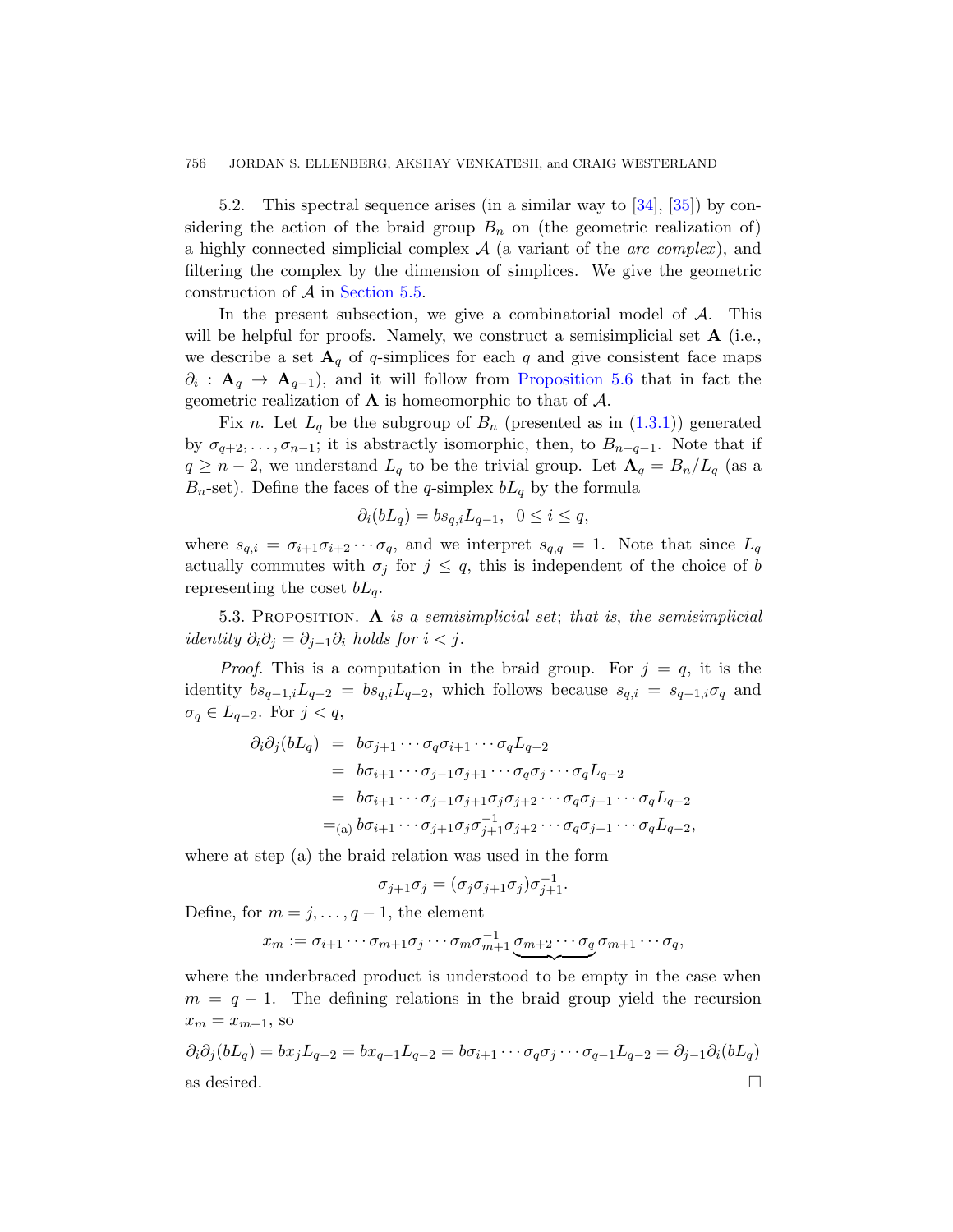5.2. This spectral sequence arises (in a similar way to [34], [35]) by considering the action of the braid group $B_n$ on (the geometric realization of) a highly connected simplicial complex $\mathcal{A}$ (a variant of the *arc complex*), and filtering the complex by the dimension of simplices. We give the geometric construction of $\mathcal{A}$ in Section 5.5.

In the present subsection, we give a combinatorial model of $\mathcal{A}$. This will be helpful for proofs. Namely, we construct a semisimplicial set $\mathbf{A}$ (i.e., we describe a set $\mathbf{A}_q$ of $q$-simplices for each $q$ and give consistent face maps $\partial_i : \mathbf{A}_q \to \mathbf{A}_{q-1}$), and it will follow from Proposition 5.6 that in fact the geometric realization of $\mathbf{A}$ is homeomorphic to that of $\mathcal{A}$.

Fix $n$. Let $L_q$ be the subgroup of $B_n$ (presented as in (1.3.1)) generated by $\sigma_{q+2}, \dots, \sigma_{n-1}$; it is abstractly isomorphic, then, to $B_{n-q-1}$. Note that if $q \geq n-2$, we understand $L_q$ to be the trivial group. Let $\mathbf{A}_q = B_n/L_q$ (as a $B_n$-set). Define the faces of the $q$-simplex $bL_q$ by the formula

$$\partial_i(bL_q) = bs_{q,i}L_{q-1}, \quad 0 \leq i \leq q,$$

where $s_{q,i} = \sigma_{i+1}\sigma_{i+2}\cdots\sigma_q$, and we interpret $s_{q,q} = 1$. Note that since $L_q$ actually commutes with $\sigma_j$ for $j \leq q$, this is independent of the choice of $b$ representing the coset $bL_q$.

5.3. Proposition. *$\mathbf{A}$ is a semisimplicial set; that is, the semisimplicial identity $\partial_i\partial_j = \partial_{j-1}\partial_i$ holds for $i < j$.*

*Proof.* This is a computation in the braid group. For $j = q$, it is the identity $bs_{q-1,i}L_{q-2} = bs_{q,i}L_{q-2}$, which follows because $s_{q,i} = s_{q-1,i}\sigma_q$ and $\sigma_q \in L_{q-2}$. For $j < q$,

$$\begin{aligned}
\partial_i\partial_j(bL_q) &= b\sigma_{j+1}\cdots\sigma_q\sigma_{i+1}\cdots\sigma_q L_{q-2}\\
&= b\sigma_{i+1}\cdots\sigma_{j-1}\sigma_{j+1}\cdots\sigma_q\sigma_j\cdots\sigma_q L_{q-2}\\
&= b\sigma_{i+1}\cdots\sigma_{j-1}\sigma_{j+1}\sigma_j\sigma_{j+2}\cdots\sigma_q\sigma_{j+1}\cdots\sigma_q L_{q-2}\\
&=_{(\mathrm{a})} b\sigma_{i+1}\cdots\sigma_{j+1}\sigma_j\sigma_{j+1}^{-1}\sigma_{j+2}\cdots\sigma_q\sigma_{j+1}\cdots\sigma_q L_{q-2},
\end{aligned}$$

where at step (a) the braid relation was used in the form

$$\sigma_{j+1}\sigma_j = (\sigma_j\sigma_{j+1}\sigma_j)\sigma_{j+1}^{-1}.$$

Define, for $m = j, \dots, q-1$, the element

$$x_m := \sigma_{i+1}\cdots\sigma_{m+1}\sigma_j\cdots\sigma_m\sigma_{m+1}^{-1}\underbrace{\sigma_{m+2}\cdots\sigma_q}\sigma_{m+1}\cdots\sigma_q,$$

where the underbraced product is understood to be empty in the case when $m = q-1$. The defining relations in the braid group yield the recursion $x_m = x_{m+1}$, so

$$\partial_i\partial_j(bL_q) = bx_jL_{q-2} = bx_{q-1}L_{q-2} = b\sigma_{i+1}\cdots\sigma_q\sigma_j\cdots\sigma_{q-1}L_{q-2} = \partial_{j-1}\partial_i(bL_q)$$

as desired. $\square$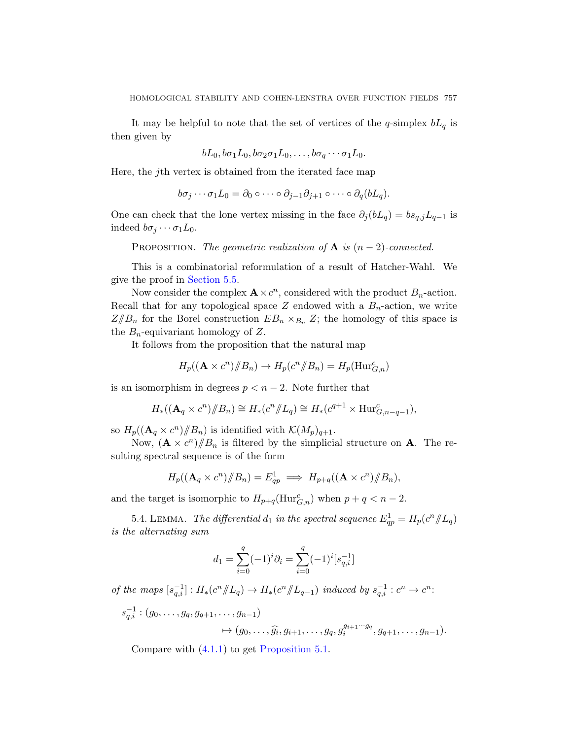It may be helpful to note that the set of vertices of the $q$-simplex $bL_q$ is then given by

$$bL_0, b\sigma_1 L_0, b\sigma_2\sigma_1 L_0, \ldots, b\sigma_q \cdots \sigma_1 L_0.$$

Here, the $j$th vertex is obtained from the iterated face map

$$b\sigma_j \cdots \sigma_1 L_0 = \partial_0 \circ \cdots \circ \partial_{j-1}\partial_{j+1} \circ \cdots \circ \partial_q(bL_q).$$

One can check that the lone vertex missing in the face $\partial_j(bL_q) = bs_{q,j}L_{q-1}$ is indeed $b\sigma_j \cdots \sigma_1 L_0$.

Proposition. *The geometric realization of* $\mathbf{A}$ *is* $(n-2)$*-connected.*

This is a combinatorial reformulation of a result of Hatcher-Wahl. We give the proof in Section 5.5.

Now consider the complex $\mathbf{A} \times c^n$, considered with the product $B_n$-action. Recall that for any topological space $Z$ endowed with a $B_n$-action, we write $Z/\!\!/B_n$ for the Borel construction $EB_n \times_{B_n} Z$; the homology of this space is the $B_n$-equivariant homology of $Z$.

It follows from the proposition that the natural map

$$H_p((\mathbf{A} \times c^n)/\!\!/B_n) \to H_p(c^n/\!\!/B_n) = H_p(\mathrm{Hur}^c_{G,n})$$

is an isomorphism in degrees $p < n-2$. Note further that

$$H_*((\mathbf{A}_q \times c^n)/\!\!/B_n) \cong H_*(c^n/\!\!/L_q) \cong H_*(c^{q+1} \times \mathrm{Hur}^c_{G,n-q-1}),$$

so $H_p((\mathbf{A}_q \times c^n)/\!\!/B_n)$ is identified with $\mathcal{K}(M_p)_{q+1}$.

Now, $(\mathbf{A} \times c^n)/\!\!/B_n$ is filtered by the simplicial structure on $\mathbf{A}$. The resulting spectral sequence is of the form

$$H_p((\mathbf{A}_q \times c^n)/\!\!/B_n) = E^1_{qp} \implies H_{p+q}((\mathbf{A} \times c^n)/\!\!/B_n),$$

and the target is isomorphic to $H_{p+q}(\mathrm{Hur}^c_{G,n})$ when $p+q < n-2$.

5.4. Lemma. *The differential* $d_1$ *in the spectral sequence* $E^1_{qp} = H_p(c^n/\!\!/L_q)$ *is the alternating sum*

$$d_1 = \sum_{i=0}^{q}(-1)^i \partial_i = \sum_{i=0}^{q}(-1)^i [s^{-1}_{q,i}]$$

*of the maps* $[s^{-1}_{q,i}] : H_*(c^n/\!\!/L_q) \to H_*(c^n/\!\!/L_{q-1})$ *induced by* $s^{-1}_{q,i} : c^n \to c^n$*:*

$$s^{-1}_{q,i} : (g_0, \ldots, g_q, g_{q+1}, \ldots, g_{n-1}) \mapsto (g_0, \ldots, \widehat{g_i}, g_{i+1}, \ldots, g_q, g_i^{g_{i+1}\cdots g_q}, g_{q+1}, \ldots, g_{n-1}).$$

Compare with (4.1.1) to get Proposition 5.1.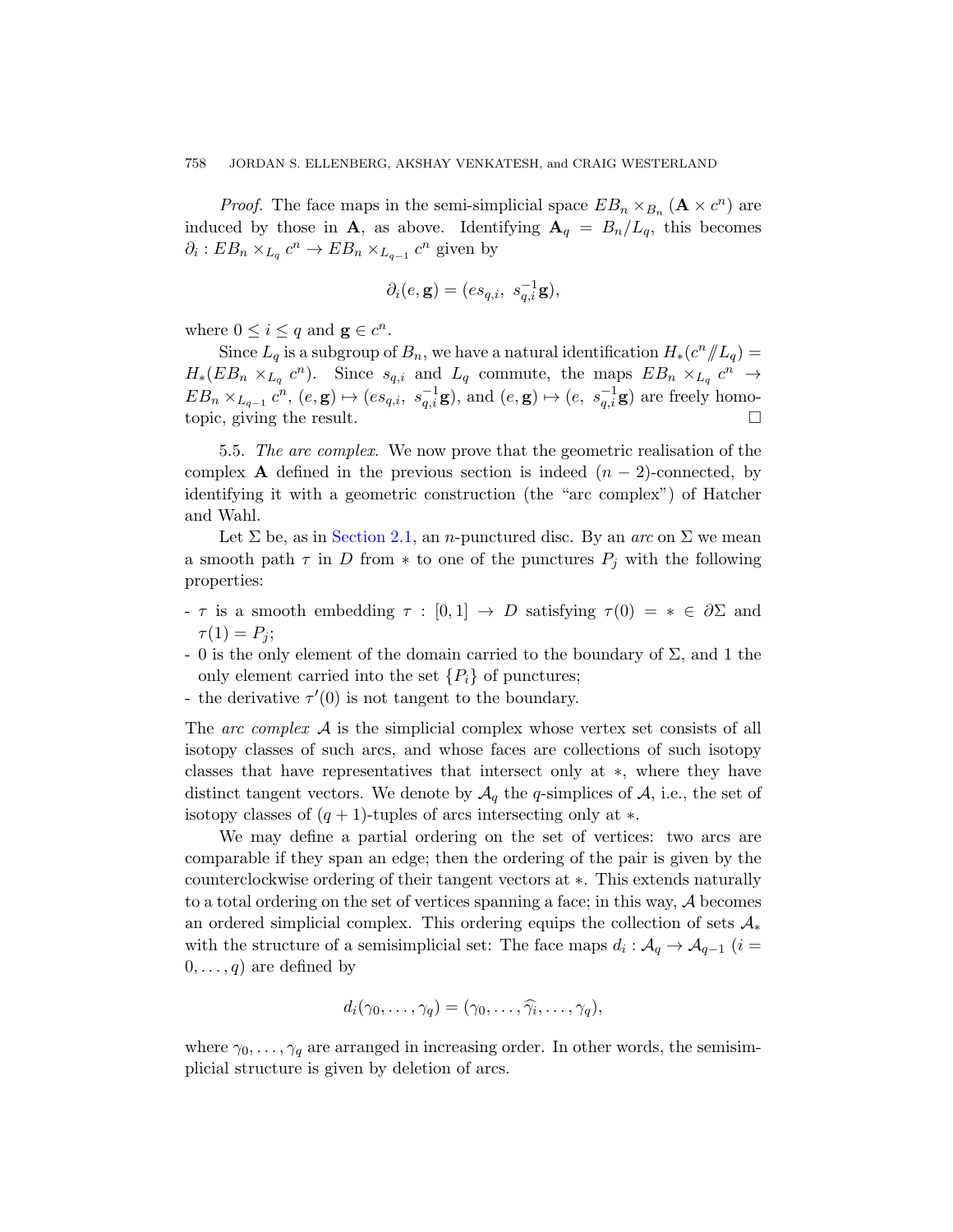*Proof.* The face maps in the semi-simplicial space $EB_n \times_{B_n} (\mathbf{A} \times c^n)$ are induced by those in $\mathbf{A}$, as above. Identifying $\mathbf{A}_q = B_n/L_q$, this becomes $\partial_i : EB_n \times_{L_q} c^n \to EB_n \times_{L_{q-1}} c^n$ given by

$$\partial_i(e, \mathbf{g}) = (es_{q,i},\ s_{q,i}^{-1}\mathbf{g}),$$

where $0 \leq i \leq q$ and $\mathbf{g} \in c^n$.

Since $L_q$ is a subgroup of $B_n$, we have a natural identification $H_*(c^n /\!\!/ L_q) = H_*(EB_n \times_{L_q} c^n)$. Since $s_{q,i}$ and $L_q$ commute, the maps $EB_n \times_{L_q} c^n \to EB_n \times_{L_{q-1}} c^n$, $(e, \mathbf{g}) \mapsto (es_{q,i},\ s_{q,i}^{-1}\mathbf{g})$, and $(e, \mathbf{g}) \mapsto (e,\ s_{q,i}^{-1}\mathbf{g})$ are freely homotopic, giving the result. $\square$

5.5. *The arc complex*. We now prove that the geometric realisation of the complex $\mathbf{A}$ defined in the previous section is indeed $(n-2)$-connected, by identifying it with a geometric construction (the "arc complex") of Hatcher and Wahl.

Let $\Sigma$ be, as in Section 2.1, an $n$-punctured disc. By an *arc* on $\Sigma$ we mean a smooth path $\tau$ in $D$ from $*$ to one of the punctures $P_j$ with the following properties:

- $\tau$ is a smooth embedding $\tau : [0, 1] \to D$ satisfying $\tau(0) = * \in \partial\Sigma$ and $\tau(1) = P_j$;
- 0 is the only element of the domain carried to the boundary of $\Sigma$, and 1 the only element carried into the set $\{P_i\}$ of punctures;
- the derivative $\tau'(0)$ is not tangent to the boundary.

The *arc complex* $\mathcal{A}$ is the simplicial complex whose vertex set consists of all isotopy classes of such arcs, and whose faces are collections of such isotopy classes that have representatives that intersect only at $*$, where they have distinct tangent vectors. We denote by $\mathcal{A}_q$ the $q$-simplices of $\mathcal{A}$, i.e., the set of isotopy classes of $(q+1)$-tuples of arcs intersecting only at $*$.

We may define a partial ordering on the set of vertices: two arcs are comparable if they span an edge; then the ordering of the pair is given by the counterclockwise ordering of their tangent vectors at $*$. This extends naturally to a total ordering on the set of vertices spanning a face; in this way, $\mathcal{A}$ becomes an ordered simplicial complex. This ordering equips the collection of sets $\mathcal{A}_*$ with the structure of a semisimplicial set: The face maps $d_i : \mathcal{A}_q \to \mathcal{A}_{q-1}$ ($i = 0, \ldots, q$) are defined by

$$d_i(\gamma_0, \ldots, \gamma_q) = (\gamma_0, \ldots, \widehat{\gamma_i}, \ldots, \gamma_q),$$

where $\gamma_0, \ldots, \gamma_q$ are arranged in increasing order. In other words, the semisimplicial structure is given by deletion of arcs.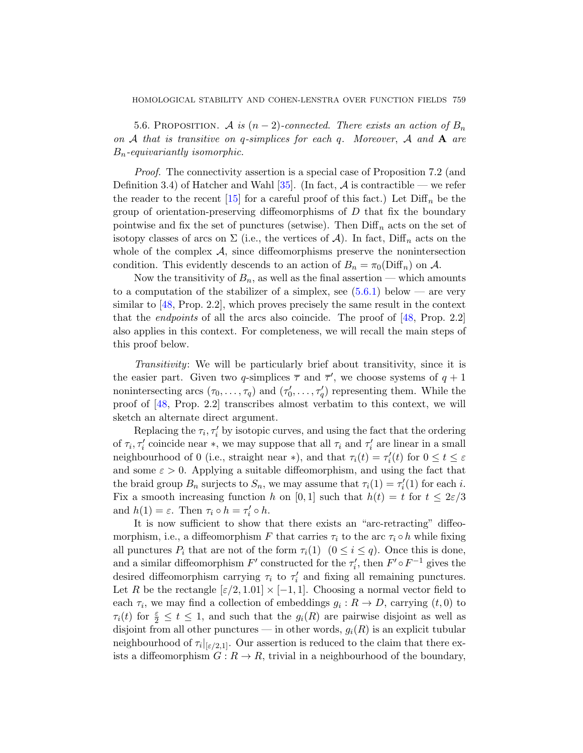5.6. Proposition. *$\mathcal{A}$ is $(n-2)$-connected. There exists an action of $B_n$ on $\mathcal{A}$ that is transitive on $q$-simplices for each $q$. Moreover, $\mathcal{A}$ and $\mathbf{A}$ are $B_n$-equivariantly isomorphic.*

*Proof.* The connectivity assertion is a special case of Proposition 7.2 (and Definition 3.4) of Hatcher and Wahl [35]. (In fact, $\mathcal{A}$ is contractible — we refer the reader to the recent [15] for a careful proof of this fact.) Let $\mathrm{Diff}_n$ be the group of orientation-preserving diffeomorphisms of $D$ that fix the boundary pointwise and fix the set of punctures (setwise). Then $\mathrm{Diff}_n$ acts on the set of isotopy classes of arcs on $\Sigma$ (i.e., the vertices of $\mathcal{A}$). In fact, $\mathrm{Diff}_n$ acts on the whole of the complex $\mathcal{A}$, since diffeomorphisms preserve the nonintersection condition. This evidently descends to an action of $B_n = \pi_0(\mathrm{Diff}_n)$ on $\mathcal{A}$.

Now the transitivity of $B_n$, as well as the final assertion — which amounts to a computation of the stabilizer of a simplex, see (5.6.1) below — are very similar to [48, Prop. 2.2], which proves precisely the same result in the context that the *endpoints* of all the arcs also coincide. The proof of [48, Prop. 2.2] also applies in this context. For completeness, we will recall the main steps of this proof below.

*Transitivity*: We will be particularly brief about transitivity, since it is the easier part. Given two $q$-simplices $\overline{\tau}$ and $\overline{\tau}'$, we choose systems of $q+1$ nonintersecting arcs $(\tau_0, \ldots, \tau_q)$ and $(\tau_0', \ldots, \tau_q')$ representing them. While the proof of [48, Prop. 2.2] transcribes almost verbatim to this context, we will sketch an alternate direct argument.

Replacing the $\tau_i, \tau_i'$ by isotopic curves, and using the fact that the ordering of $\tau_i, \tau_i'$ coincide near $*$, we may suppose that all $\tau_i$ and $\tau_i'$ are linear in a small neighbourhood of 0 (i.e., straight near $*$), and that $\tau_i(t) = \tau_i'(t)$ for $0 \le t \le \varepsilon$ and some $\varepsilon > 0$. Applying a suitable diffeomorphism, and using the fact that the braid group $B_n$ surjects to $S_n$, we may assume that $\tau_i(1) = \tau_i'(1)$ for each $i$. Fix a smooth increasing function $h$ on $[0,1]$ such that $h(t) = t$ for $t \le 2\varepsilon/3$ and $h(1) = \varepsilon$. Then $\tau_i \circ h = \tau_i' \circ h$.

It is now sufficient to show that there exists an "arc-retracting" diffeomorphism, i.e., a diffeomorphism $F$ that carries $\tau_i$ to the arc $\tau_i \circ h$ while fixing all punctures $P_i$ that are not of the form $\tau_i(1)$ $(0 \le i \le q)$. Once this is done, and a similar diffeomorphism $F'$ constructed for the $\tau_i'$, then $F' \circ F^{-1}$ gives the desired diffeomorphism carrying $\tau_i$ to $\tau_i'$ and fixing all remaining punctures. Let $R$ be the rectangle $[\varepsilon/2, 1.01] \times [-1, 1]$. Choosing a normal vector field to each $\tau_i$, we may find a collection of embeddings $g_i : R \to D$, carrying $(t, 0)$ to $\tau_i(t)$ for $\frac{\varepsilon}{2} \le t \le 1$, and such that the $g_i(R)$ are pairwise disjoint as well as disjoint from all other punctures — in other words, $g_i(R)$ is an explicit tubular neighbourhood of $\tau_i|_{[\varepsilon/2,1]}$. Our assertion is reduced to the claim that there exists a diffeomorphism $G : R \to R$, trivial in a neighbourhood of the boundary,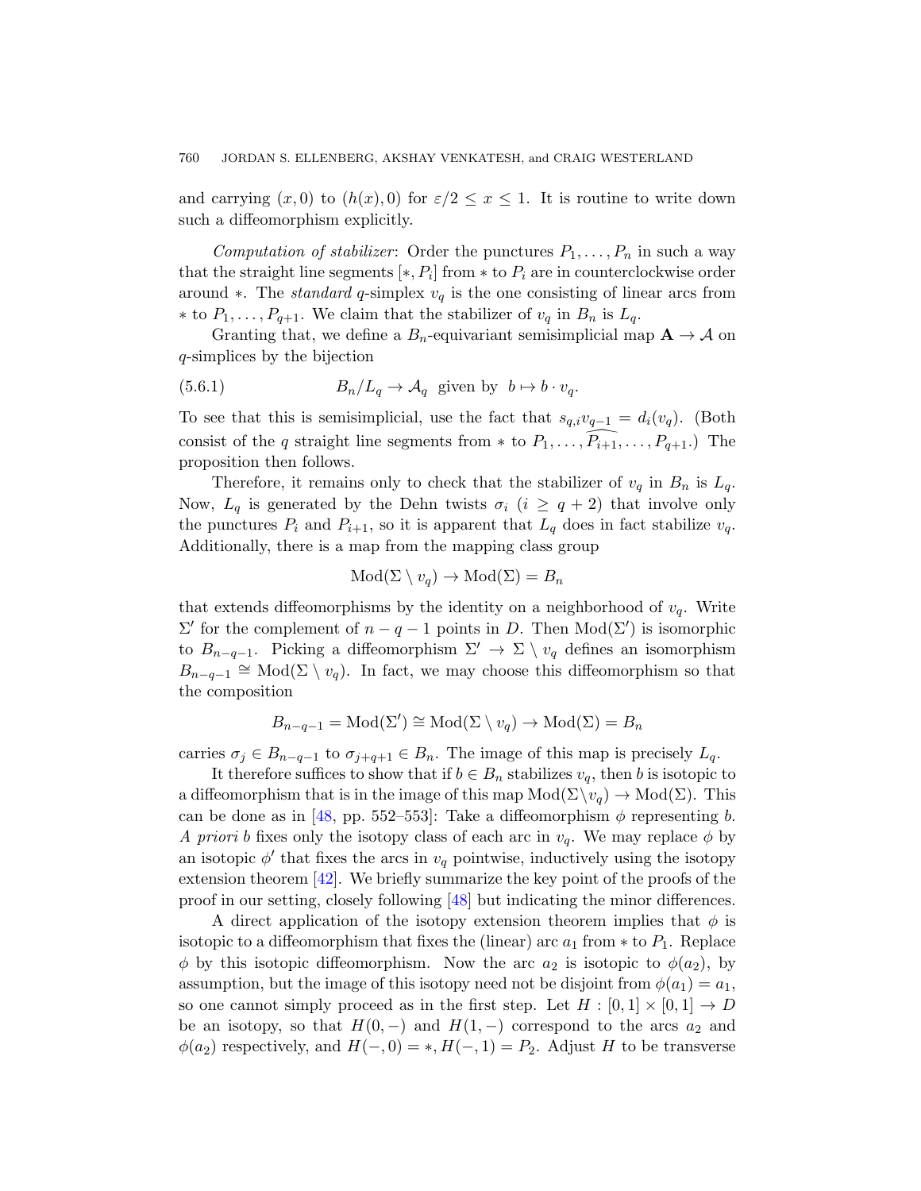and carrying $(x, 0)$ to $(h(x), 0)$ for $\varepsilon/2 \leq x \leq 1$. It is routine to write down such a diffeomorphism explicitly.

*Computation of stabilizer*: Order the punctures $P_1, \ldots, P_n$ in such a way that the straight line segments $[*, P_i]$ from $*$ to $P_i$ are in counterclockwise order around $*$. The *standard* $q$-simplex $v_q$ is the one consisting of linear arcs from $*$ to $P_1, \ldots, P_{q+1}$. We claim that the stabilizer of $v_q$ in $B_n$ is $L_q$.

Granting that, we define a $B_n$-equivariant semisimplicial map $\mathbf{A} \to \mathcal{A}$ on $q$-simplices by the bijection

$$B_n/L_q \to \mathcal{A}_q \text{ given by } b \mapsto b \cdot v_q. \tag{5.6.1}$$

To see that this is semisimplicial, use the fact that $s_{q,i} v_{q-1} = d_i(v_q)$. (Both consist of the $q$ straight line segments from $*$ to $P_1, \ldots, \widehat{P_{i+1}}, \ldots, P_{q+1}$.) The proposition then follows.

Therefore, it remains only to check that the stabilizer of $v_q$ in $B_n$ is $L_q$. Now, $L_q$ is generated by the Dehn twists $\sigma_i$ ($i \geq q+2$) that involve only the punctures $P_i$ and $P_{i+1}$, so it is apparent that $L_q$ does in fact stabilize $v_q$. Additionally, there is a map from the mapping class group

$$\mathrm{Mod}(\Sigma \setminus v_q) \to \mathrm{Mod}(\Sigma) = B_n$$

that extends diffeomorphisms by the identity on a neighborhood of $v_q$. Write $\Sigma'$ for the complement of $n-q-1$ points in $D$. Then $\mathrm{Mod}(\Sigma')$ is isomorphic to $B_{n-q-1}$. Picking a diffeomorphism $\Sigma' \to \Sigma \setminus v_q$ defines an isomorphism $B_{n-q-1} \cong \mathrm{Mod}(\Sigma \setminus v_q)$. In fact, we may choose this diffeomorphism so that the composition

$$B_{n-q-1} = \mathrm{Mod}(\Sigma') \cong \mathrm{Mod}(\Sigma \setminus v_q) \to \mathrm{Mod}(\Sigma) = B_n$$

carries $\sigma_j \in B_{n-q-1}$ to $\sigma_{j+q+1} \in B_n$. The image of this map is precisely $L_q$.

It therefore suffices to show that if $b \in B_n$ stabilizes $v_q$, then $b$ is isotopic to a diffeomorphism that is in the image of this map $\mathrm{Mod}(\Sigma \setminus v_q) \to \mathrm{Mod}(\Sigma)$. This can be done as in [48, pp. 552–553]: Take a diffeomorphism $\phi$ representing $b$. *A priori* $b$ fixes only the isotopy class of each arc in $v_q$. We may replace $\phi$ by an isotopic $\phi'$ that fixes the arcs in $v_q$ pointwise, inductively using the isotopy extension theorem [42]. We briefly summarize the key point of the proofs of the proof in our setting, closely following [48] but indicating the minor differences.

A direct application of the isotopy extension theorem implies that $\phi$ is isotopic to a diffeomorphism that fixes the (linear) arc $a_1$ from $*$ to $P_1$. Replace $\phi$ by this isotopic diffeomorphism. Now the arc $a_2$ is isotopic to $\phi(a_2)$, by assumption, but the image of this isotopy need not be disjoint from $\phi(a_1) = a_1$, so one cannot simply proceed as in the first step. Let $H : [0,1] \times [0,1] \to D$ be an isotopy, so that $H(0, -)$ and $H(1, -)$ correspond to the arcs $a_2$ and $\phi(a_2)$ respectively, and $H(-, 0) = *, H(-, 1) = P_2$. Adjust $H$ to be transverse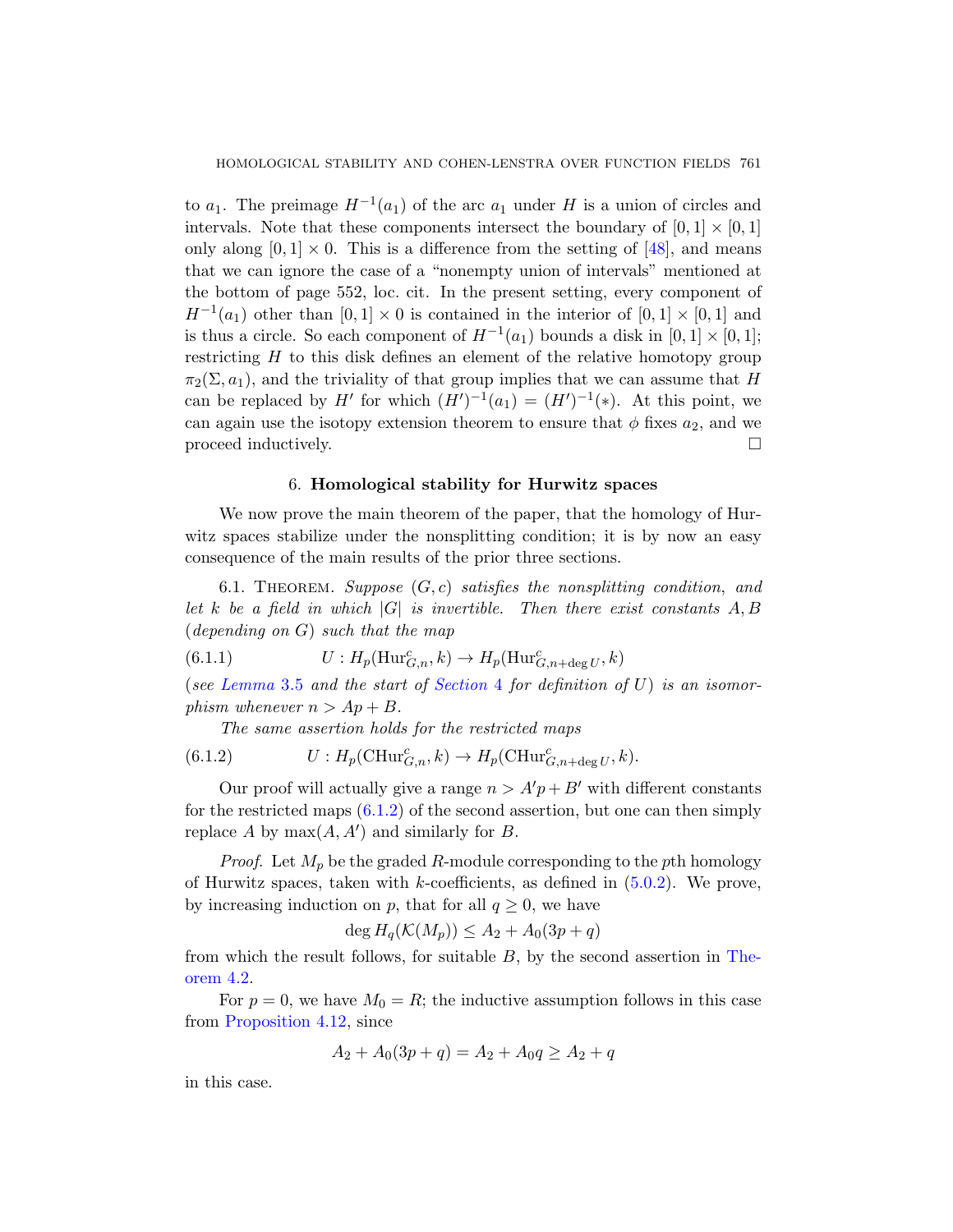to $a_1$. The preimage $H^{-1}(a_1)$ of the arc $a_1$ under $H$ is a union of circles and intervals. Note that these components intersect the boundary of $[0,1] \times [0,1]$ only along $[0,1] \times 0$. This is a difference from the setting of [48], and means that we can ignore the case of a "nonempty union of intervals" mentioned at the bottom of page 552, loc. cit. In the present setting, every component of $H^{-1}(a_1)$ other than $[0,1] \times 0$ is contained in the interior of $[0,1] \times [0,1]$ and is thus a circle. So each component of $H^{-1}(a_1)$ bounds a disk in $[0,1] \times [0,1]$; restricting $H$ to this disk defines an element of the relative homotopy group $\pi_2(\Sigma, a_1)$, and the triviality of that group implies that we can assume that $H$ can be replaced by $H'$ for which $(H')^{-1}(a_1) = (H')^{-1}(*)$. At this point, we can again use the isotopy extension theorem to ensure that $\phi$ fixes $a_2$, and we proceed inductively. □

## 6. Homological stability for Hurwitz spaces

We now prove the main theorem of the paper, that the homology of Hurwitz spaces stabilize under the nonsplitting condition; it is by now an easy consequence of the main results of the prior three sections.

6.1. Theorem. *Suppose $(G, c)$ satisfies the nonsplitting condition, and let $k$ be a field in which $|G|$ is invertible. Then there exist constants $A, B$ (depending on $G$) such that the map*

$$U : H_p(\mathrm{Hur}^c_{G,n}, k) \to H_p(\mathrm{Hur}^c_{G,n+\deg U}, k) \tag{6.1.1}$$

*(see Lemma 3.5 and the start of Section 4 for definition of $U$) is an isomorphism whenever $n > Ap + B$.*

*The same assertion holds for the restricted maps*

$$U : H_p(\mathrm{CHur}^c_{G,n}, k) \to H_p(\mathrm{CHur}^c_{G,n+\deg U}, k). \tag{6.1.2}$$

Our proof will actually give a range $n > A'p + B'$ with different constants for the restricted maps (6.1.2) of the second assertion, but one can then simply replace $A$ by $\max(A, A')$ and similarly for $B$.

*Proof.* Let $M_p$ be the graded $R$-module corresponding to the $p$th homology of Hurwitz spaces, taken with $k$-coefficients, as defined in (5.0.2). We prove, by increasing induction on $p$, that for all $q \geq 0$, we have

$$\deg H_q(\mathcal{K}(M_p)) \leq A_2 + A_0(3p + q)$$

from which the result follows, for suitable $B$, by the second assertion in Theorem 4.2.

For $p = 0$, we have $M_0 = R$; the inductive assumption follows in this case from Proposition 4.12, since

$$A_2 + A_0(3p + q) = A_2 + A_0 q \geq A_2 + q$$

in this case.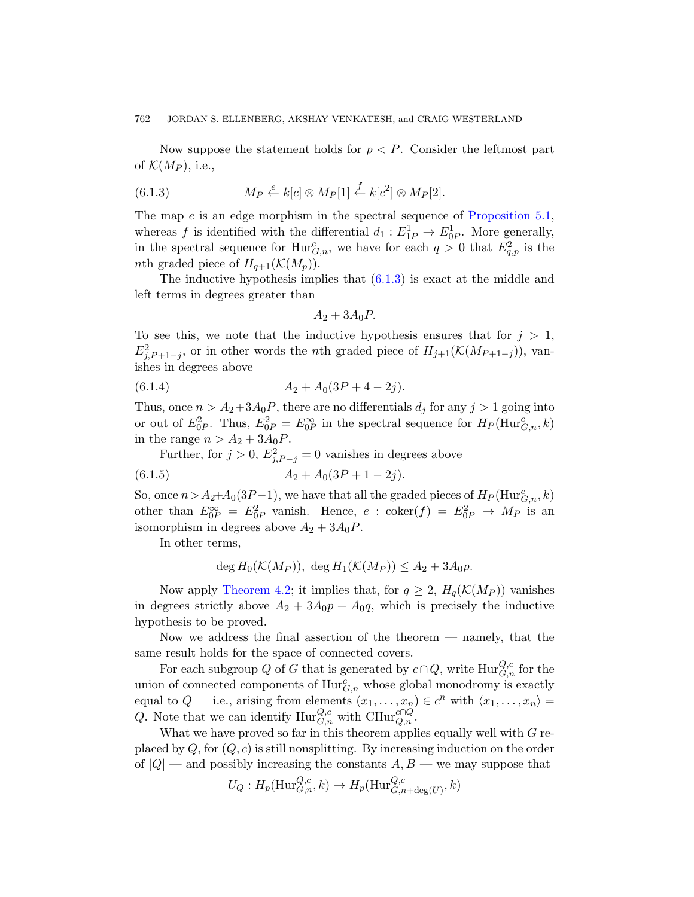Now suppose the statement holds for $p < P$. Consider the leftmost part of $\mathcal{K}(M_P)$, i.e.,

$$M_P \xleftarrow{e} k[c] \otimes M_P[1] \xleftarrow{f} k[c^2] \otimes M_P[2]. \tag{6.1.3}$$

The map $e$ is an edge morphism in the spectral sequence of Proposition 5.1, whereas $f$ is identified with the differential $d_1 : E^1_{1P} \to E^1_{0P}$. More generally, in the spectral sequence for $\mathrm{Hur}^c_{G,n}$, we have for each $q > 0$ that $E^2_{q,p}$ is the $n$th graded piece of $H_{q+1}(\mathcal{K}(M_p))$.

The inductive hypothesis implies that (6.1.3) is exact at the middle and left terms in degrees greater than

$$A_2 + 3A_0P.$$

To see this, we note that the inductive hypothesis ensures that for $j > 1$, $E^2_{j,P+1-j}$, or in other words the $n$th graded piece of $H_{j+1}(\mathcal{K}(M_{P+1-j}))$, vanishes in degrees above

$$A_2 + A_0(3P + 4 - 2j). \tag{6.1.4}$$

Thus, once $n > A_2 + 3A_0P$, there are no differentials $d_j$ for any $j > 1$ going into or out of $E^2_{0P}$. Thus, $E^2_{0P} = E^\infty_{0P}$ in the spectral sequence for $H_P(\mathrm{Hur}^c_{G,n}, k)$ in the range $n > A_2 + 3A_0P$.

Further, for $j > 0$, $E^2_{j,P-j} = 0$ vanishes in degrees above

$$A_2 + A_0(3P + 1 - 2j). \tag{6.1.5}$$

So, once $n > A_2 + A_0(3P-1)$, we have that all the graded pieces of $H_P(\mathrm{Hur}^c_{G,n}, k)$ other than $E^\infty_{0P} = E^2_{0P}$ vanish. Hence, $e : \mathrm{coker}(f) = E^2_{0P} \to M_P$ is an isomorphism in degrees above $A_2 + 3A_0P$.

In other terms,

$$\deg H_0(\mathcal{K}(M_P)),\ \deg H_1(\mathcal{K}(M_P)) \leq A_2 + 3A_0p.$$

Now apply Theorem 4.2; it implies that, for $q \geq 2$, $H_q(\mathcal{K}(M_P))$ vanishes in degrees strictly above $A_2 + 3A_0p + A_0q$, which is precisely the inductive hypothesis to be proved.

Now we address the final assertion of the theorem — namely, that the same result holds for the space of connected covers.

For each subgroup $Q$ of $G$ that is generated by $c \cap Q$, write $\mathrm{Hur}^{Q,c}_{G,n}$ for the union of connected components of $\mathrm{Hur}^c_{G,n}$ whose global monodromy is exactly equal to $Q$ — i.e., arising from elements $(x_1, \ldots, x_n) \in c^n$ with $\langle x_1, \ldots, x_n \rangle = Q$. Note that we can identify $\mathrm{Hur}^{Q,c}_{G,n}$ with $\mathrm{CHur}^{c\cap Q}_{Q,n}$.

What we have proved so far in this theorem applies equally well with $G$ replaced by $Q$, for $(Q, c)$ is still nonsplitting. By increasing induction on the order of $|Q|$ — and possibly increasing the constants $A, B$ — we may suppose that

$$U_Q : H_p(\mathrm{Hur}^{Q,c}_{G,n}, k) \to H_p(\mathrm{Hur}^{Q,c}_{G,n+\deg(U)}, k)$$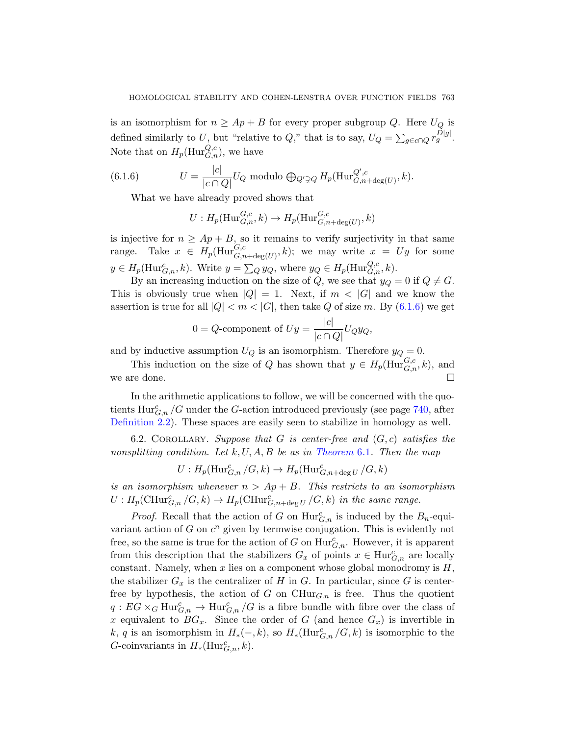is an isomorphism for $n \geq Ap + B$ for every proper subgroup $Q$. Here $U_Q$ is defined similarly to $U$, but "relative to $Q$," that is to say, $U_Q = \sum_{g \in c \cap Q} r_g^{D|g|}$. Note that on $H_p(\mathrm{Hur}_{G,n}^{Q,c})$, we have

$$U = \frac{|c|}{|c \cap Q|} U_Q \text{ modulo } \bigoplus_{Q' \supsetneq Q} H_p(\mathrm{Hur}_{G,n+\deg(U)}^{Q',c}, k). \tag{6.1.6}$$

What we have already proved shows that

$$U : H_p(\mathrm{Hur}_{G,n}^{G,c}, k) \to H_p(\mathrm{Hur}_{G,n+\deg(U)}^{G,c}, k)$$

is injective for $n \geq Ap + B$, so it remains to verify surjectivity in that same range. Take $x \in H_p(\mathrm{Hur}_{G,n+\deg(U)}^{G,c}, k)$; we may write $x = Uy$ for some $y \in H_p(\mathrm{Hur}_{G,n}^{c}, k)$. Write $y = \sum_Q y_Q$, where $y_Q \in H_p(\mathrm{Hur}_{G,n}^{Q,c}, k)$.

By an increasing induction on the size of $Q$, we see that $y_Q = 0$ if $Q \neq G$. This is obviously true when $|Q| = 1$. Next, if $m < |G|$ and we know the assertion is true for all $|Q| < m < |G|$, then take $Q$ of size $m$. By (6.1.6) we get

$$0 = Q\text{-component of } Uy = \frac{|c|}{|c \cap Q|} U_Q y_Q,$$

and by inductive assumption $U_Q$ is an isomorphism. Therefore $y_Q = 0$.

This induction on the size of $Q$ has shown that $y \in H_p(\mathrm{Hur}_{G,n}^{G,c}, k)$, and we are done. □

In the arithmetic applications to follow, we will be concerned with the quotients $\mathrm{Hur}_{G,n}^c / G$ under the $G$-action introduced previously (see page 740, after Definition 2.2). These spaces are easily seen to stabilize in homology as well.

6.2. Corollary. *Suppose that $G$ is center-free and $(G, c)$ satisfies the nonsplitting condition. Let $k, U, A, B$ be as in Theorem 6.1. Then the map*

$$U : H_p(\mathrm{Hur}_{G,n}^c / G, k) \to H_p(\mathrm{Hur}_{G,n+\deg U}^c / G, k)$$

*is an isomorphism whenever $n > Ap + B$. This restricts to an isomorphism $U : H_p(\mathrm{CHur}_{G,n}^c / G, k) \to H_p(\mathrm{CHur}_{G,n+\deg U}^c / G, k)$ in the same range.*

*Proof.* Recall that the action of $G$ on $\mathrm{Hur}_{G,n}^c$ is induced by the $B_n$-equivariant action of $G$ on $c^n$ given by termwise conjugation. This is evidently not free, so the same is true for the action of $G$ on $\mathrm{Hur}_{G,n}^c$. However, it is apparent from this description that the stabilizers $G_x$ of points $x \in \mathrm{Hur}_{G,n}^c$ are locally constant. Namely, when $x$ lies on a component whose global monodromy is $H$, the stabilizer $G_x$ is the centralizer of $H$ in $G$. In particular, since $G$ is center-free by hypothesis, the action of $G$ on $\mathrm{CHur}_{G,n}$ is free. Thus the quotient $q : EG \times_G \mathrm{Hur}_{G,n}^c \to \mathrm{Hur}_{G,n}^c / G$ is a fibre bundle with fibre over the class of $x$ equivalent to $BG_x$. Since the order of $G$ (and hence $G_x$) is invertible in $k$, $q$ is an isomorphism in $H_*(-, k)$, so $H_*(\mathrm{Hur}_{G,n}^c / G, k)$ is isomorphic to the $G$-coinvariants in $H_*(\mathrm{Hur}_{G,n}^c, k)$.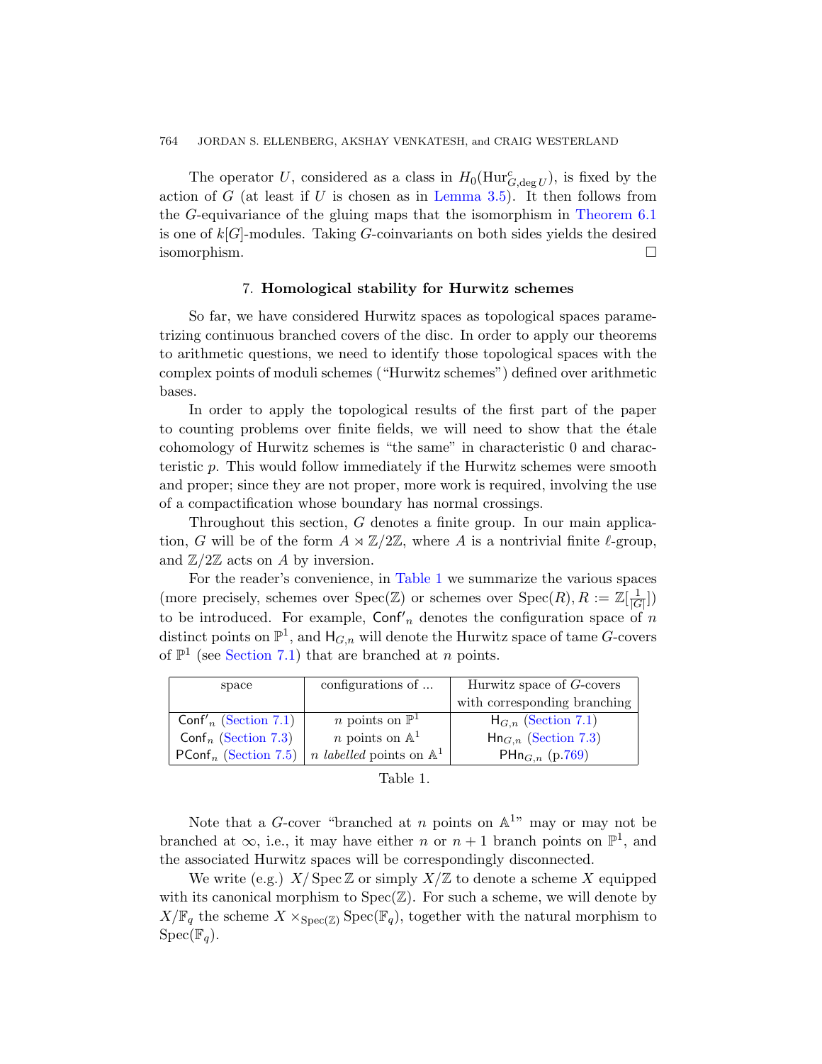The operator $U$, considered as a class in $H_0(\mathrm{Hur}^c_{G,\deg U})$, is fixed by the action of $G$ (at least if $U$ is chosen as in Lemma 3.5). It then follows from the $G$-equivariance of the gluing maps that the isomorphism in Theorem 6.1 is one of $k[G]$-modules. Taking $G$-coinvariants on both sides yields the desired isomorphism. □

## 7. Homological stability for Hurwitz schemes

So far, we have considered Hurwitz spaces as topological spaces parametrizing continuous branched covers of the disc. In order to apply our theorems to arithmetic questions, we need to identify those topological spaces with the complex points of moduli schemes ("Hurwitz schemes") defined over arithmetic bases.

In order to apply the topological results of the first part of the paper to counting problems over finite fields, we will need to show that the étale cohomology of Hurwitz schemes is "the same" in characteristic 0 and characteristic $p$. This would follow immediately if the Hurwitz schemes were smooth and proper; since they are not proper, more work is required, involving the use of a compactification whose boundary has normal crossings.

Throughout this section, $G$ denotes a finite group. In our main application, $G$ will be of the form $A \rtimes \mathbb{Z}/2\mathbb{Z}$, where $A$ is a nontrivial finite $\ell$-group, and $\mathbb{Z}/2\mathbb{Z}$ acts on $A$ by inversion.

For the reader's convenience, in Table 1 we summarize the various spaces (more precisely, schemes over $\mathrm{Spec}(\mathbb{Z})$ or schemes over $\mathrm{Spec}(R), R := \mathbb{Z}[\frac{1}{|G|}]$) to be introduced. For example, $\mathsf{Conf}'_n$ denotes the configuration space of $n$ distinct points on $\mathbb{P}^1$, and $\mathsf{H}_{G,n}$ will denote the Hurwitz space of tame $G$-covers of $\mathbb{P}^1$ (see Section 7.1) that are branched at $n$ points.

| space | configurations of ... | Hurwitz space of $G$-covers with corresponding branching |
|---|---|---|
| $\mathsf{Conf}'_n$ (Section 7.1) | $n$ points on $\mathbb{P}^1$ | $\mathsf{H}_{G,n}$ (Section 7.1) |
| $\mathsf{Conf}_n$ (Section 7.3) | $n$ points on $\mathbb{A}^1$ | $\mathsf{Hn}_{G,n}$ (Section 7.3) |
| $\mathsf{PConf}_n$ (Section 7.5) | $n$ *labelled* points on $\mathbb{A}^1$ | $\mathsf{PHn}_{G,n}$ (p.769) |

Table 1.

Note that a $G$-cover "branched at $n$ points on $\mathbb{A}^1$" may or may not be branched at $\infty$, i.e., it may have either $n$ or $n+1$ branch points on $\mathbb{P}^1$, and the associated Hurwitz spaces will be correspondingly disconnected.

We write (e.g.) $X/\operatorname{Spec}\mathbb{Z}$ or simply $X/\mathbb{Z}$ to denote a scheme $X$ equipped with its canonical morphism to $\mathrm{Spec}(\mathbb{Z})$. For such a scheme, we will denote by $X/\mathbb{F}_q$ the scheme $X \times_{\mathrm{Spec}(\mathbb{Z})} \mathrm{Spec}(\mathbb{F}_q)$, together with the natural morphism to $\mathrm{Spec}(\mathbb{F}_q)$.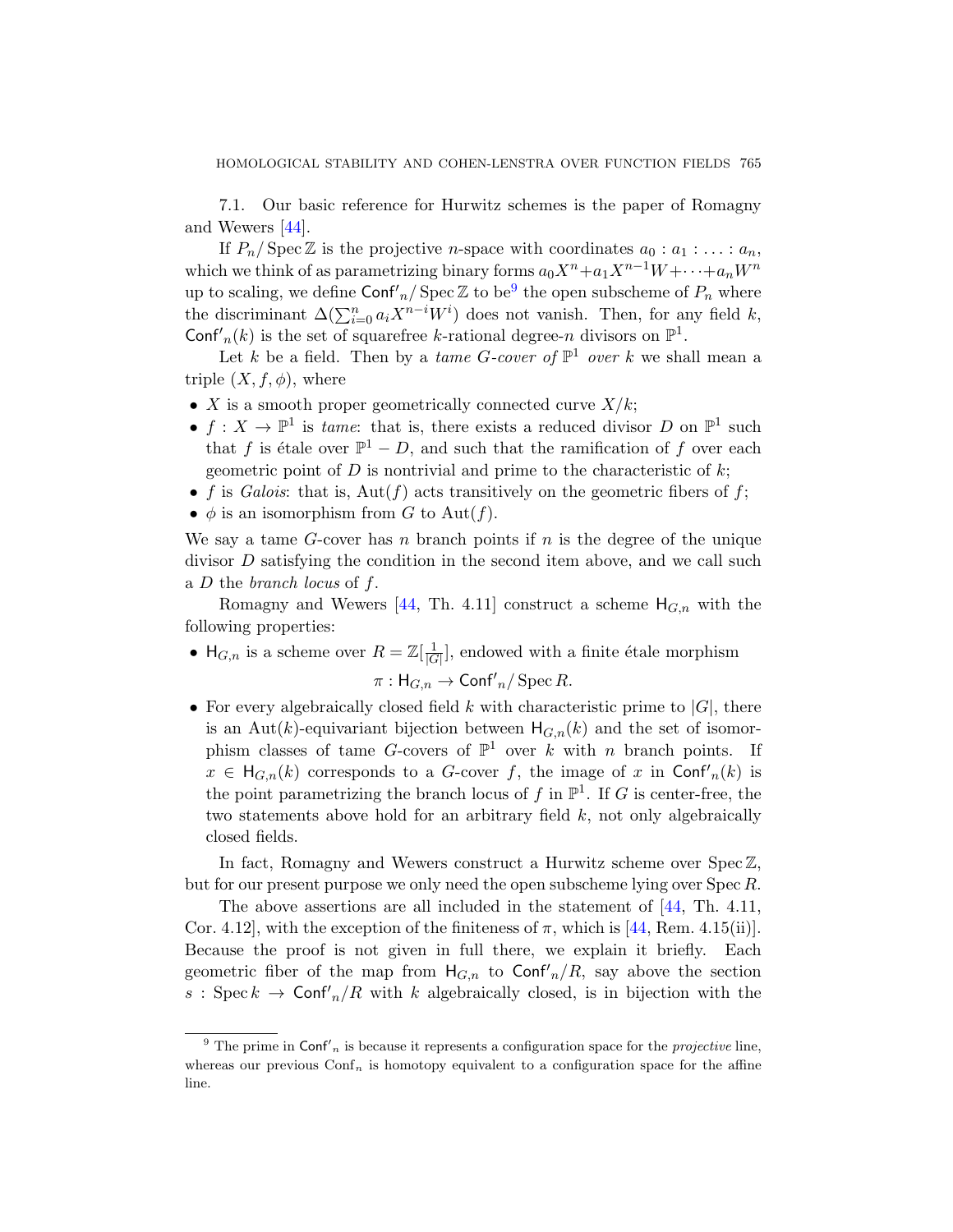7.1. Our basic reference for Hurwitz schemes is the paper of Romagny and Wewers [44].

If $P_n/\operatorname{Spec}\mathbb{Z}$ is the projective $n$-space with coordinates $a_0 : a_1 : \ldots : a_n$, which we think of as parametrizing binary forms $a_0X^n + a_1X^{n-1}W + \cdots + a_nW^n$ up to scaling, we define $\mathsf{Conf'}_n/\operatorname{Spec}\mathbb{Z}$ to be[9] the open subscheme of $P_n$ where the discriminant $\Delta(\sum_{i=0}^n a_iX^{n-i}W^i)$ does not vanish. Then, for any field $k$, $\mathsf{Conf'}_n(k)$ is the set of squarefree $k$-rational degree-$n$ divisors on $\mathbb{P}^1$.

Let $k$ be a field. Then by a *tame $G$-cover of* $\mathbb{P}^1$ *over* $k$ we shall mean a triple $(X, f, \phi)$, where

- $X$ is a smooth proper geometrically connected curve $X/k$;
- $f : X \to \mathbb{P}^1$ is *tame*: that is, there exists a reduced divisor $D$ on $\mathbb{P}^1$ such that $f$ is étale over $\mathbb{P}^1 - D$, and such that the ramification of $f$ over each geometric point of $D$ is nontrivial and prime to the characteristic of $k$;
- $f$ is *Galois*: that is, $\operatorname{Aut}(f)$ acts transitively on the geometric fibers of $f$;
- $\phi$ is an isomorphism from $G$ to $\operatorname{Aut}(f)$.

We say a tame $G$-cover has $n$ branch points if $n$ is the degree of the unique divisor $D$ satisfying the condition in the second item above, and we call such a $D$ the *branch locus* of $f$.

Romagny and Wewers [44, Th. 4.11] construct a scheme $\mathsf{H}_{G,n}$ with the following properties:

- $\mathsf{H}_{G,n}$ is a scheme over $R = \mathbb{Z}[\frac{1}{|G|}]$, endowed with a finite étale morphism
$$\pi : \mathsf{H}_{G,n} \to \mathsf{Conf'}_n/\operatorname{Spec} R.$$
- For every algebraically closed field $k$ with characteristic prime to $|G|$, there is an $\operatorname{Aut}(k)$-equivariant bijection between $\mathsf{H}_{G,n}(k)$ and the set of isomorphism classes of tame $G$-covers of $\mathbb{P}^1$ over $k$ with $n$ branch points. If $x \in \mathsf{H}_{G,n}(k)$ corresponds to a $G$-cover $f$, the image of $x$ in $\mathsf{Conf'}_n(k)$ is the point parametrizing the branch locus of $f$ in $\mathbb{P}^1$. If $G$ is center-free, the two statements above hold for an arbitrary field $k$, not only algebraically closed fields.

In fact, Romagny and Wewers construct a Hurwitz scheme over $\operatorname{Spec}\mathbb{Z}$, but for our present purpose we only need the open subscheme lying over $\operatorname{Spec} R$.

The above assertions are all included in the statement of [44, Th. 4.11, Cor. 4.12], with the exception of the finiteness of $\pi$, which is [44, Rem. 4.15(ii)]. Because the proof is not given in full there, we explain it briefly. Each geometric fiber of the map from $\mathsf{H}_{G,n}$ to $\mathsf{Conf'}_n/R$, say above the section $s : \operatorname{Spec} k \to \mathsf{Conf'}_n/R$ with $k$ algebraically closed, is in bijection with the

---

[9] The prime in $\mathsf{Conf'}_n$ is because it represents a configuration space for the *projective* line, whereas our previous $\mathrm{Conf}_n$ is homotopy equivalent to a configuration space for the affine line.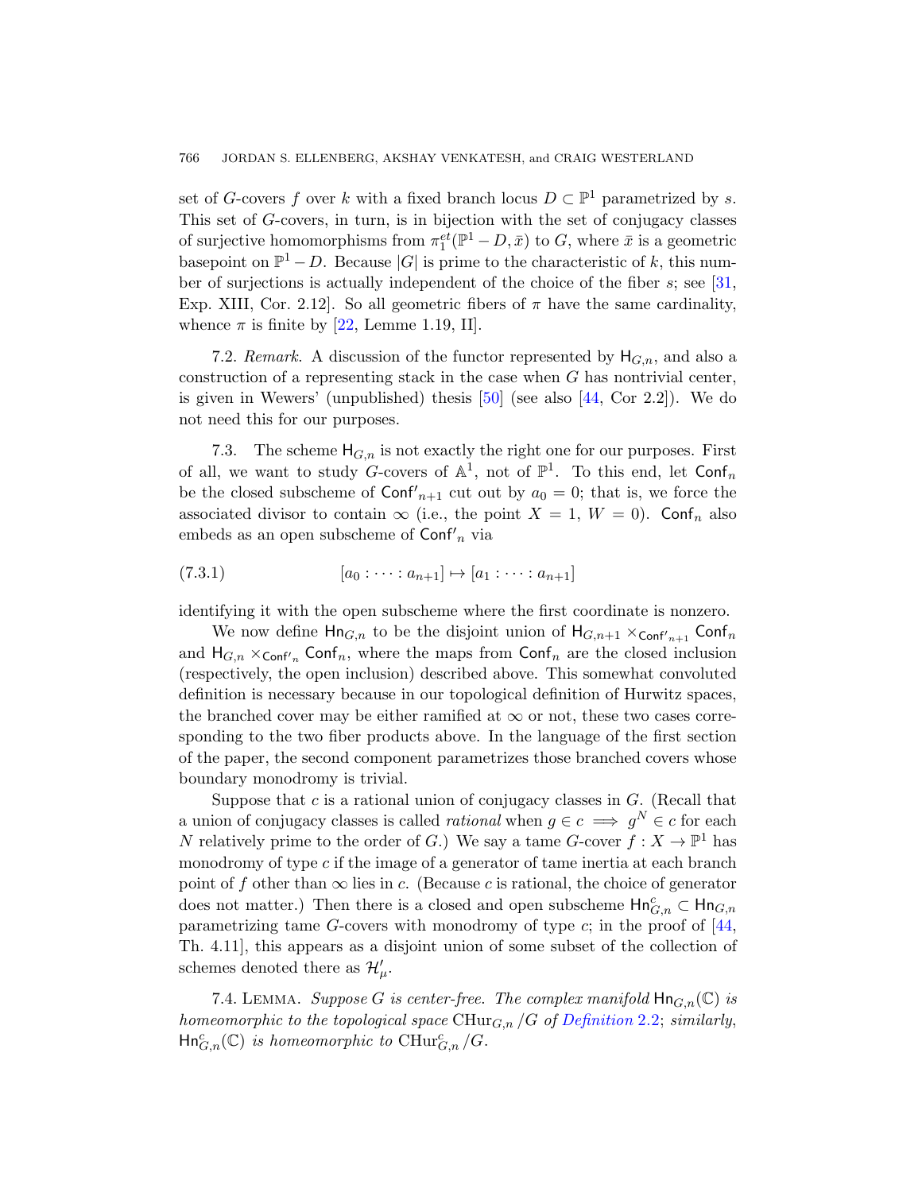set of $G$-covers $f$ over $k$ with a fixed branch locus $D \subset \mathbb{P}^1$ parametrized by $s$. This set of $G$-covers, in turn, is in bijection with the set of conjugacy classes of surjective homomorphisms from $\pi_1^{et}(\mathbb{P}^1 - D, \bar{x})$ to $G$, where $\bar{x}$ is a geometric basepoint on $\mathbb{P}^1 - D$. Because $|G|$ is prime to the characteristic of $k$, this number of surjections is actually independent of the choice of the fiber $s$; see [31, Exp. XIII, Cor. 2.12]. So all geometric fibers of $\pi$ have the same cardinality, whence $\pi$ is finite by [22, Lemme 1.19, II].

7.2. *Remark*. A discussion of the functor represented by $\mathsf{H}_{G,n}$, and also a construction of a representing stack in the case when $G$ has nontrivial center, is given in Wewers' (unpublished) thesis [50] (see also [44, Cor 2.2]). We do not need this for our purposes.

7.3. The scheme $\mathsf{H}_{G,n}$ is not exactly the right one for our purposes. First of all, we want to study $G$-covers of $\mathbb{A}^1$, not of $\mathbb{P}^1$. To this end, let $\mathsf{Conf}_n$ be the closed subscheme of $\mathsf{Conf'}_{n+1}$ cut out by $a_0 = 0$; that is, we force the associated divisor to contain $\infty$ (i.e., the point $X = 1$, $W = 0$). $\mathsf{Conf}_n$ also embeds as an open subscheme of $\mathsf{Conf'}_n$ via

$$[a_0 : \cdots : a_{n+1}] \mapsto [a_1 : \cdots : a_{n+1}] \tag{7.3.1}$$

identifying it with the open subscheme where the first coordinate is nonzero.

We now define $\mathsf{Hn}_{G,n}$ to be the disjoint union of $\mathsf{H}_{G,n+1} \times_{\mathsf{Conf'}_{n+1}} \mathsf{Conf}_n$ and $\mathsf{H}_{G,n} \times_{\mathsf{Conf'}_n} \mathsf{Conf}_n$, where the maps from $\mathsf{Conf}_n$ are the closed inclusion (respectively, the open inclusion) described above. This somewhat convoluted definition is necessary because in our topological definition of Hurwitz spaces, the branched cover may be either ramified at $\infty$ or not, these two cases corresponding to the two fiber products above. In the language of the first section of the paper, the second component parametrizes those branched covers whose boundary monodromy is trivial.

Suppose that $c$ is a rational union of conjugacy classes in $G$. (Recall that a union of conjugacy classes is called *rational* when $g \in c \implies g^N \in c$ for each $N$ relatively prime to the order of $G$.) We say a tame $G$-cover $f : X \to \mathbb{P}^1$ has monodromy of type $c$ if the image of a generator of tame inertia at each branch point of $f$ other than $\infty$ lies in $c$. (Because $c$ is rational, the choice of generator does not matter.) Then there is a closed and open subscheme $\mathsf{Hn}^c_{G,n} \subset \mathsf{Hn}_{G,n}$ parametrizing tame $G$-covers with monodromy of type $c$; in the proof of [44, Th. 4.11], this appears as a disjoint union of some subset of the collection of schemes denoted there as $\mathcal{H}'_\mu$.

7.4. Lemma. *Suppose $G$ is center-free. The complex manifold $\mathsf{Hn}_{G,n}(\mathbb{C})$ is homeomorphic to the topological space $\mathrm{CHur}_{G,n}/G$ of Definition 2.2; similarly, $\mathsf{Hn}^c_{G,n}(\mathbb{C})$ is homeomorphic to $\mathrm{CHur}^c_{G,n}/G$.*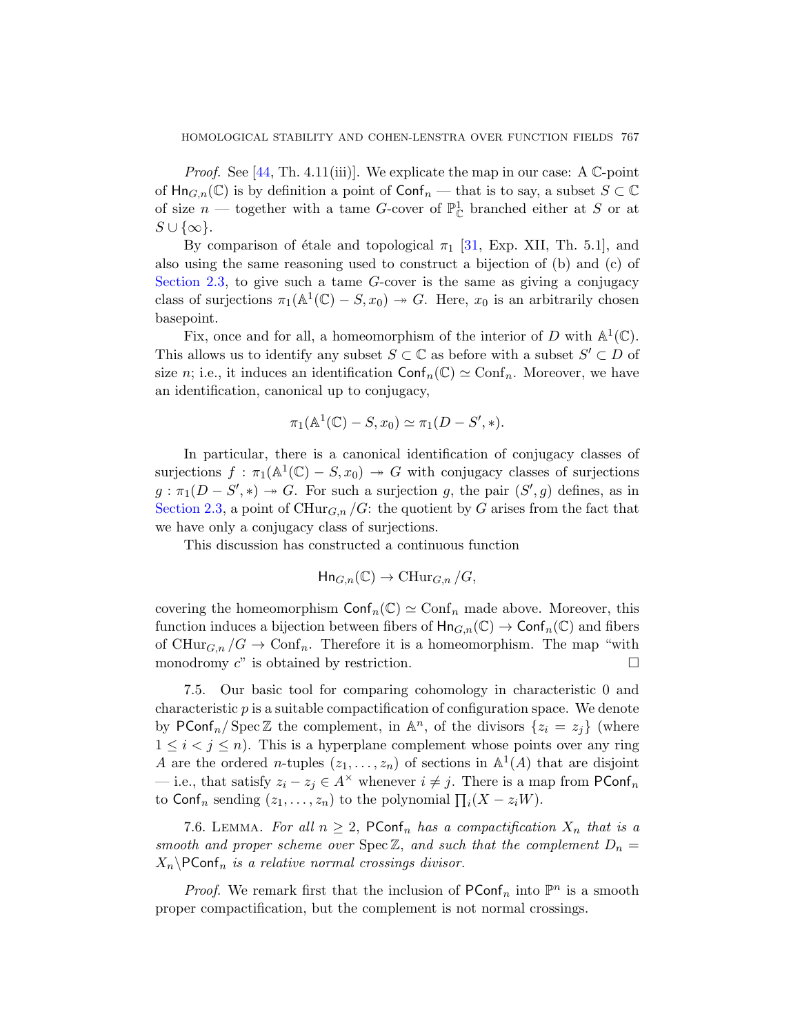*Proof.* See [44, Th. 4.11(iii)]. We explicate the map in our case: A $\mathbb{C}$-point of $\mathsf{Hn}_{G,n}(\mathbb{C})$ is by definition a point of $\mathsf{Conf}_n$ — that is to say, a subset $S \subset \mathbb{C}$ of size $n$ — together with a tame $G$-cover of $\mathbb{P}^1_{\mathbb{C}}$ branched either at $S$ or at $S \cup \{\infty\}$.

By comparison of étale and topological $\pi_1$ [31, Exp. XII, Th. 5.1], and also using the same reasoning used to construct a bijection of (b) and (c) of Section 2.3, to give such a tame $G$-cover is the same as giving a conjugacy class of surjections $\pi_1(\mathbb{A}^1(\mathbb{C}) - S, x_0) \twoheadrightarrow G$. Here, $x_0$ is an arbitrarily chosen basepoint.

Fix, once and for all, a homeomorphism of the interior of $D$ with $\mathbb{A}^1(\mathbb{C})$. This allows us to identify any subset $S \subset \mathbb{C}$ as before with a subset $S' \subset D$ of size $n$; i.e., it induces an identification $\mathsf{Conf}_n(\mathbb{C}) \simeq \mathrm{Conf}_n$. Moreover, we have an identification, canonical up to conjugacy,

$$\pi_1(\mathbb{A}^1(\mathbb{C}) - S, x_0) \simeq \pi_1(D - S', *).$$

In particular, there is a canonical identification of conjugacy classes of surjections $f : \pi_1(\mathbb{A}^1(\mathbb{C}) - S, x_0) \twoheadrightarrow G$ with conjugacy classes of surjections $g : \pi_1(D - S', *) \twoheadrightarrow G$. For such a surjection $g$, the pair $(S', g)$ defines, as in Section 2.3, a point of $\mathrm{CHur}_{G,n}/G$: the quotient by $G$ arises from the fact that we have only a conjugacy class of surjections.

This discussion has constructed a continuous function

$$\mathsf{Hn}_{G,n}(\mathbb{C}) \to \mathrm{CHur}_{G,n}/G,$$

covering the homeomorphism $\mathsf{Conf}_n(\mathbb{C}) \simeq \mathrm{Conf}_n$ made above. Moreover, this function induces a bijection between fibers of $\mathsf{Hn}_{G,n}(\mathbb{C}) \to \mathsf{Conf}_n(\mathbb{C})$ and fibers of $\mathrm{CHur}_{G,n}/G \to \mathrm{Conf}_n$. Therefore it is a homeomorphism. The map "with monodromy $c$" is obtained by restriction. $\square$

7.5. Our basic tool for comparing cohomology in characteristic 0 and characteristic $p$ is a suitable compactification of configuration space. We denote by $\mathsf{PConf}_n/\operatorname{Spec}\mathbb{Z}$ the complement, in $\mathbb{A}^n$, of the divisors $\{z_i = z_j\}$ (where $1 \leq i < j \leq n$). This is a hyperplane complement whose points over any ring $A$ are the ordered $n$-tuples $(z_1, \ldots, z_n)$ of sections in $\mathbb{A}^1(A)$ that are disjoint — i.e., that satisfy $z_i - z_j \in A^\times$ whenever $i \neq j$. There is a map from $\mathsf{PConf}_n$ to $\mathsf{Conf}_n$ sending $(z_1, \ldots, z_n)$ to the polynomial $\prod_i (X - z_i W)$.

7.6. Lemma. *For all $n \geq 2$, $\mathsf{PConf}_n$ has a compactification $X_n$ that is a smooth and proper scheme over $\operatorname{Spec}\mathbb{Z}$, and such that the complement $D_n = X_n \backslash \mathsf{PConf}_n$ is a relative normal crossings divisor.*

*Proof.* We remark first that the inclusion of $\mathsf{PConf}_n$ into $\mathbb{P}^n$ is a smooth proper compactification, but the complement is not normal crossings.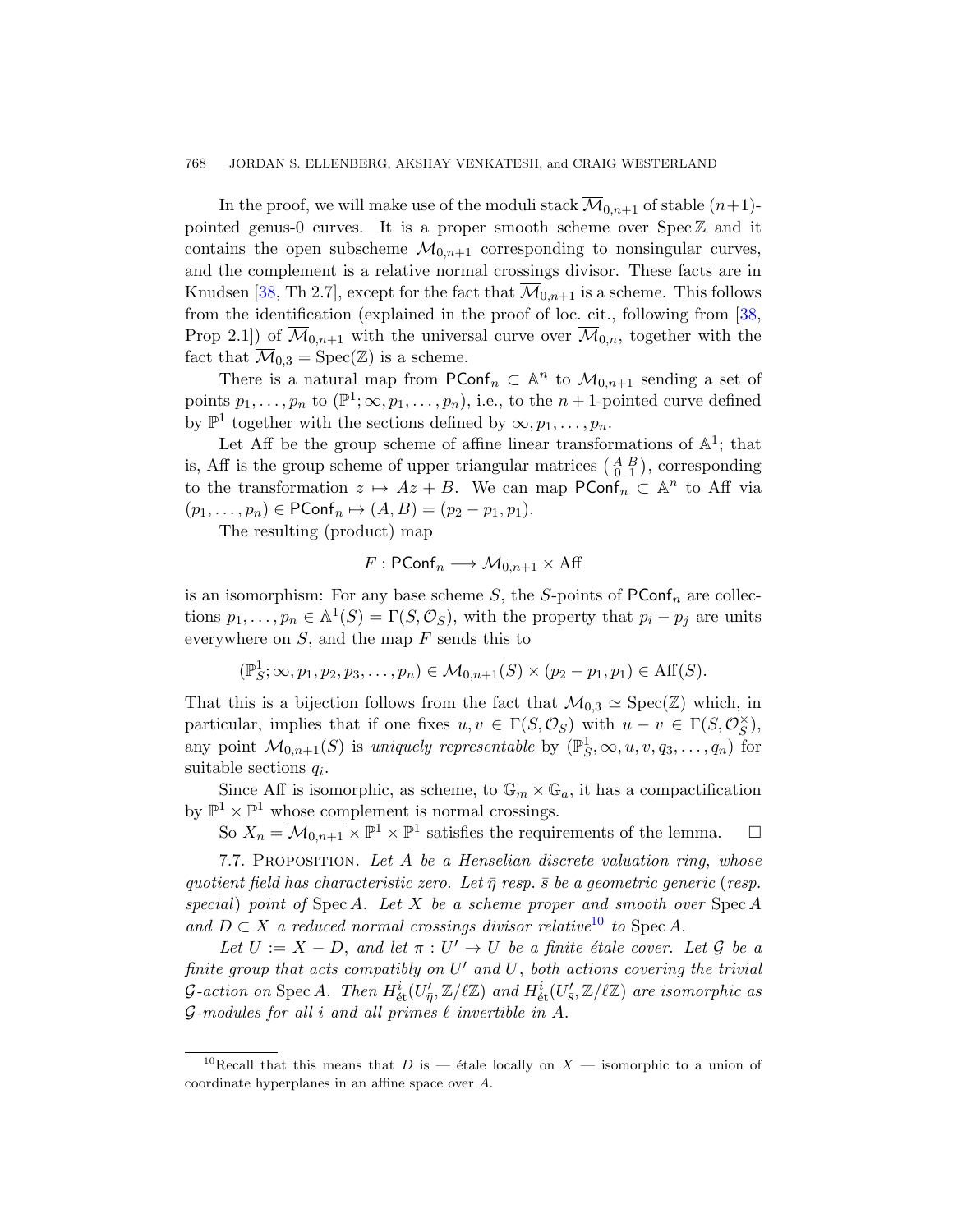In the proof, we will make use of the moduli stack $\overline{\mathcal{M}}_{0,n+1}$ of stable $(n+1)$-pointed genus-0 curves. It is a proper smooth scheme over $\operatorname{Spec} \mathbb{Z}$ and it contains the open subscheme $\mathcal{M}_{0,n+1}$ corresponding to nonsingular curves, and the complement is a relative normal crossings divisor. These facts are in Knudsen [38, Th 2.7], except for the fact that $\overline{\mathcal{M}}_{0,n+1}$ is a scheme. This follows from the identification (explained in the proof of loc. cit., following from [38, Prop 2.1]) of $\overline{\mathcal{M}}_{0,n+1}$ with the universal curve over $\overline{\mathcal{M}}_{0,n}$, together with the fact that $\overline{\mathcal{M}}_{0,3} = \operatorname{Spec}(\mathbb{Z})$ is a scheme.

There is a natural map from $\mathsf{PConf}_n \subset \mathbb{A}^n$ to $\mathcal{M}_{0,n+1}$ sending a set of points $p_1, \ldots, p_n$ to $(\mathbb{P}^1; \infty, p_1, \ldots, p_n)$, i.e., to the $n+1$-pointed curve defined by $\mathbb{P}^1$ together with the sections defined by $\infty, p_1, \ldots, p_n$.

Let Aff be the group scheme of affine linear transformations of $\mathbb{A}^1$; that is, Aff is the group scheme of upper triangular matrices $\left(\begin{smallmatrix} A & B \\ 0 & 1 \end{smallmatrix}\right)$, corresponding to the transformation $z \mapsto Az + B$. We can map $\mathsf{PConf}_n \subset \mathbb{A}^n$ to Aff via $(p_1, \ldots, p_n) \in \mathsf{PConf}_n \mapsto (A, B) = (p_2 - p_1, p_1)$.

The resulting (product) map

$$F : \mathsf{PConf}_n \longrightarrow \mathcal{M}_{0,n+1} \times \mathrm{Aff}$$

is an isomorphism: For any base scheme $S$, the $S$-points of $\mathsf{PConf}_n$ are collections $p_1, \ldots, p_n \in \mathbb{A}^1(S) = \Gamma(S, \mathcal{O}_S)$, with the property that $p_i - p_j$ are units everywhere on $S$, and the map $F$ sends this to

$$(\mathbb{P}^1_S; \infty, p_1, p_2, p_3, \ldots, p_n) \in \mathcal{M}_{0,n+1}(S) \times (p_2 - p_1, p_1) \in \mathrm{Aff}(S).$$

That this is a bijection follows from the fact that $\mathcal{M}_{0,3} \simeq \operatorname{Spec}(\mathbb{Z})$ which, in particular, implies that if one fixes $u, v \in \Gamma(S, \mathcal{O}_S)$ with $u - v \in \Gamma(S, \mathcal{O}_S^\times)$, any point $\mathcal{M}_{0,n+1}(S)$ is *uniquely representable* by $(\mathbb{P}^1_S, \infty, u, v, q_3, \ldots, q_n)$ for suitable sections $q_i$.

Since Aff is isomorphic, as scheme, to $\mathbb{G}_m \times \mathbb{G}_a$, it has a compactification by $\mathbb{P}^1 \times \mathbb{P}^1$ whose complement is normal crossings.

So $X_n = \overline{\mathcal{M}_{0,n+1}} \times \mathbb{P}^1 \times \mathbb{P}^1$ satisfies the requirements of the lemma. $\square$

7.7. Proposition. *Let $A$ be a Henselian discrete valuation ring, whose quotient field has characteristic zero. Let $\bar{\eta}$ resp. $\bar{s}$ be a geometric generic* (*resp. special*) *point of* $\operatorname{Spec} A$. *Let $X$ be a scheme proper and smooth over* $\operatorname{Spec} A$ *and $D \subset X$ a reduced normal crossings divisor relative*[10] *to* $\operatorname{Spec} A$.

*Let $U := X - D$, and let $\pi : U' \to U$ be a finite étale cover. Let $\mathcal{G}$ be a finite group that acts compatibly on $U'$ and $U$, both actions covering the trivial $\mathcal{G}$-action on* $\operatorname{Spec} A$. *Then $H^i_{\text{ét}}(U'_{\bar{\eta}}, \mathbb{Z}/\ell\mathbb{Z})$ and $H^i_{\text{ét}}(U'_{\bar{s}}, \mathbb{Z}/\ell\mathbb{Z})$ are isomorphic as $\mathcal{G}$-modules for all $i$ and all primes $\ell$ invertible in $A$.*

[10] Recall that this means that $D$ is — étale locally on $X$ — isomorphic to a union of coordinate hyperplanes in an affine space over $A$.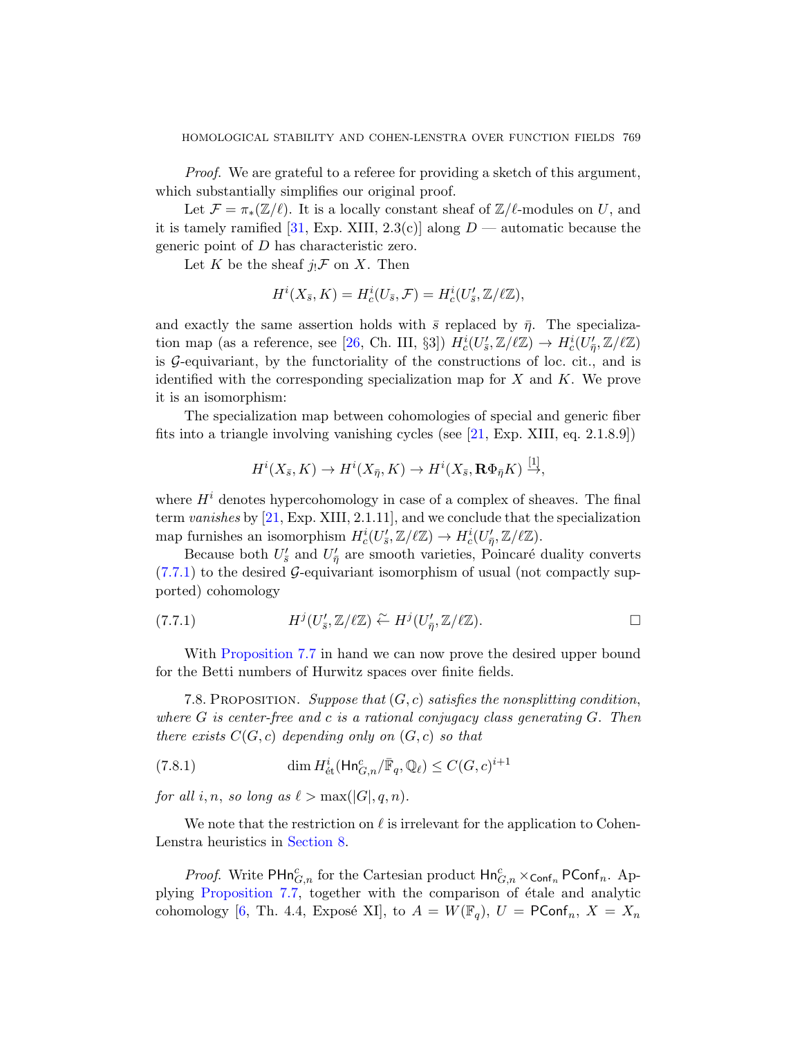*Proof.* We are grateful to a referee for providing a sketch of this argument, which substantially simplifies our original proof.

Let $\mathcal{F} = \pi_*(\mathbb{Z}/\ell)$. It is a locally constant sheaf of $\mathbb{Z}/\ell$-modules on $U$, and it is tamely ramified [31, Exp. XIII, 2.3(c)] along $D$ — automatic because the generic point of $D$ has characteristic zero.

Let $K$ be the sheaf $j_!\mathcal{F}$ on $X$. Then

$$H^i(X_{\bar{s}}, K) = H^i_c(U_{\bar{s}}, \mathcal{F}) = H^i_c(U'_{\bar{s}}, \mathbb{Z}/\ell\mathbb{Z}),$$

and exactly the same assertion holds with $\bar{s}$ replaced by $\bar{\eta}$. The specialization map (as a reference, see [26, Ch. III, §3]) $H^i_c(U'_{\bar{s}}, \mathbb{Z}/\ell\mathbb{Z}) \to H^i_c(U'_{\bar{\eta}}, \mathbb{Z}/\ell\mathbb{Z})$ is $\mathcal{G}$-equivariant, by the functoriality of the constructions of loc. cit., and is identified with the corresponding specialization map for $X$ and $K$. We prove it is an isomorphism:

The specialization map between cohomologies of special and generic fiber fits into a triangle involving vanishing cycles (see [21, Exp. XIII, eq. 2.1.8.9])

$$H^i(X_{\bar{s}}, K) \to H^i(X_{\bar{\eta}}, K) \to H^i(X_{\bar{s}}, \mathbf{R}\Phi_{\bar{\eta}}K) \xrightarrow{[1]},$$

where $H^i$ denotes hypercohomology in case of a complex of sheaves. The final term *vanishes* by [21, Exp. XIII, 2.1.11], and we conclude that the specialization map furnishes an isomorphism $H^i_c(U'_{\bar{s}}, \mathbb{Z}/\ell\mathbb{Z}) \to H^i_c(U'_{\bar{\eta}}, \mathbb{Z}/\ell\mathbb{Z})$.

Because both $U'_{\bar{s}}$ and $U'_{\bar{\eta}}$ are smooth varieties, Poincaré duality converts (7.7.1) to the desired $\mathcal{G}$-equivariant isomorphism of usual (not compactly supported) cohomology

$$H^j(U'_{\bar{s}}, \mathbb{Z}/\ell\mathbb{Z}) \xleftarrow{\sim} H^j(U'_{\bar{\eta}}, \mathbb{Z}/\ell\mathbb{Z}). \tag{7.7.1}$$

□

With Proposition 7.7 in hand we can now prove the desired upper bound for the Betti numbers of Hurwitz spaces over finite fields.

7.8. Proposition. *Suppose that $(G, c)$ satisfies the nonsplitting condition, where $G$ is center-free and $c$ is a rational conjugacy class generating $G$. Then there exists $C(G, c)$ depending only on $(G, c)$ so that*

$$\dim H^i_{\text{ét}}(\mathsf{Hn}^c_{G,n}/\bar{\mathbb{F}}_q, \mathbb{Q}_\ell) \leq C(G, c)^{i+1} \tag{7.8.1}$$

*for all $i, n$, so long as $\ell > \max(|G|, q, n)$.*

We note that the restriction on $\ell$ is irrelevant for the application to Cohen-Lenstra heuristics in Section 8.

*Proof.* Write $\mathsf{PHn}^c_{G,n}$ for the Cartesian product $\mathsf{Hn}^c_{G,n} \times_{\mathsf{Conf}_n} \mathsf{PConf}_n$. Applying Proposition 7.7, together with the comparison of étale and analytic cohomology [6, Th. 4.4, Exposé XI], to $A = W(\mathbb{F}_q)$, $U = \mathsf{PConf}_n$, $X = X_n$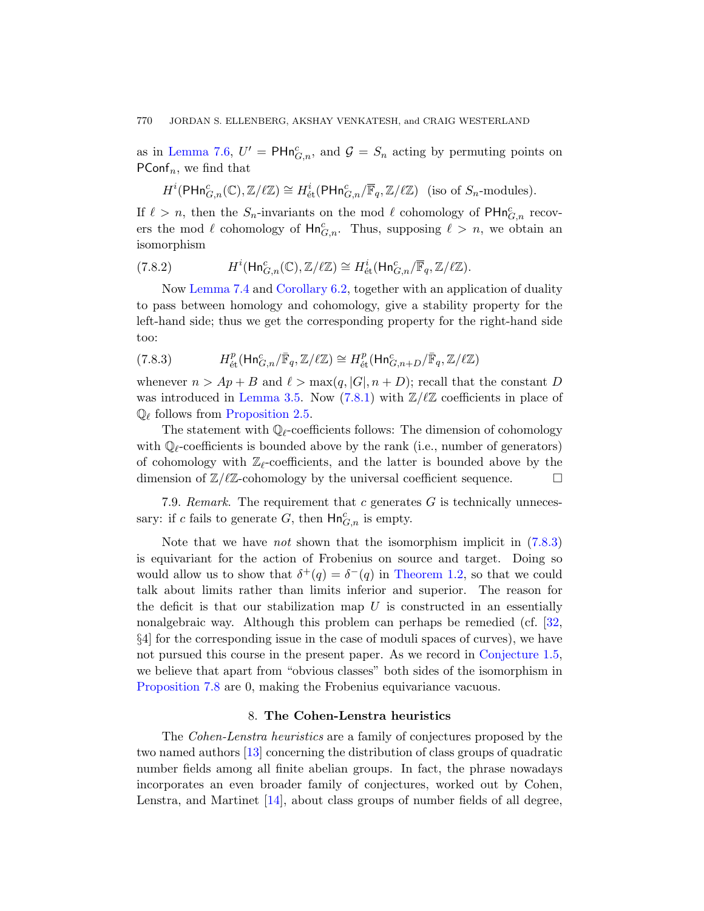as in Lemma 7.6, $U' = \mathsf{PHn}^c_{G,n}$, and $\mathcal{G} = S_n$ acting by permuting points on $\mathsf{PConf}_n$, we find that

$$H^i(\mathsf{PHn}^c_{G,n}(\mathbb{C}), \mathbb{Z}/\ell\mathbb{Z}) \cong H^i_{\text{ét}}(\mathsf{PHn}^c_{G,n}/\overline{\mathbb{F}}_q, \mathbb{Z}/\ell\mathbb{Z}) \ \ \text{(iso of } S_n\text{-modules)}.$$

If $\ell > n$, then the $S_n$-invariants on the mod $\ell$ cohomology of $\mathsf{PHn}^c_{G,n}$ recovers the mod $\ell$ cohomology of $\mathsf{Hn}^c_{G,n}$. Thus, supposing $\ell > n$, we obtain an isomorphism

$$H^i(\mathsf{Hn}^c_{G,n}(\mathbb{C}), \mathbb{Z}/\ell\mathbb{Z}) \cong H^i_{\text{ét}}(\mathsf{Hn}^c_{G,n}/\overline{\mathbb{F}}_q, \mathbb{Z}/\ell\mathbb{Z}). \tag{7.8.2}$$

Now Lemma 7.4 and Corollary 6.2, together with an application of duality to pass between homology and cohomology, give a stability property for the left-hand side; thus we get the corresponding property for the right-hand side too:

$$H^p_{\text{ét}}(\mathsf{Hn}^c_{G,n}/\bar{\mathbb{F}}_q, \mathbb{Z}/\ell\mathbb{Z}) \cong H^p_{\text{ét}}(\mathsf{Hn}^c_{G,n+D}/\bar{\mathbb{F}}_q, \mathbb{Z}/\ell\mathbb{Z}) \tag{7.8.3}$$

whenever $n > Ap + B$ and $\ell > \max(q, |G|, n + D)$; recall that the constant $D$ was introduced in Lemma 3.5. Now (7.8.1) with $\mathbb{Z}/\ell\mathbb{Z}$ coefficients in place of $\mathbb{Q}_\ell$ follows from Proposition 2.5.

The statement with $\mathbb{Q}_\ell$-coefficients follows: The dimension of cohomology with $\mathbb{Q}_\ell$-coefficients is bounded above by the rank (i.e., number of generators) of cohomology with $\mathbb{Z}_\ell$-coefficients, and the latter is bounded above by the dimension of $\mathbb{Z}/\ell\mathbb{Z}$-cohomology by the universal coefficient sequence. □

7.9. *Remark*. The requirement that $c$ generates $G$ is technically unnecessary: if $c$ fails to generate $G$, then $\mathsf{Hn}^c_{G,n}$ is empty.

Note that we have *not* shown that the isomorphism implicit in (7.8.3) is equivariant for the action of Frobenius on source and target. Doing so would allow us to show that $\delta^+(q) = \delta^-(q)$ in Theorem 1.2, so that we could talk about limits rather than limits inferior and superior. The reason for the deficit is that our stabilization map $U$ is constructed in an essentially nonalgebraic way. Although this problem can perhaps be remedied (cf. [32, §4] for the corresponding issue in the case of moduli spaces of curves), we have not pursued this course in the present paper. As we record in Conjecture 1.5, we believe that apart from "obvious classes" both sides of the isomorphism in Proposition 7.8 are 0, making the Frobenius equivariance vacuous.

## 8. The Cohen-Lenstra heuristics

The *Cohen-Lenstra heuristics* are a family of conjectures proposed by the two named authors [13] concerning the distribution of class groups of quadratic number fields among all finite abelian groups. In fact, the phrase nowadays incorporates an even broader family of conjectures, worked out by Cohen, Lenstra, and Martinet [14], about class groups of number fields of all degree,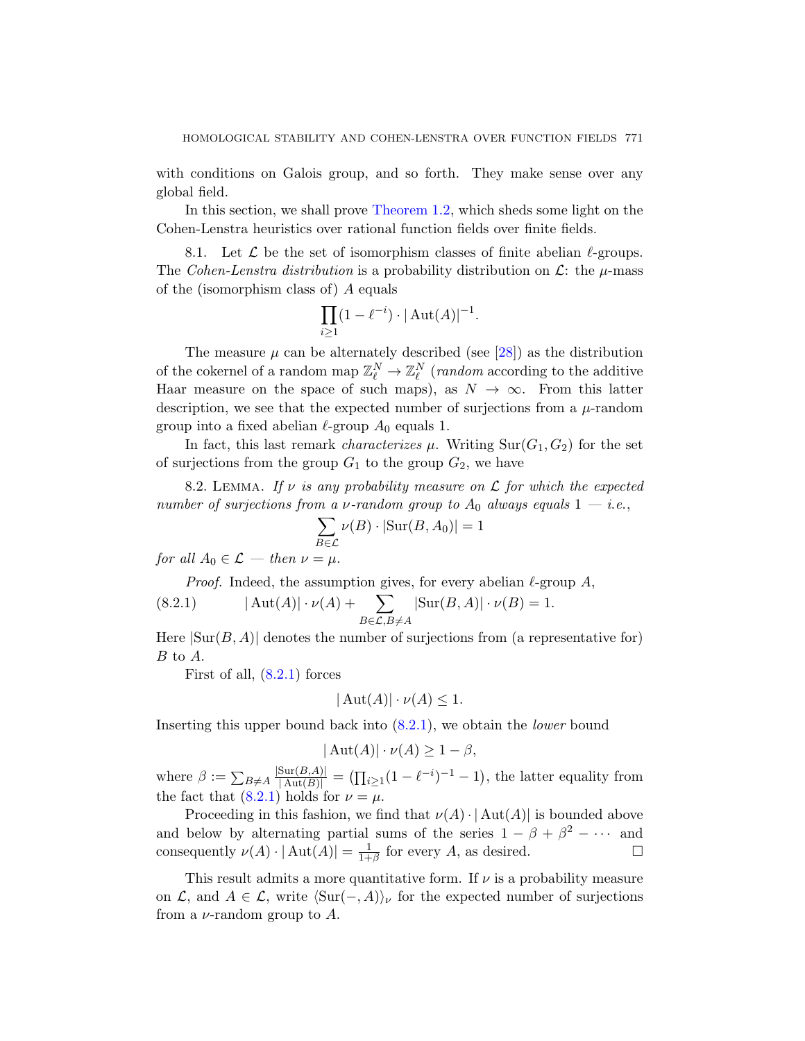with conditions on Galois group, and so forth. They make sense over any global field.

In this section, we shall prove Theorem 1.2, which sheds some light on the Cohen-Lenstra heuristics over rational function fields over finite fields.

8.1. Let $\mathcal{L}$ be the set of isomorphism classes of finite abelian $\ell$-groups. The *Cohen-Lenstra distribution* is a probability distribution on $\mathcal{L}$: the $\mu$-mass of the (isomorphism class of) $A$ equals

$$\prod_{i \geq 1} (1 - \ell^{-i}) \cdot |\operatorname{Aut}(A)|^{-1}.$$

The measure $\mu$ can be alternately described (see [28]) as the distribution of the cokernel of a random map $\mathbb{Z}_\ell^N \to \mathbb{Z}_\ell^N$ (*random* according to the additive Haar measure on the space of such maps), as $N \to \infty$. From this latter description, we see that the expected number of surjections from a $\mu$-random group into a fixed abelian $\ell$-group $A_0$ equals 1.

In fact, this last remark *characterizes* $\mu$. Writing $\operatorname{Sur}(G_1, G_2)$ for the set of surjections from the group $G_1$ to the group $G_2$, we have

8.2. Lemma. *If $\nu$ is any probability measure on $\mathcal{L}$ for which the expected number of surjections from a $\nu$-random group to $A_0$ always equals 1 — i.e.,*

$$\sum_{B \in \mathcal{L}} \nu(B) \cdot |\operatorname{Sur}(B, A_0)| = 1$$

*for all $A_0 \in \mathcal{L}$ — then $\nu = \mu$.*

*Proof.* Indeed, the assumption gives, for every abelian $\ell$-group $A$,

$$|\operatorname{Aut}(A)| \cdot \nu(A) + \sum_{B \in \mathcal{L}, B \neq A} |\operatorname{Sur}(B, A)| \cdot \nu(B) = 1. \tag{8.2.1}$$

Here $|\operatorname{Sur}(B, A)|$ denotes the number of surjections from (a representative for) $B$ to $A$.

First of all, (8.2.1) forces

$$|\operatorname{Aut}(A)| \cdot \nu(A) \leq 1.$$

Inserting this upper bound back into (8.2.1), we obtain the *lower* bound

$$|\operatorname{Aut}(A)| \cdot \nu(A) \geq 1 - \beta,$$

where $\beta := \sum_{B \neq A} \frac{|\operatorname{Sur}(B,A)|}{|\operatorname{Aut}(B)|} = \left(\prod_{i \geq 1} (1 - \ell^{-i})^{-1} - 1\right)$, the latter equality from the fact that (8.2.1) holds for $\nu = \mu$.

Proceeding in this fashion, we find that $\nu(A) \cdot |\operatorname{Aut}(A)|$ is bounded above and below by alternating partial sums of the series $1 - \beta + \beta^2 - \cdots$ and consequently $\nu(A) \cdot |\operatorname{Aut}(A)| = \frac{1}{1+\beta}$ for every $A$, as desired. $\square$

This result admits a more quantitative form. If $\nu$ is a probability measure on $\mathcal{L}$, and $A \in \mathcal{L}$, write $\langle \operatorname{Sur}(-, A) \rangle_\nu$ for the expected number of surjections from a $\nu$-random group to $A$.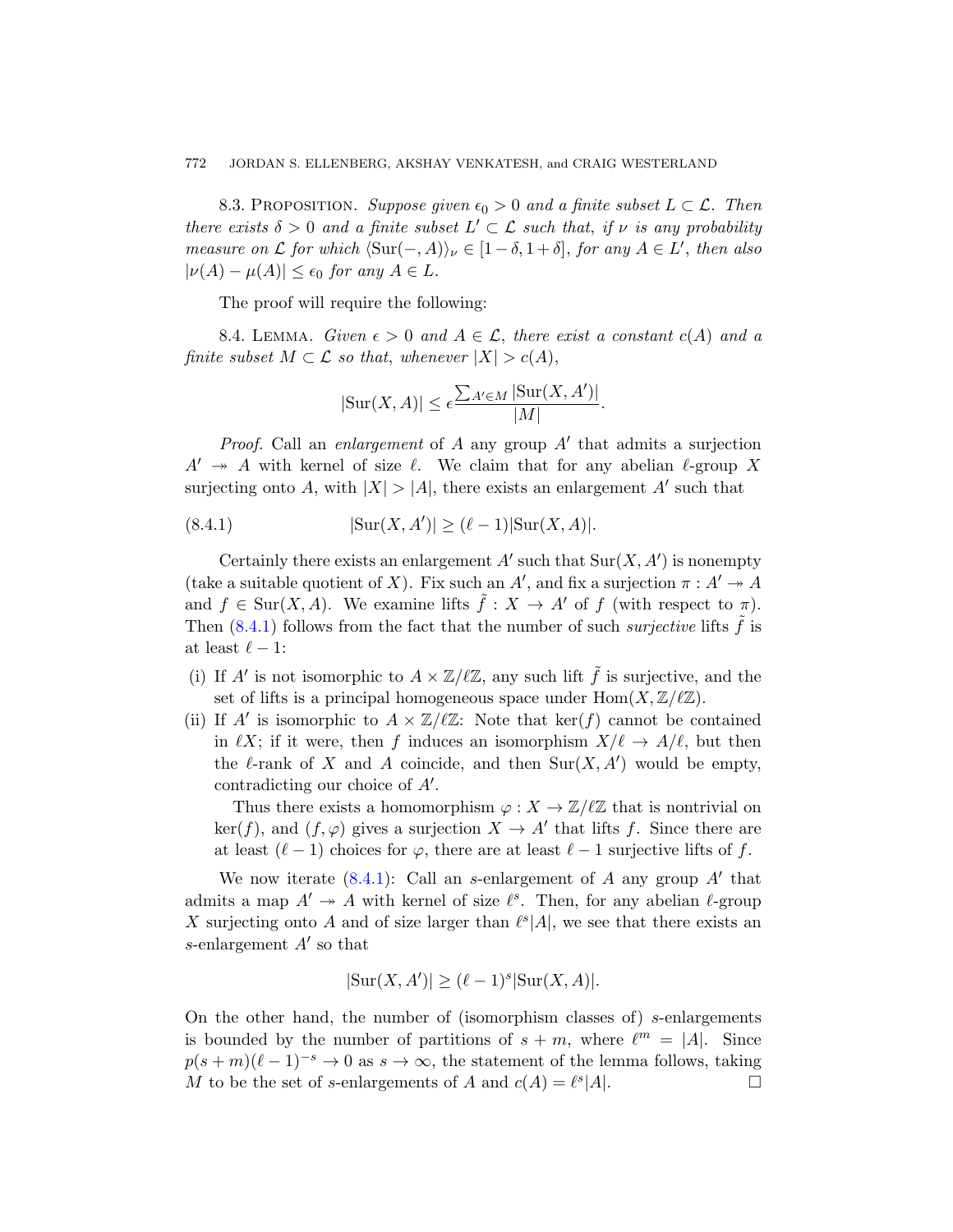8.3. Proposition. *Suppose given $\epsilon_0 > 0$ and a finite subset $L \subset \mathcal{L}$. Then there exists $\delta > 0$ and a finite subset $L' \subset \mathcal{L}$ such that, if $\nu$ is any probability measure on $\mathcal{L}$ for which $\langle \mathrm{Sur}(-, A) \rangle_\nu \in [1-\delta, 1+\delta]$, for any $A \in L'$, then also $|\nu(A) - \mu(A)| \leq \epsilon_0$ for any $A \in L$.*

The proof will require the following:

8.4. Lemma. *Given $\epsilon > 0$ and $A \in \mathcal{L}$, there exist a constant $c(A)$ and a finite subset $M \subset \mathcal{L}$ so that, whenever $|X| > c(A)$,*

$$|\mathrm{Sur}(X, A)| \leq \epsilon \frac{\sum_{A' \in M} |\mathrm{Sur}(X, A')|}{|M|}.$$

*Proof.* Call an *enlargement* of $A$ any group $A'$ that admits a surjection $A' \twoheadrightarrow A$ with kernel of size $\ell$. We claim that for any abelian $\ell$-group $X$ surjecting onto $A$, with $|X| > |A|$, there exists an enlargement $A'$ such that

$$|\mathrm{Sur}(X, A')| \geq (\ell - 1)|\mathrm{Sur}(X, A)|. \tag{8.4.1}$$

Certainly there exists an enlargement $A'$ such that $\mathrm{Sur}(X, A')$ is nonempty (take a suitable quotient of $X$). Fix such an $A'$, and fix a surjection $\pi : A' \twoheadrightarrow A$ and $f \in \mathrm{Sur}(X, A)$. We examine lifts $\tilde{f} : X \to A'$ of $f$ (with respect to $\pi$). Then (8.4.1) follows from the fact that the number of such *surjective* lifts $\tilde{f}$ is at least $\ell - 1$:

(i) If $A'$ is not isomorphic to $A \times \mathbb{Z}/\ell\mathbb{Z}$, any such lift $\tilde{f}$ is surjective, and the set of lifts is a principal homogeneous space under $\mathrm{Hom}(X, \mathbb{Z}/\ell\mathbb{Z})$.

(ii) If $A'$ is isomorphic to $A \times \mathbb{Z}/\ell\mathbb{Z}$: Note that $\ker(f)$ cannot be contained in $\ell X$; if it were, then $f$ induces an isomorphism $X/\ell \to A/\ell$, but then the $\ell$-rank of $X$ and $A$ coincide, and then $\mathrm{Sur}(X, A')$ would be empty, contradicting our choice of $A'$.

  Thus there exists a homomorphism $\varphi : X \to \mathbb{Z}/\ell\mathbb{Z}$ that is nontrivial on $\ker(f)$, and $(f, \varphi)$ gives a surjection $X \to A'$ that lifts $f$. Since there are at least $(\ell - 1)$ choices for $\varphi$, there are at least $\ell - 1$ surjective lifts of $f$.

We now iterate (8.4.1): Call an $s$-enlargement of $A$ any group $A'$ that admits a map $A' \twoheadrightarrow A$ with kernel of size $\ell^s$. Then, for any abelian $\ell$-group $X$ surjecting onto $A$ and of size larger than $\ell^s|A|$, we see that there exists an $s$-enlargement $A'$ so that

$$|\mathrm{Sur}(X, A')| \geq (\ell - 1)^s |\mathrm{Sur}(X, A)|.$$

On the other hand, the number of (isomorphism classes of) $s$-enlargements is bounded by the number of partitions of $s + m$, where $\ell^m = |A|$. Since $p(s + m)(\ell - 1)^{-s} \to 0$ as $s \to \infty$, the statement of the lemma follows, taking $M$ to be the set of $s$-enlargements of $A$ and $c(A) = \ell^s|A|$. $\square$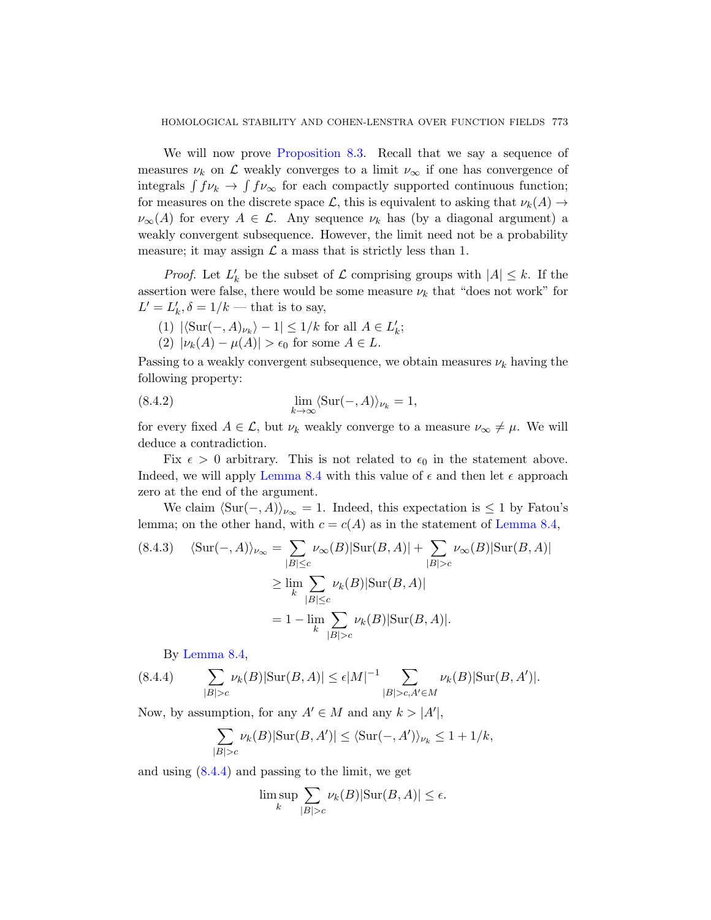We will now prove Proposition 8.3. Recall that we say a sequence of measures $\nu_k$ on $\mathcal{L}$ weakly converges to a limit $\nu_\infty$ if one has convergence of integrals $\int f\nu_k \to \int f\nu_\infty$ for each compactly supported continuous function; for measures on the discrete space $\mathcal{L}$, this is equivalent to asking that $\nu_k(A) \to \nu_\infty(A)$ for every $A \in \mathcal{L}$. Any sequence $\nu_k$ has (by a diagonal argument) a weakly convergent subsequence. However, the limit need not be a probability measure; it may assign $\mathcal{L}$ a mass that is strictly less than 1.

*Proof.* Let $L'_k$ be the subset of $\mathcal{L}$ comprising groups with $|A| \le k$. If the assertion were false, there would be some measure $\nu_k$ that "does not work" for $L' = L'_k, \delta = 1/k$ — that is to say,

(1) $|\langle \mathrm{Sur}(-, A)_{\nu_k}\rangle - 1| \le 1/k$ for all $A \in L'_k$;
(2) $|\nu_k(A) - \mu(A)| > \epsilon_0$ for some $A \in L$.

Passing to a weakly convergent subsequence, we obtain measures $\nu_k$ having the following property:

$$\lim_{k\to\infty} \langle \mathrm{Sur}(-, A)\rangle_{\nu_k} = 1, \tag{8.4.2}$$

for every fixed $A \in \mathcal{L}$, but $\nu_k$ weakly converge to a measure $\nu_\infty \neq \mu$. We will deduce a contradiction.

Fix $\epsilon > 0$ arbitrary. This is not related to $\epsilon_0$ in the statement above. Indeed, we will apply Lemma 8.4 with this value of $\epsilon$ and then let $\epsilon$ approach zero at the end of the argument.

We claim $\langle \mathrm{Sur}(-, A)\rangle_{\nu_\infty} = 1$. Indeed, this expectation is $\le 1$ by Fatou's lemma; on the other hand, with $c = c(A)$ as in the statement of Lemma 8.4,

$$\begin{aligned}
\langle \mathrm{Sur}(-, A)\rangle_{\nu_\infty} &= \sum_{|B|\le c} \nu_\infty(B)|\mathrm{Sur}(B, A)| + \sum_{|B|>c} \nu_\infty(B)|\mathrm{Sur}(B, A)| \\
&\ge \lim_k \sum_{|B|\le c} \nu_k(B)|\mathrm{Sur}(B, A)| \\
&= 1 - \lim_k \sum_{|B|>c} \nu_k(B)|\mathrm{Sur}(B, A)|.
\end{aligned} \tag{8.4.3}$$

By Lemma 8.4,

$$\sum_{|B|>c} \nu_k(B)|\mathrm{Sur}(B, A)| \le \epsilon |M|^{-1} \sum_{|B|>c, A'\in M} \nu_k(B)|\mathrm{Sur}(B, A')|. \tag{8.4.4}$$

Now, by assumption, for any $A' \in M$ and any $k > |A'|$,

$$\sum_{|B|>c} \nu_k(B)|\mathrm{Sur}(B, A')| \le \langle \mathrm{Sur}(-, A')\rangle_{\nu_k} \le 1 + 1/k,$$

and using (8.4.4) and passing to the limit, we get

$$\limsup_k \sum_{|B|>c} \nu_k(B)|\mathrm{Sur}(B, A)| \le \epsilon.$$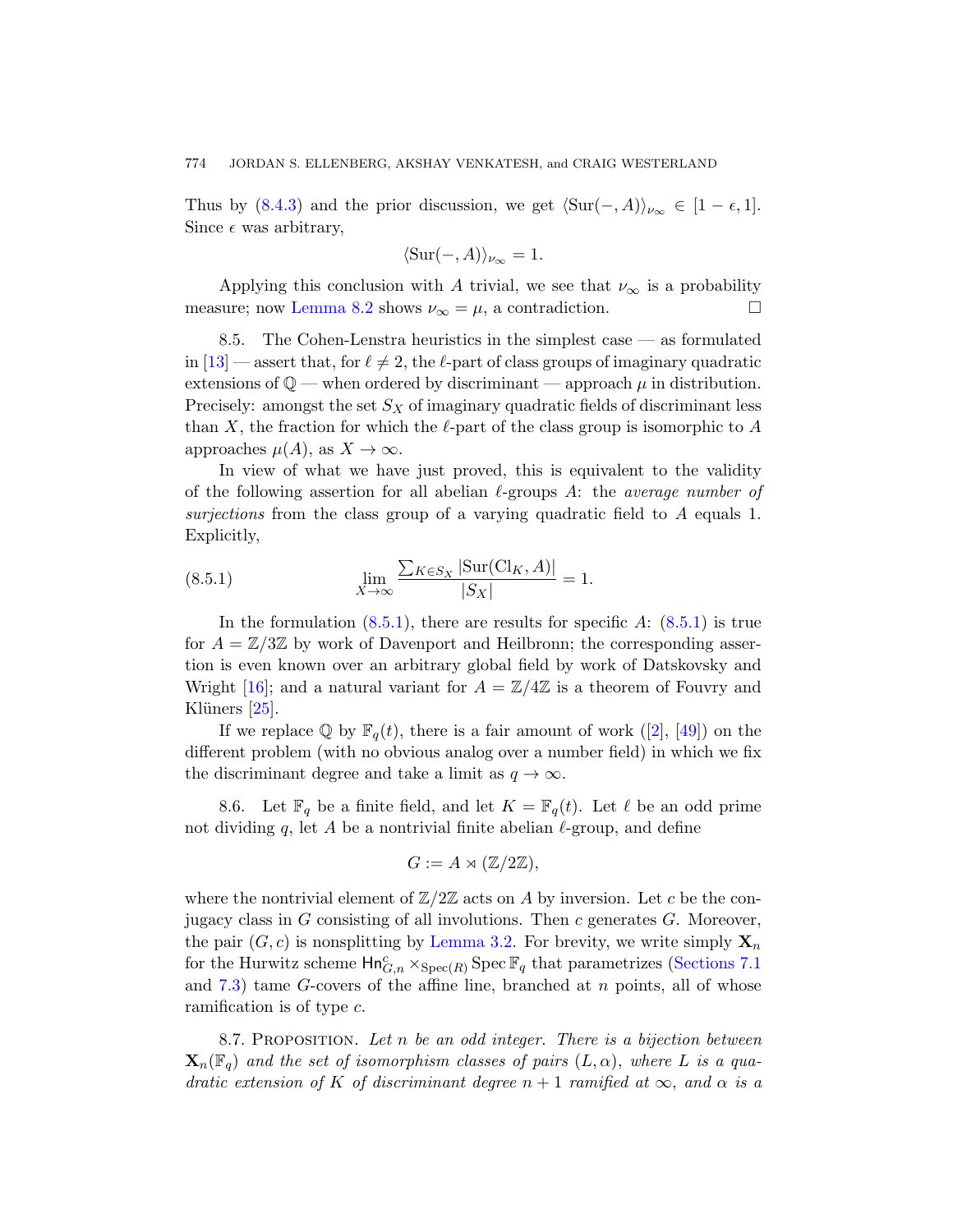Thus by (8.4.3) and the prior discussion, we get $\langle \mathrm{Sur}(-, A)\rangle_{\nu_\infty} \in [1-\epsilon, 1]$. Since $\epsilon$ was arbitrary,

$$\langle \mathrm{Sur}(-, A)\rangle_{\nu_\infty} = 1.$$

Applying this conclusion with $A$ trivial, we see that $\nu_\infty$ is a probability measure; now Lemma 8.2 shows $\nu_\infty = \mu$, a contradiction. □

8.5. The Cohen-Lenstra heuristics in the simplest case — as formulated in [13] — assert that, for $\ell \neq 2$, the $\ell$-part of class groups of imaginary quadratic extensions of $\mathbb{Q}$ — when ordered by discriminant — approach $\mu$ in distribution. Precisely: amongst the set $S_X$ of imaginary quadratic fields of discriminant less than $X$, the fraction for which the $\ell$-part of the class group is isomorphic to $A$ approaches $\mu(A)$, as $X \to \infty$.

In view of what we have just proved, this is equivalent to the validity of the following assertion for all abelian $\ell$-groups $A$: the *average number of surjections* from the class group of a varying quadratic field to $A$ equals 1. Explicitly,

$$\lim_{X\to\infty} \frac{\sum_{K \in S_X} |\mathrm{Sur}(\mathrm{Cl}_K, A)|}{|S_X|} = 1. \tag{8.5.1}$$

In the formulation (8.5.1), there are results for specific $A$: (8.5.1) is true for $A = \mathbb{Z}/3\mathbb{Z}$ by work of Davenport and Heilbronn; the corresponding assertion is even known over an arbitrary global field by work of Datskovsky and Wright [16]; and a natural variant for $A = \mathbb{Z}/4\mathbb{Z}$ is a theorem of Fouvry and Klüners [25].

If we replace $\mathbb{Q}$ by $\mathbb{F}_q(t)$, there is a fair amount of work ([2], [49]) on the different problem (with no obvious analog over a number field) in which we fix the discriminant degree and take a limit as $q \to \infty$.

8.6. Let $\mathbb{F}_q$ be a finite field, and let $K = \mathbb{F}_q(t)$. Let $\ell$ be an odd prime not dividing $q$, let $A$ be a nontrivial finite abelian $\ell$-group, and define

$$G := A \rtimes (\mathbb{Z}/2\mathbb{Z}),$$

where the nontrivial element of $\mathbb{Z}/2\mathbb{Z}$ acts on $A$ by inversion. Let $c$ be the conjugacy class in $G$ consisting of all involutions. Then $c$ generates $G$. Moreover, the pair $(G, c)$ is nonsplitting by Lemma 3.2. For brevity, we write simply $\mathbf{X}_n$ for the Hurwitz scheme $\mathsf{Hn}^c_{G,n} \times_{\mathrm{Spec}(R)} \mathrm{Spec}\, \mathbb{F}_q$ that parametrizes (Sections 7.1 and 7.3) tame $G$-covers of the affine line, branched at $n$ points, all of whose ramification is of type $c$.

8.7. Proposition. *Let $n$ be an odd integer. There is a bijection between $\mathbf{X}_n(\mathbb{F}_q)$ and the set of isomorphism classes of pairs $(L, \alpha)$, where $L$ is a quadratic extension of $K$ of discriminant degree $n+1$ ramified at $\infty$, and $\alpha$ is a*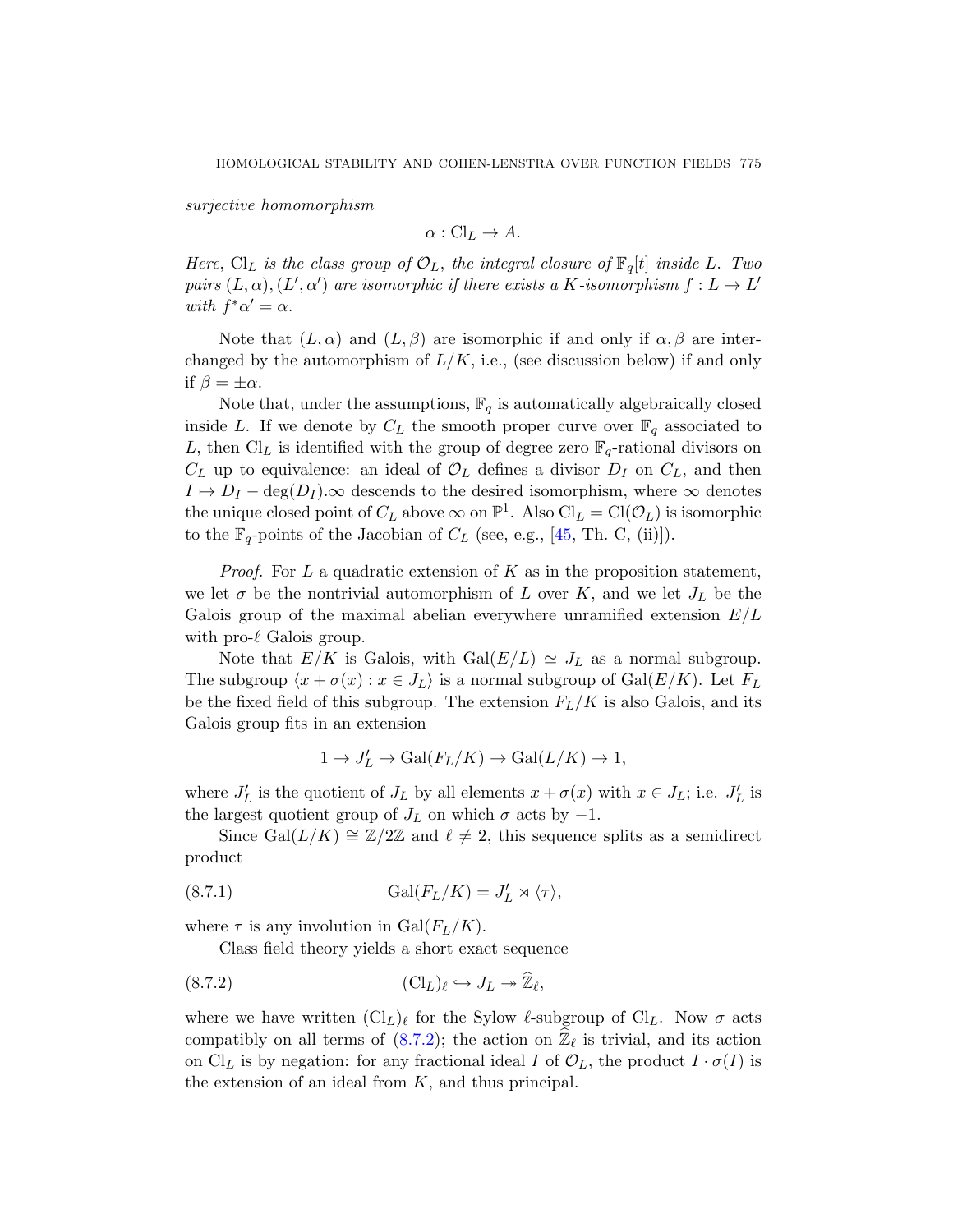*surjective homomorphism*

$$\alpha : \mathrm{Cl}_L \to A.$$

*Here,* $\mathrm{Cl}_L$ *is the class group of* $\mathcal{O}_L$*, the integral closure of* $\mathbb{F}_q[t]$ *inside* $L$*. Two pairs* $(L, \alpha), (L', \alpha')$ *are isomorphic if there exists a* $K$*-isomorphism* $f : L \to L'$ *with* $f^*\alpha' = \alpha$*.*

Note that $(L, \alpha)$ and $(L, \beta)$ are isomorphic if and only if $\alpha, \beta$ are interchanged by the automorphism of $L/K$, i.e., (see discussion below) if and only if $\beta = \pm\alpha$.

Note that, under the assumptions, $\mathbb{F}_q$ is automatically algebraically closed inside $L$. If we denote by $C_L$ the smooth proper curve over $\mathbb{F}_q$ associated to $L$, then $\mathrm{Cl}_L$ is identified with the group of degree zero $\mathbb{F}_q$-rational divisors on $C_L$ up to equivalence: an ideal of $\mathcal{O}_L$ defines a divisor $D_I$ on $C_L$, and then $I \mapsto D_I - \deg(D_I).\infty$ descends to the desired isomorphism, where $\infty$ denotes the unique closed point of $C_L$ above $\infty$ on $\mathbb{P}^1$. Also $\mathrm{Cl}_L = \mathrm{Cl}(\mathcal{O}_L)$ is isomorphic to the $\mathbb{F}_q$-points of the Jacobian of $C_L$ (see, e.g., [45, Th. C, (ii)]).

*Proof.* For $L$ a quadratic extension of $K$ as in the proposition statement, we let $\sigma$ be the nontrivial automorphism of $L$ over $K$, and we let $J_L$ be the Galois group of the maximal abelian everywhere unramified extension $E/L$ with pro-$\ell$ Galois group.

Note that $E/K$ is Galois, with $\mathrm{Gal}(E/L) \simeq J_L$ as a normal subgroup. The subgroup $\langle x + \sigma(x) : x \in J_L \rangle$ is a normal subgroup of $\mathrm{Gal}(E/K)$. Let $F_L$ be the fixed field of this subgroup. The extension $F_L/K$ is also Galois, and its Galois group fits in an extension

$$1 \to J'_L \to \mathrm{Gal}(F_L/K) \to \mathrm{Gal}(L/K) \to 1,$$

where $J'_L$ is the quotient of $J_L$ by all elements $x + \sigma(x)$ with $x \in J_L$; i.e. $J'_L$ is the largest quotient group of $J_L$ on which $\sigma$ acts by $-1$.

Since $\mathrm{Gal}(L/K) \cong \mathbb{Z}/2\mathbb{Z}$ and $\ell \neq 2$, this sequence splits as a semidirect product

$$\mathrm{Gal}(F_L/K) = J'_L \rtimes \langle \tau \rangle, \tag{8.7.1}$$

where $\tau$ is any involution in $\mathrm{Gal}(F_L/K)$.

Class field theory yields a short exact sequence

$$(\mathrm{Cl}_L)_\ell \hookrightarrow J_L \twoheadrightarrow \widehat{\mathbb{Z}}_\ell, \tag{8.7.2}$$

where we have written $(\mathrm{Cl}_L)_\ell$ for the Sylow $\ell$-subgroup of $\mathrm{Cl}_L$. Now $\sigma$ acts compatibly on all terms of (8.7.2); the action on $\widehat{\mathbb{Z}}_\ell$ is trivial, and its action on $\mathrm{Cl}_L$ is by negation: for any fractional ideal $I$ of $\mathcal{O}_L$, the product $I \cdot \sigma(I)$ is the extension of an ideal from $K$, and thus principal.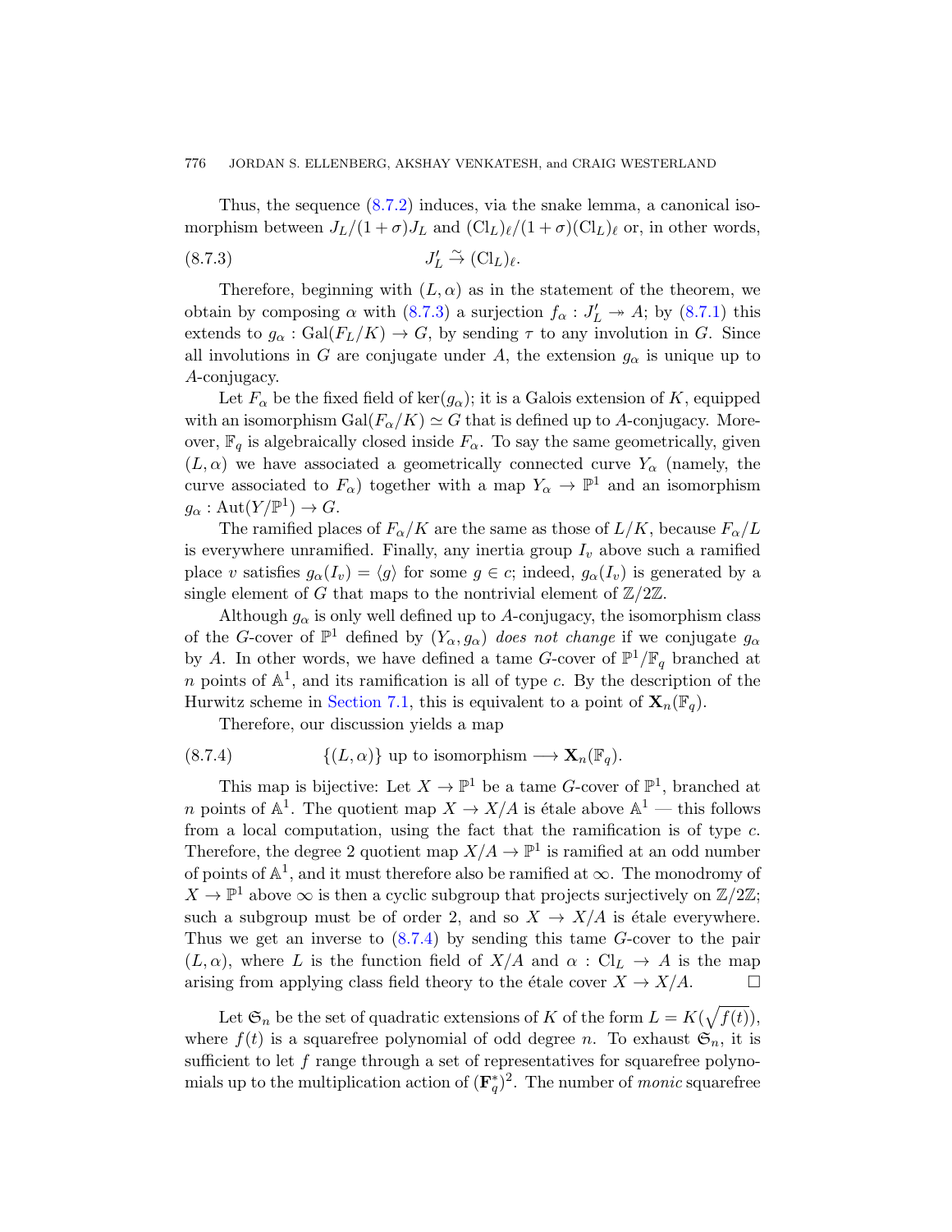Thus, the sequence (8.7.2) induces, via the snake lemma, a canonical isomorphism between $J_L/(1+\sigma)J_L$ and $(\mathrm{Cl}_L)_\ell/(1+\sigma)(\mathrm{Cl}_L)_\ell$ or, in other words,

$$J'_L \xrightarrow{\sim} (\mathrm{Cl}_L)_\ell. \tag{8.7.3}$$

Therefore, beginning with $(L, \alpha)$ as in the statement of the theorem, we obtain by composing $\alpha$ with (8.7.3) a surjection $f_\alpha : J'_L \twoheadrightarrow A$; by (8.7.1) this extends to $g_\alpha : \mathrm{Gal}(F_L/K) \to G$, by sending $\tau$ to any involution in $G$. Since all involutions in $G$ are conjugate under $A$, the extension $g_\alpha$ is unique up to $A$-conjugacy.

Let $F_\alpha$ be the fixed field of $\ker(g_\alpha)$; it is a Galois extension of $K$, equipped with an isomorphism $\mathrm{Gal}(F_\alpha/K) \simeq G$ that is defined up to $A$-conjugacy. Moreover, $\mathbb{F}_q$ is algebraically closed inside $F_\alpha$. To say the same geometrically, given $(L, \alpha)$ we have associated a geometrically connected curve $Y_\alpha$ (namely, the curve associated to $F_\alpha$) together with a map $Y_\alpha \to \mathbb{P}^1$ and an isomorphism $g_\alpha : \mathrm{Aut}(Y/\mathbb{P}^1) \to G$.

The ramified places of $F_\alpha/K$ are the same as those of $L/K$, because $F_\alpha/L$ is everywhere unramified. Finally, any inertia group $I_v$ above such a ramified place $v$ satisfies $g_\alpha(I_v) = \langle g \rangle$ for some $g \in c$; indeed, $g_\alpha(I_v)$ is generated by a single element of $G$ that maps to the nontrivial element of $\mathbb{Z}/2\mathbb{Z}$.

Although $g_\alpha$ is only well defined up to $A$-conjugacy, the isomorphism class of the $G$-cover of $\mathbb{P}^1$ defined by $(Y_\alpha, g_\alpha)$ *does not change* if we conjugate $g_\alpha$ by $A$. In other words, we have defined a tame $G$-cover of $\mathbb{P}^1/\mathbb{F}_q$ branched at $n$ points of $\mathbb{A}^1$, and its ramification is all of type $c$. By the description of the Hurwitz scheme in Section 7.1, this is equivalent to a point of $\mathbf{X}_n(\mathbb{F}_q)$.

Therefore, our discussion yields a map

$$\{(L, \alpha)\} \text{ up to isomorphism} \longrightarrow \mathbf{X}_n(\mathbb{F}_q). \tag{8.7.4}$$

This map is bijective: Let $X \to \mathbb{P}^1$ be a tame $G$-cover of $\mathbb{P}^1$, branched at $n$ points of $\mathbb{A}^1$. The quotient map $X \to X/A$ is étale above $\mathbb{A}^1$ — this follows from a local computation, using the fact that the ramification is of type $c$. Therefore, the degree 2 quotient map $X/A \to \mathbb{P}^1$ is ramified at an odd number of points of $\mathbb{A}^1$, and it must therefore also be ramified at $\infty$. The monodromy of $X \to \mathbb{P}^1$ above $\infty$ is then a cyclic subgroup that projects surjectively on $\mathbb{Z}/2\mathbb{Z}$; such a subgroup must be of order 2, and so $X \to X/A$ is étale everywhere. Thus we get an inverse to (8.7.4) by sending this tame $G$-cover to the pair $(L, \alpha)$, where $L$ is the function field of $X/A$ and $\alpha : \mathrm{Cl}_L \to A$ is the map arising from applying class field theory to the étale cover $X \to X/A$. $\square$

Let $\mathfrak{S}_n$ be the set of quadratic extensions of $K$ of the form $L = K(\sqrt{f(t)})$, where $f(t)$ is a squarefree polynomial of odd degree $n$. To exhaust $\mathfrak{S}_n$, it is sufficient to let $f$ range through a set of representatives for squarefree polynomials up to the multiplication action of $(\mathbf{F}_q^*)^2$. The number of *monic* squarefree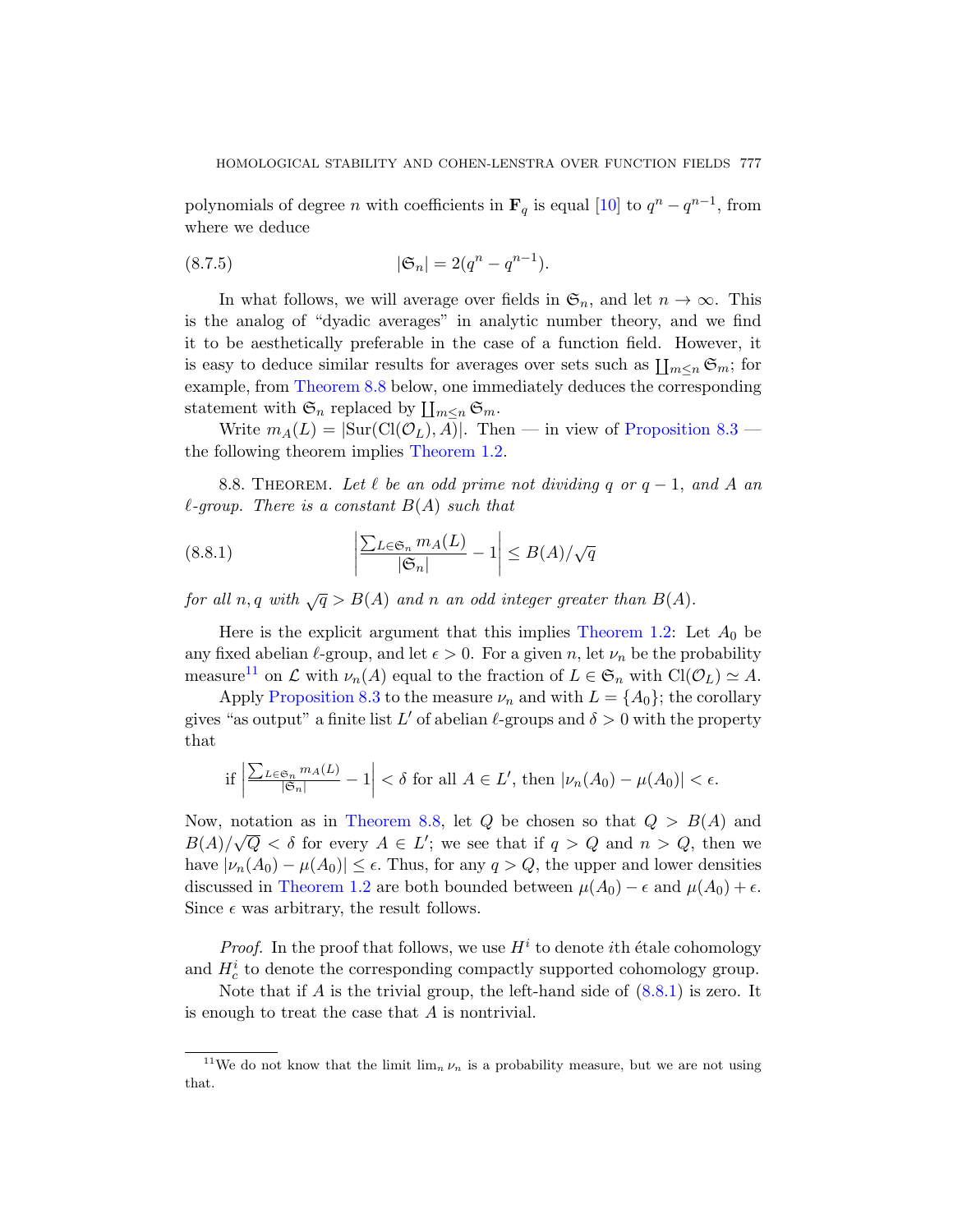polynomials of degree $n$ with coefficients in $\mathbf{F}_q$ is equal [10] to $q^n - q^{n-1}$, from where we deduce

$$|\mathfrak{S}_n| = 2(q^n - q^{n-1}). \tag{8.7.5}$$

In what follows, we will average over fields in $\mathfrak{S}_n$, and let $n \to \infty$. This is the analog of "dyadic averages" in analytic number theory, and we find it to be aesthetically preferable in the case of a function field. However, it is easy to deduce similar results for averages over sets such as $\coprod_{m \le n} \mathfrak{S}_m$; for example, from Theorem 8.8 below, one immediately deduces the corresponding statement with $\mathfrak{S}_n$ replaced by $\coprod_{m \le n} \mathfrak{S}_m$.

Write $m_A(L) = |\mathrm{Sur}(\mathrm{Cl}(\mathcal{O}_L), A)|$. Then — in view of Proposition 8.3 — the following theorem implies Theorem 1.2.

8.8. Theorem. *Let $\ell$ be an odd prime not dividing $q$ or $q-1$, and $A$ an $\ell$-group. There is a constant $B(A)$ such that*

$$\left| \frac{\sum_{L \in \mathfrak{S}_n} m_A(L)}{|\mathfrak{S}_n|} - 1 \right| \le B(A)/\sqrt{q} \tag{8.8.1}$$

*for all $n, q$ with $\sqrt{q} > B(A)$ and $n$ an odd integer greater than $B(A)$.*

Here is the explicit argument that this implies Theorem 1.2: Let $A_0$ be any fixed abelian $\ell$-group, and let $\epsilon > 0$. For a given $n$, let $\nu_n$ be the probability measure[11] on $\mathcal{L}$ with $\nu_n(A)$ equal to the fraction of $L \in \mathfrak{S}_n$ with $\mathrm{Cl}(\mathcal{O}_L) \simeq A$.

Apply Proposition 8.3 to the measure $\nu_n$ and with $L = \{A_0\}$; the corollary gives "as output" a finite list $L'$ of abelian $\ell$-groups and $\delta > 0$ with the property that

$$\text{if } \left| \frac{\sum_{L \in \mathfrak{S}_n} m_A(L)}{|\mathfrak{S}_n|} - 1 \right| < \delta \text{ for all } A \in L', \text{ then } |\nu_n(A_0) - \mu(A_0)| < \epsilon.$$

Now, notation as in Theorem 8.8, let $Q$ be chosen so that $Q > B(A)$ and $B(A)/\sqrt{Q} < \delta$ for every $A \in L'$; we see that if $q > Q$ and $n > Q$, then we have $|\nu_n(A_0) - \mu(A_0)| \le \epsilon$. Thus, for any $q > Q$, the upper and lower densities discussed in Theorem 1.2 are both bounded between $\mu(A_0) - \epsilon$ and $\mu(A_0) + \epsilon$. Since $\epsilon$ was arbitrary, the result follows.

*Proof.* In the proof that follows, we use $H^i$ to denote $i$th étale cohomology and $H^i_c$ to denote the corresponding compactly supported cohomology group.

Note that if $A$ is the trivial group, the left-hand side of (8.8.1) is zero. It is enough to treat the case that $A$ is nontrivial.

[11] We do not know that the limit $\lim_n \nu_n$ is a probability measure, but we are not using that.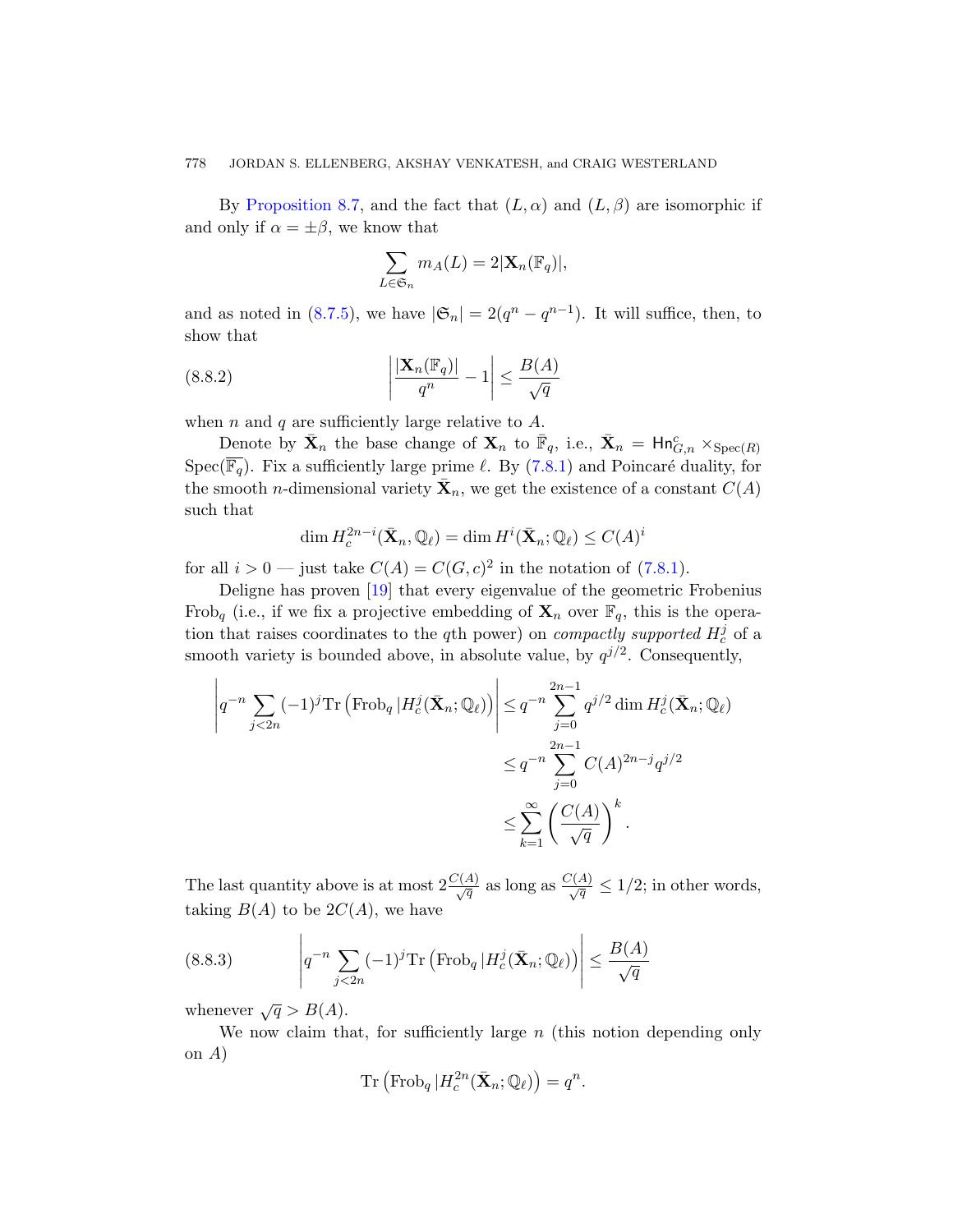By Proposition 8.7, and the fact that $(L, \alpha)$ and $(L, \beta)$ are isomorphic if and only if $\alpha = \pm\beta$, we know that

$$\sum_{L \in \mathfrak{S}_n} m_A(L) = 2|\mathbf{X}_n(\mathbb{F}_q)|,$$

and as noted in (8.7.5), we have $|\mathfrak{S}_n| = 2(q^n - q^{n-1})$. It will suffice, then, to show that

$$\left| \frac{|\mathbf{X}_n(\mathbb{F}_q)|}{q^n} - 1 \right| \leq \frac{B(A)}{\sqrt{q}} \tag{8.8.2}$$

when $n$ and $q$ are sufficiently large relative to $A$.

Denote by $\bar{\mathbf{X}}_n$ the base change of $\mathbf{X}_n$ to $\bar{\mathbb{F}}_q$, i.e., $\bar{\mathbf{X}}_n = \mathsf{Hn}^c_{G,n} \times_{\mathrm{Spec}(R)} \mathrm{Spec}(\overline{\mathbb{F}}_q)$. Fix a sufficiently large prime $\ell$. By (7.8.1) and Poincaré duality, for the smooth $n$-dimensional variety $\bar{\mathbf{X}}_n$, we get the existence of a constant $C(A)$ such that

$$\dim H_c^{2n-i}(\bar{\mathbf{X}}_n, \mathbb{Q}_\ell) = \dim H^i(\bar{\mathbf{X}}_n; \mathbb{Q}_\ell) \leq C(A)^i$$

for all $i > 0$ — just take $C(A) = C(G, c)^2$ in the notation of (7.8.1).

Deligne has proven [19] that every eigenvalue of the geometric Frobenius $\mathrm{Frob}_q$ (i.e., if we fix a projective embedding of $\mathbf{X}_n$ over $\mathbb{F}_q$, this is the operation that raises coordinates to the $q$th power) on *compactly supported* $H_c^j$ of a smooth variety is bounded above, in absolute value, by $q^{j/2}$. Consequently,

$$\begin{aligned}
\left| q^{-n} \sum_{j<2n} (-1)^j \mathrm{Tr}\left(\mathrm{Frob}_q \,|H_c^j(\bar{\mathbf{X}}_n; \mathbb{Q}_\ell)\right) \right| &\leq q^{-n} \sum_{j=0}^{2n-1} q^{j/2} \dim H_c^j(\bar{\mathbf{X}}_n; \mathbb{Q}_\ell) \\
&\leq q^{-n} \sum_{j=0}^{2n-1} C(A)^{2n-j} q^{j/2} \\
&\leq \sum_{k=1}^{\infty} \left( \frac{C(A)}{\sqrt{q}} \right)^k.
\end{aligned}$$

The last quantity above is at most $2\frac{C(A)}{\sqrt{q}}$ as long as $\frac{C(A)}{\sqrt{q}} \leq 1/2$; in other words, taking $B(A)$ to be $2C(A)$, we have

$$\left| q^{-n} \sum_{j<2n} (-1)^j \mathrm{Tr}\left(\mathrm{Frob}_q \,|H_c^j(\bar{\mathbf{X}}_n; \mathbb{Q}_\ell)\right) \right| \leq \frac{B(A)}{\sqrt{q}} \tag{8.8.3}$$

whenever $\sqrt{q} > B(A)$.

We now claim that, for sufficiently large $n$ (this notion depending only on $A$)

$$\mathrm{Tr}\left(\mathrm{Frob}_q \,|H_c^{2n}(\bar{\mathbf{X}}_n; \mathbb{Q}_\ell)\right) = q^n.$$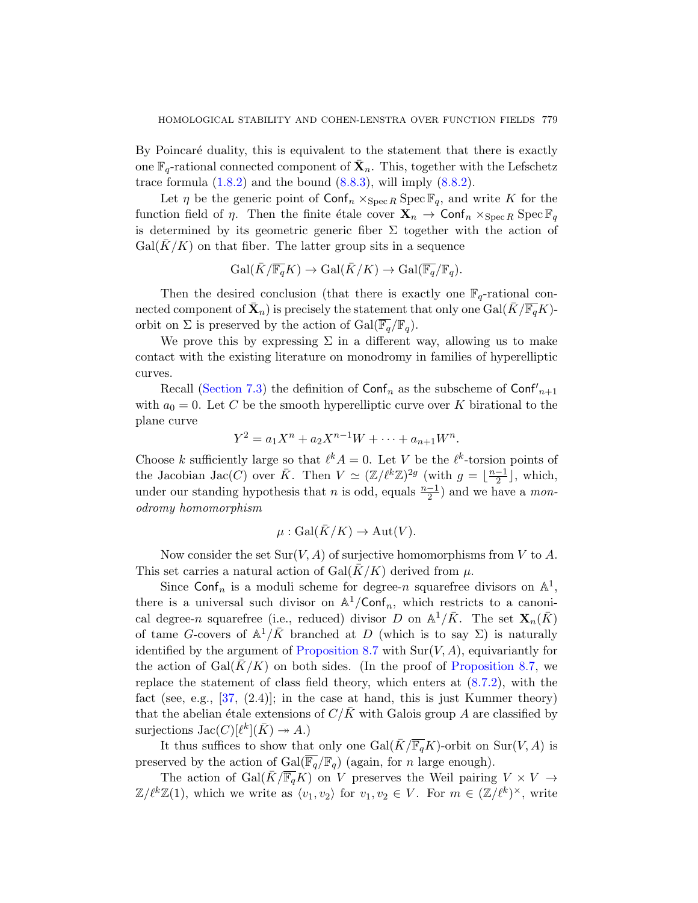By Poincaré duality, this is equivalent to the statement that there is exactly one $\mathbb{F}_q$-rational connected component of $\bar{\mathbf{X}}_n$. This, together with the Lefschetz trace formula (1.8.2) and the bound (8.8.3), will imply (8.8.2).

Let $\eta$ be the generic point of $\mathsf{Conf}_n \times_{\operatorname{Spec} R} \operatorname{Spec} \mathbb{F}_q$, and write $K$ for the function field of $\eta$. Then the finite étale cover $\mathbf{X}_n \to \mathsf{Conf}_n \times_{\operatorname{Spec} R} \operatorname{Spec} \mathbb{F}_q$ is determined by its geometric generic fiber $\Sigma$ together with the action of $\operatorname{Gal}(\bar{K}/K)$ on that fiber. The latter group sits in a sequence

$$\operatorname{Gal}(\bar{K}/\overline{\mathbb{F}_q}K) \to \operatorname{Gal}(\bar{K}/K) \to \operatorname{Gal}(\overline{\mathbb{F}_q}/\mathbb{F}_q).$$

Then the desired conclusion (that there is exactly one $\mathbb{F}_q$-rational connected component of $\bar{\mathbf{X}}_n$) is precisely the statement that only one $\operatorname{Gal}(\bar{K}/\overline{\mathbb{F}_q}K)$-orbit on $\Sigma$ is preserved by the action of $\operatorname{Gal}(\overline{\mathbb{F}_q}/\mathbb{F}_q)$.

We prove this by expressing $\Sigma$ in a different way, allowing us to make contact with the existing literature on monodromy in families of hyperelliptic curves.

Recall (Section 7.3) the definition of $\mathsf{Conf}_n$ as the subscheme of $\mathsf{Conf}'_{n+1}$ with $a_0 = 0$. Let $C$ be the smooth hyperelliptic curve over $K$ birational to the plane curve

$$Y^2 = a_1 X^n + a_2 X^{n-1} W + \cdots + a_{n+1} W^n.$$

Choose $k$ sufficiently large so that $\ell^k A = 0$. Let $V$ be the $\ell^k$-torsion points of the Jacobian $\operatorname{Jac}(C)$ over $\bar{K}$. Then $V \simeq (\mathbb{Z}/\ell^k\mathbb{Z})^{2g}$ (with $g = \lfloor \frac{n-1}{2} \rfloor$, which, under our standing hypothesis that $n$ is odd, equals $\frac{n-1}{2}$) and we have a *monodromy homomorphism*

$$\mu : \operatorname{Gal}(\bar{K}/K) \to \operatorname{Aut}(V).$$

Now consider the set $\operatorname{Sur}(V, A)$ of surjective homomorphisms from $V$ to $A$. This set carries a natural action of $\operatorname{Gal}(\bar{K}/K)$ derived from $\mu$.

Since $\mathsf{Conf}_n$ is a moduli scheme for degree-$n$ squarefree divisors on $\mathbb{A}^1$, there is a universal such divisor on $\mathbb{A}^1/\mathsf{Conf}_n$, which restricts to a canonical degree-$n$ squarefree (i.e., reduced) divisor $D$ on $\mathbb{A}^1/\bar{K}$. The set $\mathbf{X}_n(\bar{K})$ of tame $G$-covers of $\mathbb{A}^1/\bar{K}$ branched at $D$ (which is to say $\Sigma$) is naturally identified by the argument of Proposition 8.7 with $\operatorname{Sur}(V, A)$, equivariantly for the action of $\operatorname{Gal}(\bar{K}/K)$ on both sides. (In the proof of Proposition 8.7, we replace the statement of class field theory, which enters at (8.7.2), with the fact (see, e.g., [37, (2.4)]; in the case at hand, this is just Kummer theory) that the abelian étale extensions of $C/\bar{K}$ with Galois group $A$ are classified by surjections $\operatorname{Jac}(C)[\ell^k](\bar{K}) \twoheadrightarrow A$.)

It thus suffices to show that only one $\operatorname{Gal}(\bar{K}/\overline{\mathbb{F}_q}K)$-orbit on $\operatorname{Sur}(V, A)$ is preserved by the action of $\operatorname{Gal}(\overline{\mathbb{F}_q}/\mathbb{F}_q)$ (again, for $n$ large enough).

The action of $\operatorname{Gal}(\bar{K}/\overline{\mathbb{F}_q}K)$ on $V$ preserves the Weil pairing $V \times V \to \mathbb{Z}/\ell^k\mathbb{Z}(1)$, which we write as $\langle v_1, v_2 \rangle$ for $v_1, v_2 \in V$. For $m \in (\mathbb{Z}/\ell^k)^\times$, write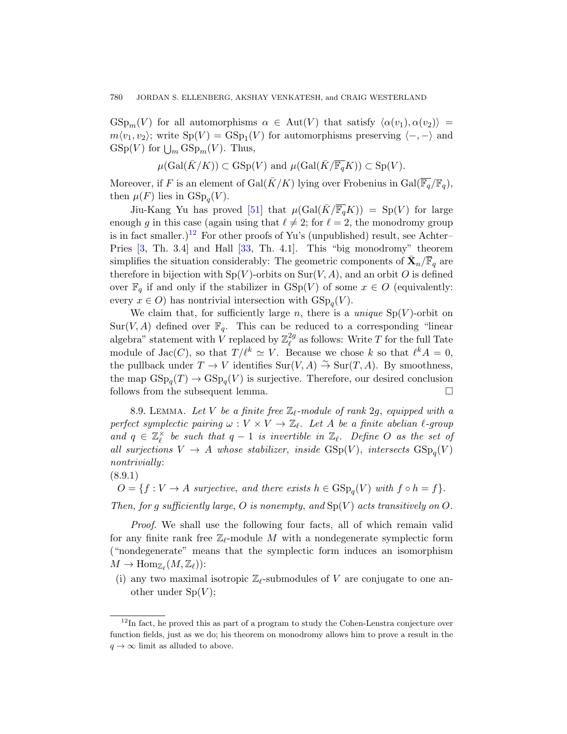$\mathrm{GSp}_m(V)$ for all automorphisms $\alpha \in \mathrm{Aut}(V)$ that satisfy $\langle \alpha(v_1), \alpha(v_2)\rangle = m\langle v_1, v_2\rangle$; write $\mathrm{Sp}(V) = \mathrm{GSp}_1(V)$ for automorphisms preserving $\langle -, -\rangle$ and $\mathrm{GSp}(V)$ for $\bigcup_m \mathrm{GSp}_m(V)$. Thus,

$$\mu(\mathrm{Gal}(\bar{K}/K)) \subset \mathrm{GSp}(V) \text{ and } \mu(\mathrm{Gal}(\bar{K}/\overline{\mathbb{F}_q}K)) \subset \mathrm{Sp}(V).$$

Moreover, if $F$ is an element of $\mathrm{Gal}(\bar{K}/K)$ lying over Frobenius in $\mathrm{Gal}(\overline{\mathbb{F}_q}/\mathbb{F}_q)$, then $\mu(F)$ lies in $\mathrm{GSp}_q(V)$.

Jiu-Kang Yu has proved [51] that $\mu(\mathrm{Gal}(\bar{K}/\overline{\mathbb{F}_q}K)) = \mathrm{Sp}(V)$ for large enough $g$ in this case (again using that $\ell \neq 2$; for $\ell = 2$, the monodromy group is in fact smaller.)[12] For other proofs of Yu's (unpublished) result, see Achter–Pries [3, Th. 3.4] and Hall [33, Th. 4.1]. This "big monodromy" theorem simplifies the situation considerably: The geometric components of $\bar{\mathbf{X}}_n/\overline{\mathbb{F}}_q$ are therefore in bijection with $\mathrm{Sp}(V)$-orbits on $\mathrm{Sur}(V, A)$, and an orbit $O$ is defined over $\mathbb{F}_q$ if and only if the stabilizer in $\mathrm{GSp}(V)$ of some $x \in O$ (equivalently: every $x \in O$) has nontrivial intersection with $\mathrm{GSp}_q(V)$.

We claim that, for sufficiently large $n$, there is a *unique* $\mathrm{Sp}(V)$-orbit on $\mathrm{Sur}(V, A)$ defined over $\mathbb{F}_q$. This can be reduced to a corresponding "linear algebra" statement with $V$ replaced by $\mathbb{Z}_\ell^{2g}$ as follows: Write $T$ for the full Tate module of $\mathrm{Jac}(C)$, so that $T/\ell^k \simeq V$. Because we chose $k$ so that $\ell^k A = 0$, the pullback under $T \to V$ identifies $\mathrm{Sur}(V, A) \xrightarrow{\sim} \mathrm{Sur}(T, A)$. By smoothness, the map $\mathrm{GSp}_q(T) \to \mathrm{GSp}_q(V)$ is surjective. Therefore, our desired conclusion follows from the subsequent lemma. □

8.9. Lemma. *Let $V$ be a finite free $\mathbb{Z}_\ell$-module of rank $2g$, equipped with a perfect symplectic pairing $\omega : V \times V \to \mathbb{Z}_\ell$. Let $A$ be a finite abelian $\ell$-group and $q \in \mathbb{Z}_\ell^\times$ be such that $q - 1$ is invertible in $\mathbb{Z}_\ell$. Define $O$ as the set of all surjections $V \to A$ whose stabilizer, inside $\mathrm{GSp}(V)$, intersects $\mathrm{GSp}_q(V)$ nontrivially*:

(8.9.1)
$$O = \{f : V \to A \text{ surjective, and there exists } h \in \mathrm{GSp}_q(V) \text{ with } f \circ h = f\}.$$

*Then, for $g$ sufficiently large, $O$ is nonempty, and $\mathrm{Sp}(V)$ acts transitively on $O$.*

*Proof.* We shall use the following four facts, all of which remain valid for any finite rank free $\mathbb{Z}_\ell$-module $M$ with a nondegenerate symplectic form ("nondegenerate" means that the symplectic form induces an isomorphism $M \to \mathrm{Hom}_{\mathbb{Z}_\ell}(M, \mathbb{Z}_\ell)$):

(i) any two maximal isotropic $\mathbb{Z}_\ell$-submodules of $V$ are conjugate to one another under $\mathrm{Sp}(V)$;

[12] In fact, he proved this as part of a program to study the Cohen-Lenstra conjecture over function fields, just as we do; his theorem on monodromy allows him to prove a result in the $q \to \infty$ limit as alluded to above.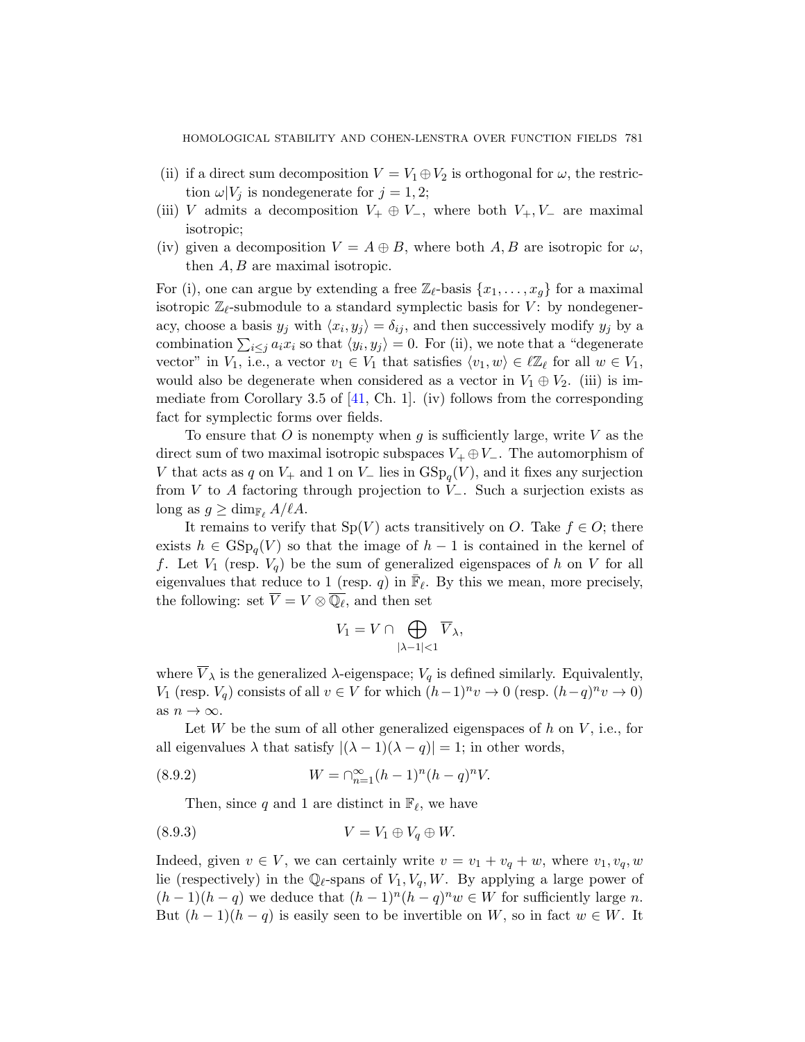(ii) if a direct sum decomposition $V = V_1 \oplus V_2$ is orthogonal for $\omega$, the restriction $\omega|V_j$ is nondegenerate for $j = 1, 2$;

(iii) $V$ admits a decomposition $V_+ \oplus V_-$, where both $V_+, V_-$ are maximal isotropic;

(iv) given a decomposition $V = A \oplus B$, where both $A, B$ are isotropic for $\omega$, then $A, B$ are maximal isotropic.

For (i), one can argue by extending a free $\mathbb{Z}_\ell$-basis $\{x_1, \ldots, x_g\}$ for a maximal isotropic $\mathbb{Z}_\ell$-submodule to a standard symplectic basis for $V$: by nondegeneracy, choose a basis $y_j$ with $\langle x_i, y_j \rangle = \delta_{ij}$, and then successively modify $y_j$ by a combination $\sum_{i \leq j} a_i x_i$ so that $\langle y_i, y_j \rangle = 0$. For (ii), we note that a "degenerate vector" in $V_1$, i.e., a vector $v_1 \in V_1$ that satisfies $\langle v_1, w \rangle \in \ell\mathbb{Z}_\ell$ for all $w \in V_1$, would also be degenerate when considered as a vector in $V_1 \oplus V_2$. (iii) is immediate from Corollary 3.5 of [41, Ch. 1]. (iv) follows from the corresponding fact for symplectic forms over fields.

To ensure that $O$ is nonempty when $g$ is sufficiently large, write $V$ as the direct sum of two maximal isotropic subspaces $V_+ \oplus V_-$. The automorphism of $V$ that acts as $q$ on $V_+$ and 1 on $V_-$ lies in $\mathrm{GSp}_q(V)$, and it fixes any surjection from $V$ to $A$ factoring through projection to $V_-$. Such a surjection exists as long as $g \geq \dim_{\mathbb{F}_\ell} A/\ell A$.

It remains to verify that $\mathrm{Sp}(V)$ acts transitively on $O$. Take $f \in O$; there exists $h \in \mathrm{GSp}_q(V)$ so that the image of $h - 1$ is contained in the kernel of $f$. Let $V_1$ (resp. $V_q$) be the sum of generalized eigenspaces of $h$ on $V$ for all eigenvalues that reduce to 1 (resp. $q$) in $\overline{\mathbb{F}}_\ell$. By this we mean, more precisely, the following: set $\overline{V} = V \otimes \overline{\mathbb{Q}_\ell}$, and then set

$$V_1 = V \cap \bigoplus_{|\lambda - 1| < 1} \overline{V}_\lambda,$$

where $\overline{V}_\lambda$ is the generalized $\lambda$-eigenspace; $V_q$ is defined similarly. Equivalently, $V_1$ (resp. $V_q$) consists of all $v \in V$ for which $(h-1)^n v \to 0$ (resp. $(h-q)^n v \to 0$) as $n \to \infty$.

Let $W$ be the sum of all other generalized eigenspaces of $h$ on $V$, i.e., for all eigenvalues $\lambda$ that satisfy $|(\lambda - 1)(\lambda - q)| = 1$; in other words,

$$W = \cap_{n=1}^{\infty} (h-1)^n (h-q)^n V. \tag{8.9.2}$$

Then, since $q$ and 1 are distinct in $\mathbb{F}_\ell$, we have

$$V = V_1 \oplus V_q \oplus W. \tag{8.9.3}$$

Indeed, given $v \in V$, we can certainly write $v = v_1 + v_q + w$, where $v_1, v_q, w$ lie (respectively) in the $\mathbb{Q}_\ell$-spans of $V_1, V_q, W$. By applying a large power of $(h-1)(h-q)$ we deduce that $(h-1)^n (h-q)^n w \in W$ for sufficiently large $n$. But $(h-1)(h-q)$ is easily seen to be invertible on $W$, so in fact $w \in W$. It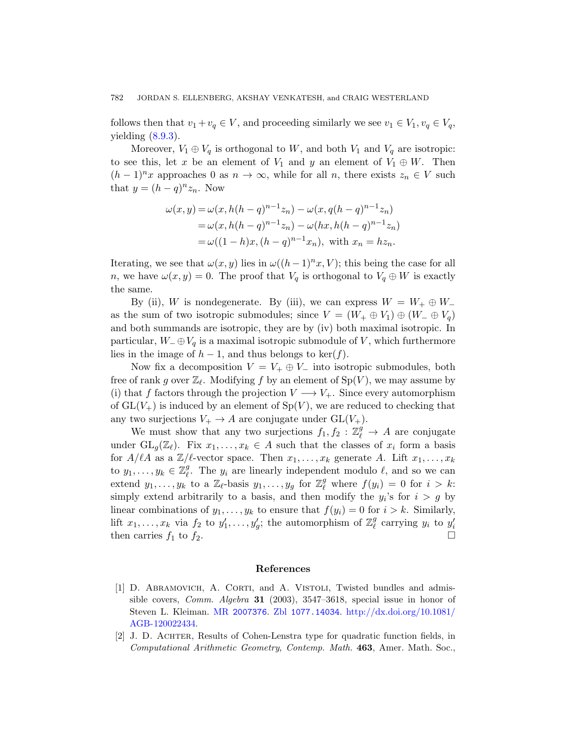follows then that $v_1 + v_q \in V$, and proceeding similarly we see $v_1 \in V_1, v_q \in V_q$, yielding (8.9.3).

Moreover, $V_1 \oplus V_q$ is orthogonal to $W$, and both $V_1$ and $V_q$ are isotropic: to see this, let $x$ be an element of $V_1$ and $y$ an element of $V_1 \oplus W$. Then $(h-1)^n x$ approaches 0 as $n \to \infty$, while for all $n$, there exists $z_n \in V$ such that $y = (h-q)^n z_n$. Now

$$\begin{aligned}
\omega(x,y) &= \omega(x, h(h-q)^{n-1} z_n) - \omega(x, q(h-q)^{n-1} z_n) \\
&= \omega(x, h(h-q)^{n-1} z_n) - \omega(hx, h(h-q)^{n-1} z_n) \\
&= \omega((1-h)x, (h-q)^{n-1} x_n), \text{ with } x_n = h z_n.
\end{aligned}$$

Iterating, we see that $\omega(x,y)$ lies in $\omega((h-1)^n x, V)$; this being the case for all $n$, we have $\omega(x,y) = 0$. The proof that $V_q$ is orthogonal to $V_q \oplus W$ is exactly the same.

By (ii), $W$ is nondegenerate. By (iii), we can express $W = W_+ \oplus W_-$ as the sum of two isotropic submodules; since $V = (W_+ \oplus V_1) \oplus (W_- \oplus V_q)$ and both summands are isotropic, they are by (iv) both maximal isotropic. In particular, $W_- \oplus V_q$ is a maximal isotropic submodule of $V$, which furthermore lies in the image of $h-1$, and thus belongs to $\ker(f)$.

Now fix a decomposition $V = V_+ \oplus V_-$ into isotropic submodules, both free of rank $g$ over $\mathbb{Z}_\ell$. Modifying $f$ by an element of $\mathrm{Sp}(V)$, we may assume by (i) that $f$ factors through the projection $V \longrightarrow V_+$. Since every automorphism of $\mathrm{GL}(V_+)$ is induced by an element of $\mathrm{Sp}(V)$, we are reduced to checking that any two surjections $V_+ \to A$ are conjugate under $\mathrm{GL}(V_+)$.

We must show that any two surjections $f_1, f_2 : \mathbb{Z}_\ell^g \to A$ are conjugate under $\mathrm{GL}_g(\mathbb{Z}_\ell)$. Fix $x_1, \ldots, x_k \in A$ such that the classes of $x_i$ form a basis for $A/\ell A$ as a $\mathbb{Z}/\ell$-vector space. Then $x_1, \ldots, x_k$ generate $A$. Lift $x_1, \ldots, x_k$ to $y_1, \ldots, y_k \in \mathbb{Z}_\ell^g$. The $y_i$ are linearly independent modulo $\ell$, and so we can extend $y_1, \ldots, y_k$ to a $\mathbb{Z}_\ell$-basis $y_1, \ldots, y_g$ for $\mathbb{Z}_\ell^g$ where $f(y_i) = 0$ for $i > k$: simply extend arbitrarily to a basis, and then modify the $y_i$'s for $i > g$ by linear combinations of $y_1, \ldots, y_k$ to ensure that $f(y_i) = 0$ for $i > k$. Similarly, lift $x_1, \ldots, x_k$ via $f_2$ to $y_1', \ldots, y_g'$; the automorphism of $\mathbb{Z}_\ell^g$ carrying $y_i$ to $y_i'$ then carries $f_1$ to $f_2$. □

## References

[1] D. Abramovich, A. Corti, and A. Vistoli, Twisted bundles and admissible covers, *Comm. Algebra* **31** (2003), 3547–3618, special issue in honor of Steven L. Kleiman. MR 2007376. Zbl 1077.14034. http://dx.doi.org/10.1081/AGB-120022434.

[2] J. D. Achter, Results of Cohen-Lenstra type for quadratic function fields, in *Computational Arithmetic Geometry*, *Contemp. Math.* **463**, Amer. Math. Soc.,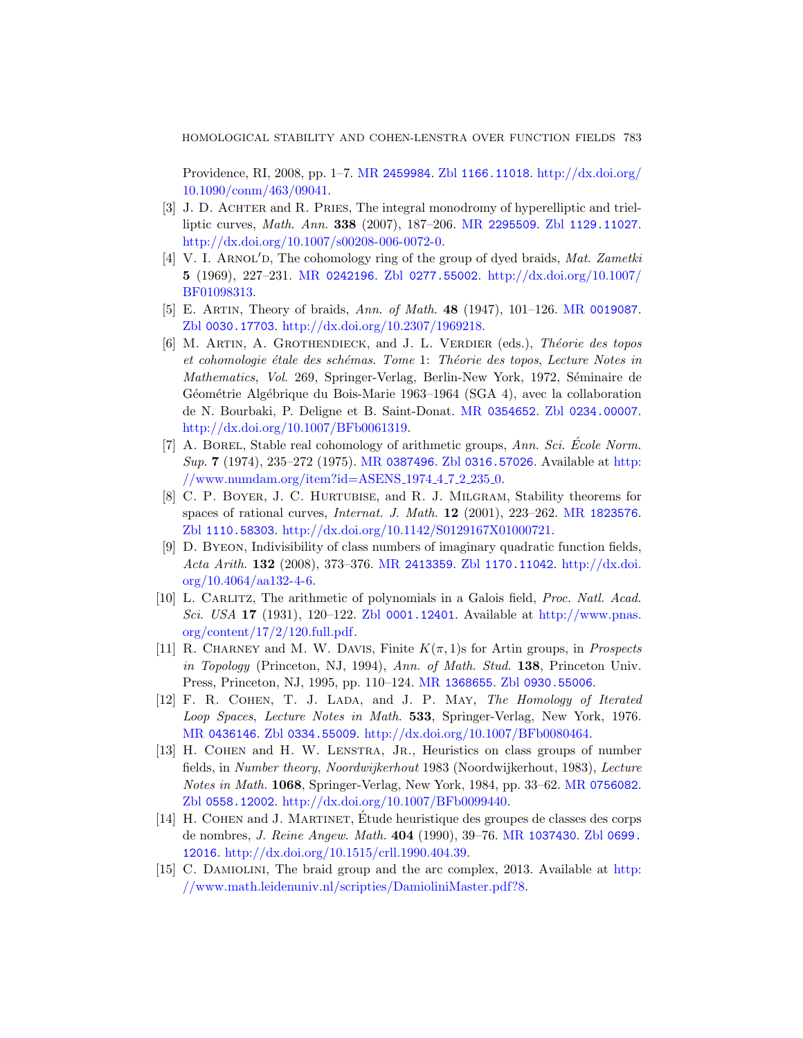Providence, RI, 2008, pp. 1–7. MR 2459984. Zbl 1166.11018. http://dx.doi.org/10.1090/conm/463/09041.

- [3] J. D. Achter and R. Pries, The integral monodromy of hyperelliptic and trielliptic curves, *Math. Ann.* **338** (2007), 187–206. MR 2295509. Zbl 1129.11027. http://dx.doi.org/10.1007/s00208-006-0072-0.
- [4] V. I. Arnol′d, The cohomology ring of the group of dyed braids, *Mat. Zametki* **5** (1969), 227–231. MR 0242196. Zbl 0277.55002. http://dx.doi.org/10.1007/BF01098313.
- [5] E. Artin, Theory of braids, *Ann. of Math.* **48** (1947), 101–126. MR 0019087. Zbl 0030.17703. http://dx.doi.org/10.2307/1969218.
- [6] M. Artin, A. Grothendieck, and J. L. Verdier (eds.), *Théorie des topos et cohomologie étale des schémas. Tome* 1: *Théorie des topos*, *Lecture Notes in Mathematics*, *Vol*. 269, Springer-Verlag, Berlin-New York, 1972, Séminaire de Géométrie Algébrique du Bois-Marie 1963–1964 (SGA 4), avec la collaboration de N. Bourbaki, P. Deligne et B. Saint-Donat. MR 0354652. Zbl 0234.00007. http://dx.doi.org/10.1007/BFb0061319.
- [7] A. Borel, Stable real cohomology of arithmetic groups, *Ann. Sci. École Norm. Sup.* **7** (1974), 235–272 (1975). MR 0387496. Zbl 0316.57026. Available at http://www.numdam.org/item?id=ASENS_1974_4_7_2_235_0.
- [8] C. P. Boyer, J. C. Hurtubise, and R. J. Milgram, Stability theorems for spaces of rational curves, *Internat. J. Math.* **12** (2001), 223–262. MR 1823576. Zbl 1110.58303. http://dx.doi.org/10.1142/S0129167X01000721.
- [9] D. Byeon, Indivisibility of class numbers of imaginary quadratic function fields, *Acta Arith.* **132** (2008), 373–376. MR 2413359. Zbl 1170.11042. http://dx.doi.org/10.4064/aa132-4-6.
- [10] L. Carlitz, The arithmetic of polynomials in a Galois field, *Proc. Natl. Acad. Sci. USA* **17** (1931), 120–122. Zbl 0001.12401. Available at http://www.pnas.org/content/17/2/120.full.pdf.
- [11] R. Charney and M. W. Davis, Finite $K(\pi, 1)$s for Artin groups, in *Prospects in Topology* (Princeton, NJ, 1994), *Ann. of Math. Stud.* **138**, Princeton Univ. Press, Princeton, NJ, 1995, pp. 110–124. MR 1368655. Zbl 0930.55006.
- [12] F. R. Cohen, T. J. Lada, and J. P. May, *The Homology of Iterated Loop Spaces*, *Lecture Notes in Math.* **533**, Springer-Verlag, New York, 1976. MR 0436146. Zbl 0334.55009. http://dx.doi.org/10.1007/BFb0080464.
- [13] H. Cohen and H. W. Lenstra, Jr., Heuristics on class groups of number fields, in *Number theory*, *Noordwijkerhout* 1983 (Noordwijkerhout, 1983), *Lecture Notes in Math.* **1068**, Springer-Verlag, New York, 1984, pp. 33–62. MR 0756082. Zbl 0558.12002. http://dx.doi.org/10.1007/BFb0099440.
- [14] H. Cohen and J. Martinet, Étude heuristique des groupes de classes des corps de nombres, *J. Reine Angew. Math.* **404** (1990), 39–76. MR 1037430. Zbl 0699.12016. http://dx.doi.org/10.1515/crll.1990.404.39.
- [15] C. Damiolini, The braid group and the arc complex, 2013. Available at http://www.math.leidenuniv.nl/scripties/DamioliniMaster.pdf?8.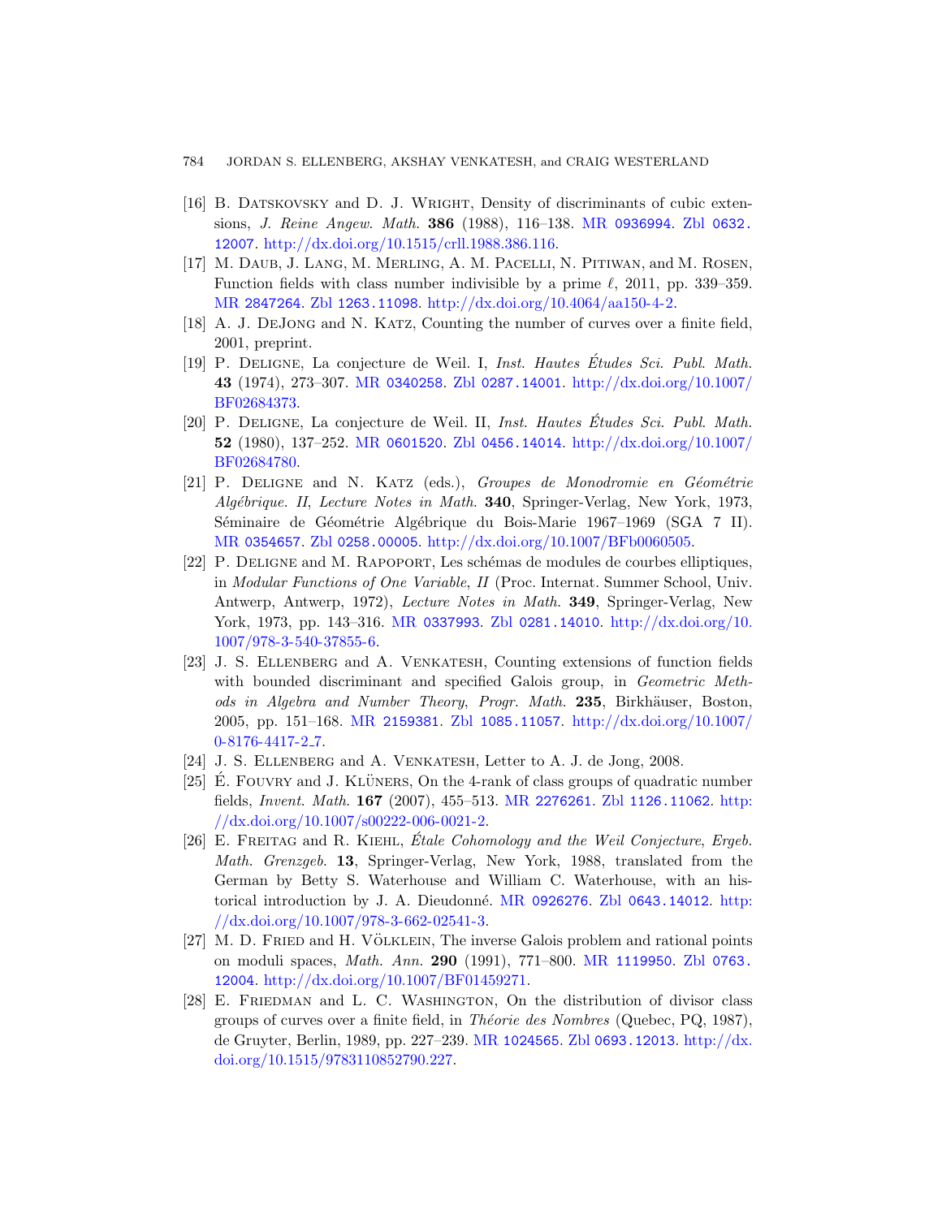[16] B. Datskovsky and D. J. Wright, Density of discriminants of cubic extensions, *J. Reine Angew. Math.* **386** (1988), 116–138. MR 0936994. Zbl 0632.12007. http://dx.doi.org/10.1515/crll.1988.386.116.

[17] M. Daub, J. Lang, M. Merling, A. M. Pacelli, N. Pitiwan, and M. Rosen, Function fields with class number indivisible by a prime $\ell$, 2011, pp. 339–359. MR 2847264. Zbl 1263.11098. http://dx.doi.org/10.4064/aa150-4-2.

[18] A. J. DeJong and N. Katz, Counting the number of curves over a finite field, 2001, preprint.

[19] P. Deligne, La conjecture de Weil. I, *Inst. Hautes Études Sci. Publ. Math.* **43** (1974), 273–307. MR 0340258. Zbl 0287.14001. http://dx.doi.org/10.1007/BF02684373.

[20] P. Deligne, La conjecture de Weil. II, *Inst. Hautes Études Sci. Publ. Math.* **52** (1980), 137–252. MR 0601520. Zbl 0456.14014. http://dx.doi.org/10.1007/BF02684780.

[21] P. Deligne and N. Katz (eds.), *Groupes de Monodromie en Géométrie Algébrique. II*, *Lecture Notes in Math.* **340**, Springer-Verlag, New York, 1973, Séminaire de Géométrie Algébrique du Bois-Marie 1967–1969 (SGA 7 II). MR 0354657. Zbl 0258.00005. http://dx.doi.org/10.1007/BFb0060505.

[22] P. Deligne and M. Rapoport, Les schémas de modules de courbes elliptiques, in *Modular Functions of One Variable, II* (Proc. Internat. Summer School, Univ. Antwerp, Antwerp, 1972), *Lecture Notes in Math.* **349**, Springer-Verlag, New York, 1973, pp. 143–316. MR 0337993. Zbl 0281.14010. http://dx.doi.org/10.1007/978-3-540-37855-6.

[23] J. S. Ellenberg and A. Venkatesh, Counting extensions of function fields with bounded discriminant and specified Galois group, in *Geometric Methods in Algebra and Number Theory*, *Progr. Math.* **235**, Birkhäuser, Boston, 2005, pp. 151–168. MR 2159381. Zbl 1085.11057. http://dx.doi.org/10.1007/0-8176-4417-2_7.

[24] J. S. Ellenberg and A. Venkatesh, Letter to A. J. de Jong, 2008.

[25] É. Fouvry and J. Klüners, On the 4-rank of class groups of quadratic number fields, *Invent. Math.* **167** (2007), 455–513. MR 2276261. Zbl 1126.11062. http://dx.doi.org/10.1007/s00222-006-0021-2.

[26] E. Freitag and R. Kiehl, *Étale Cohomology and the Weil Conjecture*, *Ergeb. Math. Grenzgeb.* **13**, Springer-Verlag, New York, 1988, translated from the German by Betty S. Waterhouse and William C. Waterhouse, with an historical introduction by J. A. Dieudonné. MR 0926276. Zbl 0643.14012. http://dx.doi.org/10.1007/978-3-662-02541-3.

[27] M. D. Fried and H. Völklein, The inverse Galois problem and rational points on moduli spaces, *Math. Ann.* **290** (1991), 771–800. MR 1119950. Zbl 0763.12004. http://dx.doi.org/10.1007/BF01459271.

[28] E. Friedman and L. C. Washington, On the distribution of divisor class groups of curves over a finite field, in *Théorie des Nombres* (Quebec, PQ, 1987), de Gruyter, Berlin, 1989, pp. 227–239. MR 1024565. Zbl 0693.12013. http://dx.doi.org/10.1515/9783110852790.227.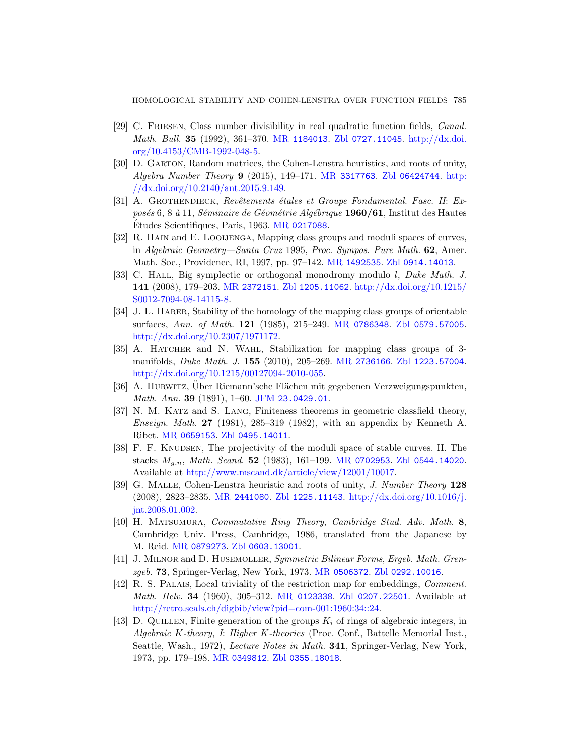[29] C. Friesen, Class number divisibility in real quadratic function fields, *Canad. Math. Bull.* **35** (1992), 361–370. MR 1184013. Zbl 0727.11045. http://dx.doi.org/10.4153/CMB-1992-048-5.

[30] D. Garton, Random matrices, the Cohen-Lenstra heuristics, and roots of unity, *Algebra Number Theory* **9** (2015), 149–171. MR 3317763. Zbl 06424744. http://dx.doi.org/10.2140/ant.2015.9.149.

[31] A. Grothendieck, *Revêtements étales et Groupe Fondamental. Fasc. II: Exposés* 6, 8 *à* 11, *Séminaire de Géométrie Algébrique* **1960/61**, Institut des Hautes Études Scientifiques, Paris, 1963. MR 0217088.

[32] R. Hain and E. Looijenga, Mapping class groups and moduli spaces of curves, in *Algebraic Geometry—Santa Cruz* 1995, *Proc. Sympos. Pure Math.* **62**, Amer. Math. Soc., Providence, RI, 1997, pp. 97–142. MR 1492535. Zbl 0914.14013.

[33] C. Hall, Big symplectic or orthogonal monodromy modulo $l$, *Duke Math. J.* **141** (2008), 179–203. MR 2372151. Zbl 1205.11062. http://dx.doi.org/10.1215/S0012-7094-08-14115-8.

[34] J. L. Harer, Stability of the homology of the mapping class groups of orientable surfaces, *Ann. of Math.* **121** (1985), 215–249. MR 0786348. Zbl 0579.57005. http://dx.doi.org/10.2307/1971172.

[35] A. Hatcher and N. Wahl, Stabilization for mapping class groups of 3-manifolds, *Duke Math. J.* **155** (2010), 205–269. MR 2736166. Zbl 1223.57004. http://dx.doi.org/10.1215/00127094-2010-055.

[36] A. Hurwitz, Über Riemann'sche Flächen mit gegebenen Verzweigungspunkten, *Math. Ann.* **39** (1891), 1–60. JFM 23.0429.01.

[37] N. M. Katz and S. Lang, Finiteness theorems in geometric classfield theory, *Enseign. Math.* **27** (1981), 285–319 (1982), with an appendix by Kenneth A. Ribet. MR 0659153. Zbl 0495.14011.

[38] F. F. Knudsen, The projectivity of the moduli space of stable curves. II. The stacks $M_{g,n}$, *Math. Scand.* **52** (1983), 161–199. MR 0702953. Zbl 0544.14020. Available at http://www.mscand.dk/article/view/12001/10017.

[39] G. Malle, Cohen-Lenstra heuristic and roots of unity, *J. Number Theory* **128** (2008), 2823–2835. MR 2441080. Zbl 1225.11143. http://dx.doi.org/10.1016/j.jnt.2008.01.002.

[40] H. Matsumura, *Commutative Ring Theory*, *Cambridge Stud. Adv. Math.* **8**, Cambridge Univ. Press, Cambridge, 1986, translated from the Japanese by M. Reid. MR 0879273. Zbl 0603.13001.

[41] J. Milnor and D. Husemoller, *Symmetric Bilinear Forms*, *Ergeb. Math. Grenzgeb.* **73**, Springer-Verlag, New York, 1973. MR 0506372. Zbl 0292.10016.

[42] R. S. Palais, Local triviality of the restriction map for embeddings, *Comment. Math. Helv.* **34** (1960), 305–312. MR 0123338. Zbl 0207.22501. Available at http://retro.seals.ch/digbib/view?pid=com-001:1960:34::24.

[43] D. Quillen, Finite generation of the groups $K_i$ of rings of algebraic integers, in *Algebraic K-theory, I: Higher K-theories* (Proc. Conf., Battelle Memorial Inst., Seattle, Wash., 1972), *Lecture Notes in Math.* **341**, Springer-Verlag, New York, 1973, pp. 179–198. MR 0349812. Zbl 0355.18018.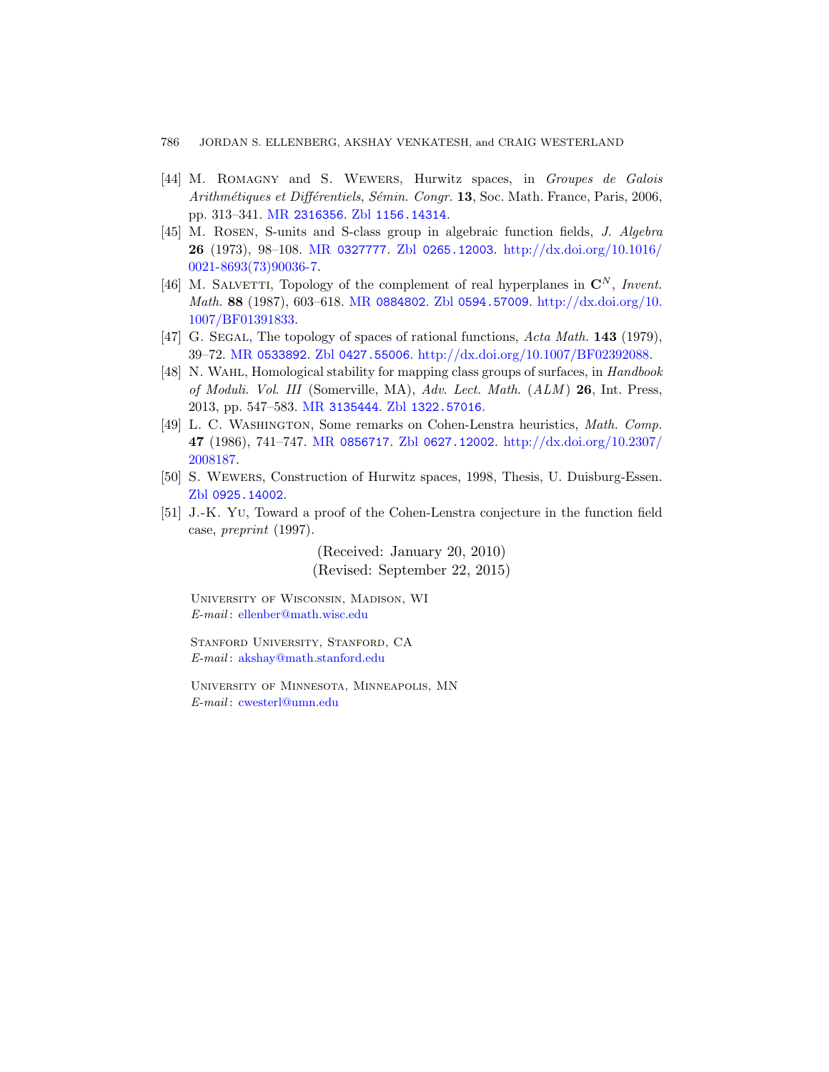[44] M. Romagny and S. Wewers, Hurwitz spaces, in *Groupes de Galois Arithmétiques et Différentiels*, *Sémin. Congr.* **13**, Soc. Math. France, Paris, 2006, pp. 313–341. MR 2316356. Zbl 1156.14314.

[45] M. Rosen, S-units and S-class group in algebraic function fields, *J. Algebra* **26** (1973), 98–108. MR 0327777. Zbl 0265.12003. http://dx.doi.org/10.1016/0021-8693(73)90036-7.

[46] M. Salvetti, Topology of the complement of real hyperplanes in $\mathbf{C}^N$, *Invent. Math.* **88** (1987), 603–618. MR 0884802. Zbl 0594.57009. http://dx.doi.org/10.1007/BF01391833.

[47] G. Segal, The topology of spaces of rational functions, *Acta Math.* **143** (1979), 39–72. MR 0533892. Zbl 0427.55006. http://dx.doi.org/10.1007/BF02392088.

[48] N. Wahl, Homological stability for mapping class groups of surfaces, in *Handbook of Moduli. Vol. III* (Somerville, MA), *Adv. Lect. Math.* (*ALM*) **26**, Int. Press, 2013, pp. 547–583. MR 3135444. Zbl 1322.57016.

[49] L. C. Washington, Some remarks on Cohen-Lenstra heuristics, *Math. Comp.* **47** (1986), 741–747. MR 0856717. Zbl 0627.12002. http://dx.doi.org/10.2307/2008187.

[50] S. Wewers, Construction of Hurwitz spaces, 1998, Thesis, U. Duisburg-Essen. Zbl 0925.14002.

[51] J.-K. Yu, Toward a proof of the Cohen-Lenstra conjecture in the function field case, *preprint* (1997).

(Received: January 20, 2010)
(Revised: September 22, 2015)

University of Wisconsin, Madison, WI
*E-mail*: ellenber@math.wisc.edu

Stanford University, Stanford, CA
*E-mail*: akshay@math.stanford.edu

University of Minnesota, Minneapolis, MN
*E-mail*: cwesterl@umn.edu